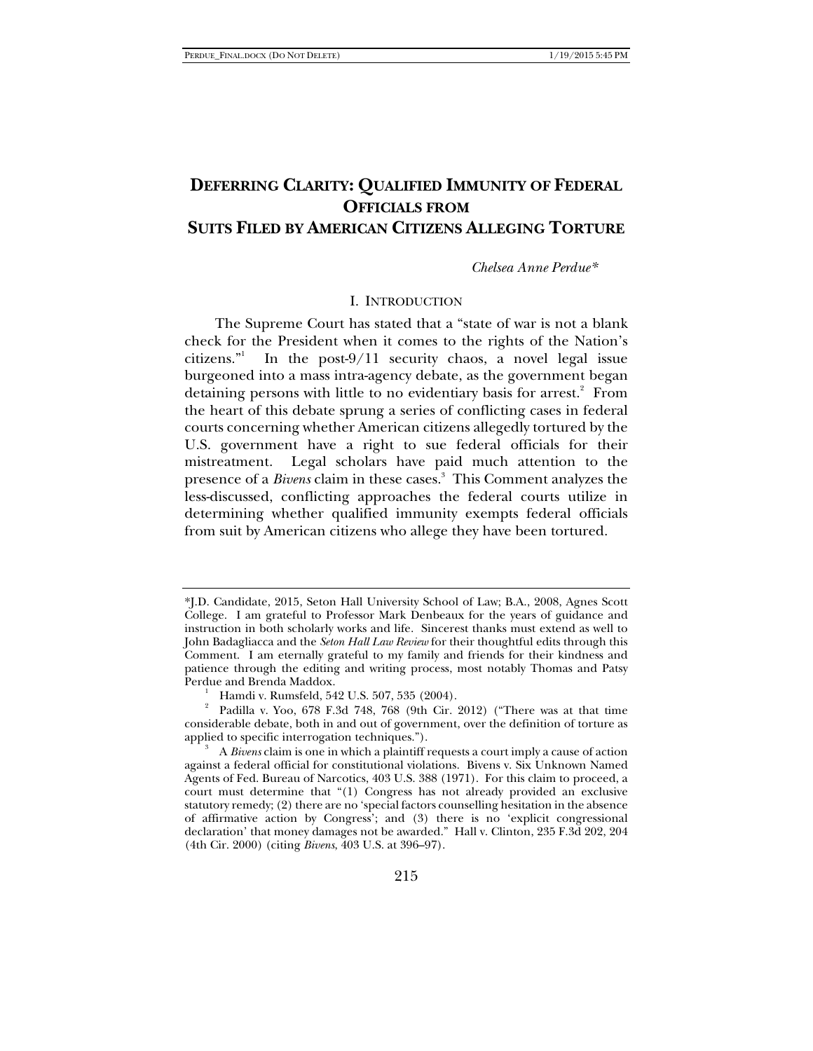# DEFERRING CLARITY: QUALIFIED IMMUNITY OF FEDERAL OFFICIALS FROM SUITS FILED BY AMERICAN CITIZENS ALLEGING TORTURE

*Chelsea Anne Perdue\**

## I. INTRODUCTION

The Supreme Court has stated that a "state of war is not a blank check for the President when it comes to the rights of the Nation's citizens."[1] In the post-9/11 security chaos, a novel legal issue burgeoned into a mass intra-agency debate, as the government began detaining persons with little to no evidentiary basis for arrest.[2] From the heart of this debate sprung a series of conflicting cases in federal courts concerning whether American citizens allegedly tortured by the U.S. government have a right to sue federal officials for their mistreatment. Legal scholars have paid much attention to the presence of a *Bivens* claim in these cases.[3] This Comment analyzes the less-discussed, conflicting approaches the federal courts utilize in determining whether qualified immunity exempts federal officials from suit by American citizens who allege they have been tortured.

---

\*J.D. Candidate, 2015, Seton Hall University School of Law; B.A., 2008, Agnes Scott College. I am grateful to Professor Mark Denbeaux for the years of guidance and instruction in both scholarly works and life. Sincerest thanks must extend as well to John Badagliacca and the *Seton Hall Law Review* for their thoughtful edits through this Comment. I am eternally grateful to my family and friends for their kindness and patience through the editing and writing process, most notably Thomas and Patsy Perdue and Brenda Maddox.

[1] Hamdi v. Rumsfeld, 542 U.S. 507, 535 (2004).

[2] Padilla v. Yoo, 678 F.3d 748, 768 (9th Cir. 2012) ("There was at that time considerable debate, both in and out of government, over the definition of torture as applied to specific interrogation techniques.").

[3] A *Bivens* claim is one in which a plaintiff requests a court imply a cause of action against a federal official for constitutional violations. Bivens v. Six Unknown Named Agents of Fed. Bureau of Narcotics, 403 U.S. 388 (1971). For this claim to proceed, a court must determine that "(1) Congress has not already provided an exclusive statutory remedy; (2) there are no 'special factors counselling hesitation in the absence of affirmative action by Congress'; and (3) there is no 'explicit congressional declaration' that money damages not be awarded." Hall v. Clinton, 235 F.3d 202, 204 (4th Cir. 2000) (citing *Bivens*, 403 U.S. at 396–97).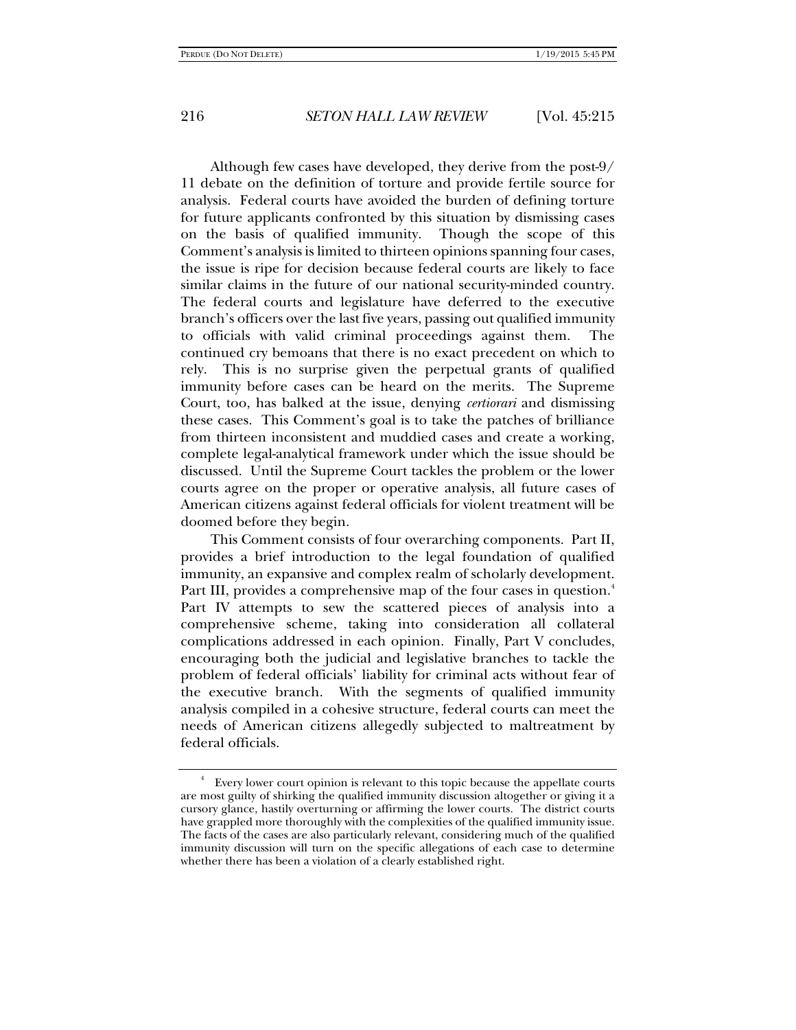Although few cases have developed, they derive from the post-9/11 debate on the definition of torture and provide fertile source for analysis. Federal courts have avoided the burden of defining torture for future applicants confronted by this situation by dismissing cases on the basis of qualified immunity. Though the scope of this Comment's analysis is limited to thirteen opinions spanning four cases, the issue is ripe for decision because federal courts are likely to face similar claims in the future of our national security-minded country. The federal courts and legislature have deferred to the executive branch's officers over the last five years, passing out qualified immunity to officials with valid criminal proceedings against them. The continued cry bemoans that there is no exact precedent on which to rely. This is no surprise given the perpetual grants of qualified immunity before cases can be heard on the merits. The Supreme Court, too, has balked at the issue, denying *certiorari* and dismissing these cases. This Comment's goal is to take the patches of brilliance from thirteen inconsistent and muddied cases and create a working, complete legal-analytical framework under which the issue should be discussed. Until the Supreme Court tackles the problem or the lower courts agree on the proper or operative analysis, all future cases of American citizens against federal officials for violent treatment will be doomed before they begin.

This Comment consists of four overarching components. Part II, provides a brief introduction to the legal foundation of qualified immunity, an expansive and complex realm of scholarly development. Part III, provides a comprehensive map of the four cases in question.[4] Part IV attempts to sew the scattered pieces of analysis into a comprehensive scheme, taking into consideration all collateral complications addressed in each opinion. Finally, Part V concludes, encouraging both the judicial and legislative branches to tackle the problem of federal officials' liability for criminal acts without fear of the executive branch. With the segments of qualified immunity analysis compiled in a cohesive structure, federal courts can meet the needs of American citizens allegedly subjected to maltreatment by federal officials.

---

[4] Every lower court opinion is relevant to this topic because the appellate courts are most guilty of shirking the qualified immunity discussion altogether or giving it a cursory glance, hastily overturning or affirming the lower courts. The district courts have grappled more thoroughly with the complexities of the qualified immunity issue. The facts of the cases are also particularly relevant, considering much of the qualified immunity discussion will turn on the specific allegations of each case to determine whether there has been a violation of a clearly established right.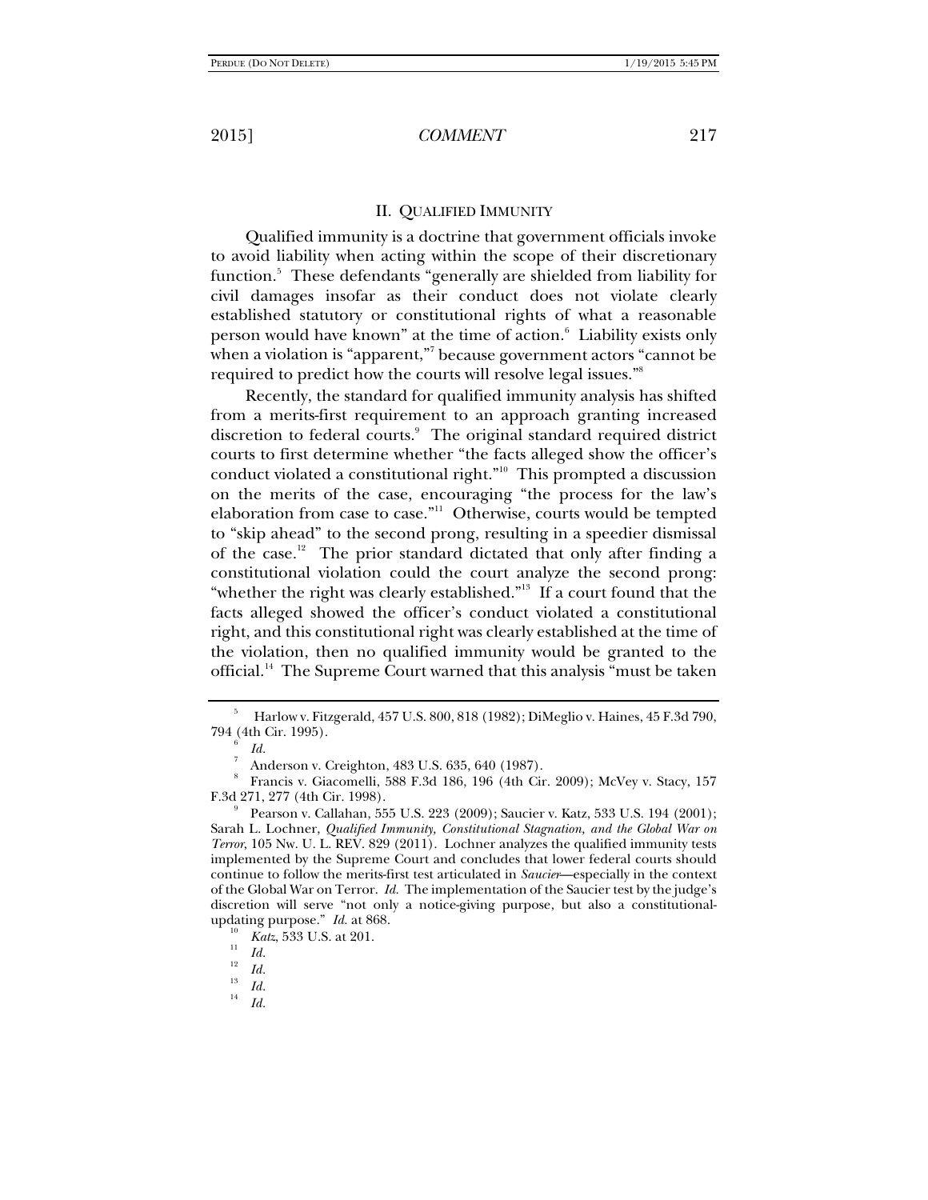## II. Qualified Immunity

Qualified immunity is a doctrine that government officials invoke to avoid liability when acting within the scope of their discretionary function.[5] These defendants "generally are shielded from liability for civil damages insofar as their conduct does not violate clearly established statutory or constitutional rights of what a reasonable person would have known" at the time of action.[6] Liability exists only when a violation is "apparent,"[7] because government actors "cannot be required to predict how the courts will resolve legal issues."[8]

Recently, the standard for qualified immunity analysis has shifted from a merits-first requirement to an approach granting increased discretion to federal courts.[9] The original standard required district courts to first determine whether "the facts alleged show the officer's conduct violated a constitutional right."[10] This prompted a discussion on the merits of the case, encouraging "the process for the law's elaboration from case to case."[11] Otherwise, courts would be tempted to "skip ahead" to the second prong, resulting in a speedier dismissal of the case.[12] The prior standard dictated that only after finding a constitutional violation could the court analyze the second prong: "whether the right was clearly established."[13] If a court found that the facts alleged showed the officer's conduct violated a constitutional right, and this constitutional right was clearly established at the time of the violation, then no qualified immunity would be granted to the official.[14] The Supreme Court warned that this analysis "must be taken

---

[5] Harlow v. Fitzgerald, 457 U.S. 800, 818 (1982); DiMeglio v. Haines, 45 F.3d 790, 794 (4th Cir. 1995).

[6] *Id.*

[7] Anderson v. Creighton, 483 U.S. 635, 640 (1987).

[8] Francis v. Giacomelli, 588 F.3d 186, 196 (4th Cir. 2009); McVey v. Stacy, 157 F.3d 271, 277 (4th Cir. 1998).

[9] Pearson v. Callahan, 555 U.S. 223 (2009); Saucier v. Katz, 533 U.S. 194 (2001); Sarah L. Lochner, *Qualified Immunity, Constitutional Stagnation, and the Global War on Terror*, 105 Nw. U. L. REV. 829 (2011). Lochner analyzes the qualified immunity tests implemented by the Supreme Court and concludes that lower federal courts should continue to follow the merits-first test articulated in *Saucier*—especially in the context of the Global War on Terror. *Id.* The implementation of the Saucier test by the judge's discretion will serve "not only a notice-giving purpose, but also a constitutional-updating purpose." *Id.* at 868.

[10] *Katz*, 533 U.S. at 201.

[11] *Id.*

[12] *Id.*

[13] *Id.*

[14] *Id.*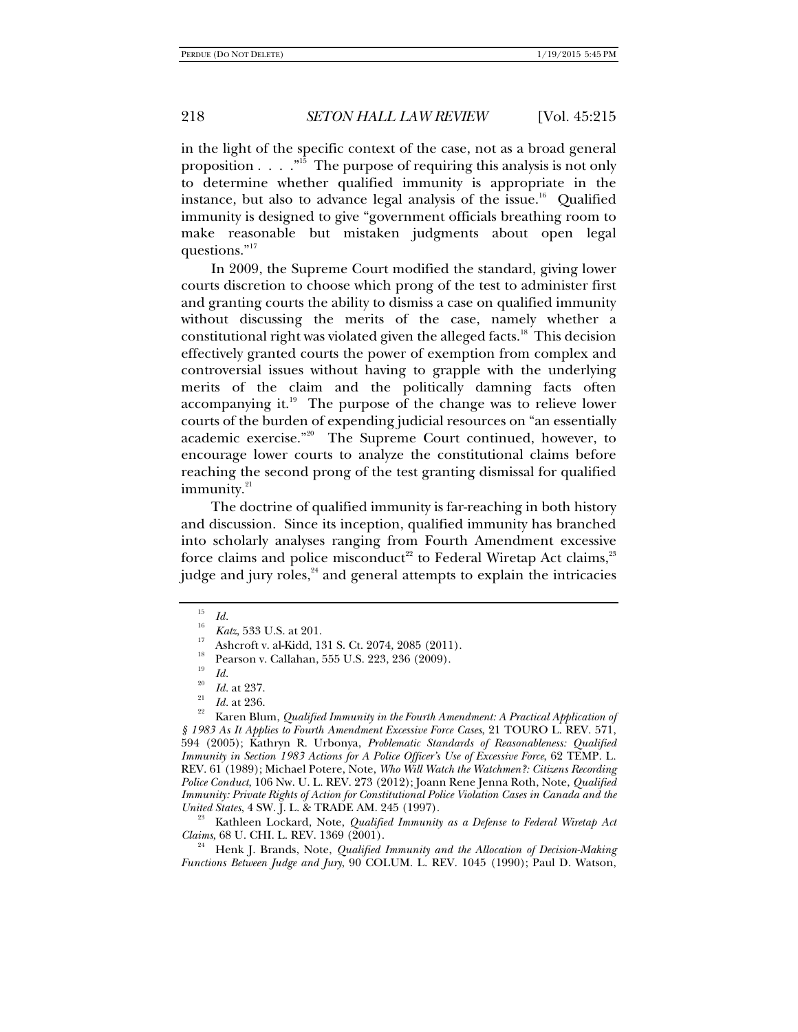in the light of the specific context of the case, not as a broad general proposition . . . ."[15] The purpose of requiring this analysis is not only to determine whether qualified immunity is appropriate in the instance, but also to advance legal analysis of the issue.[16] Qualified immunity is designed to give "government officials breathing room to make reasonable but mistaken judgments about open legal questions."[17]

In 2009, the Supreme Court modified the standard, giving lower courts discretion to choose which prong of the test to administer first and granting courts the ability to dismiss a case on qualified immunity without discussing the merits of the case, namely whether a constitutional right was violated given the alleged facts.[18] This decision effectively granted courts the power of exemption from complex and controversial issues without having to grapple with the underlying merits of the claim and the politically damning facts often accompanying it.[19] The purpose of the change was to relieve lower courts of the burden of expending judicial resources on "an essentially academic exercise."[20] The Supreme Court continued, however, to encourage lower courts to analyze the constitutional claims before reaching the second prong of the test granting dismissal for qualified immunity.[21]

The doctrine of qualified immunity is far-reaching in both history and discussion. Since its inception, qualified immunity has branched into scholarly analyses ranging from Fourth Amendment excessive force claims and police misconduct[22] to Federal Wiretap Act claims,[23] judge and jury roles,[24] and general attempts to explain the intricacies

---

[15] *Id.*

[16] *Katz*, 533 U.S. at 201.

[17] Ashcroft v. al-Kidd, 131 S. Ct. 2074, 2085 (2011).

[18] Pearson v. Callahan, 555 U.S. 223, 236 (2009).

[19] *Id.*

[20] *Id.* at 237.

[21] *Id.* at 236.

[22] Karen Blum, *Qualified Immunity in the Fourth Amendment: A Practical Application of § 1983 As It Applies to Fourth Amendment Excessive Force Cases*, 21 TOURO L. REV. 571, 594 (2005); Kathryn R. Urbonya, *Problematic Standards of Reasonableness: Qualified Immunity in Section 1983 Actions for A Police Officer's Use of Excessive Force*, 62 TEMP. L. REV. 61 (1989); Michael Potere, Note, *Who Will Watch the Watchmen?: Citizens Recording Police Conduct*, 106 NW. U. L. REV. 273 (2012); Joann Rene Jenna Roth, Note, *Qualified Immunity: Private Rights of Action for Constitutional Police Violation Cases in Canada and the United States*, 4 SW. J. L. & TRADE AM. 245 (1997).

[23] Kathleen Lockard, Note, *Qualified Immunity as a Defense to Federal Wiretap Act Claims*, 68 U. CHI. L. REV. 1369 (2001).

[24] Henk J. Brands, Note, *Qualified Immunity and the Allocation of Decision-Making Functions Between Judge and Jury*, 90 COLUM. L. REV. 1045 (1990); Paul D. Watson,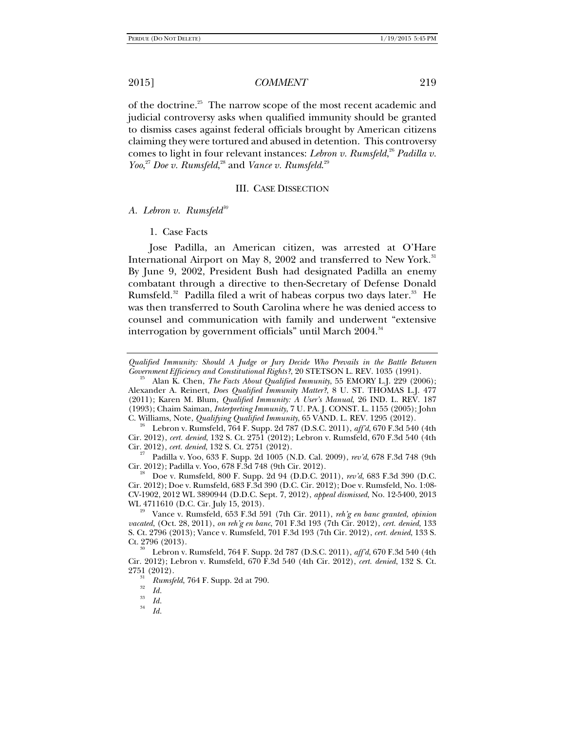of the doctrine.[25] The narrow scope of the most recent academic and judicial controversy asks when qualified immunity should be granted to dismiss cases against federal officials brought by American citizens claiming they were tortured and abused in detention. This controversy comes to light in four relevant instances: *Lebron v. Rumsfeld*,[26] *Padilla v. Yoo*,[27] *Doe v. Rumsfeld*,[28] and *Vance v. Rumsfeld*.[29]

## III. CASE DISSECTION

### A. *Lebron v. Rumsfeld*[30]

#### 1. Case Facts

Jose Padilla, an American citizen, was arrested at O'Hare International Airport on May 8, 2002 and transferred to New York.[31] By June 9, 2002, President Bush had designated Padilla an enemy combatant through a directive to then-Secretary of Defense Donald Rumsfeld.[32] Padilla filed a writ of habeas corpus two days later.[33] He was then transferred to South Carolina where he was denied access to counsel and communication with family and underwent "extensive interrogation by government officials" until March 2004.[34]

---

*Qualified Immunity: Should A Judge or Jury Decide Who Prevails in the Battle Between Government Efficiency and Constitutional Rights?*, 20 STETSON L. REV. 1035 (1991).

[25] Alan K. Chen, *The Facts About Qualified Immunity*, 55 EMORY L.J. 229 (2006); Alexander A. Reinert, *Does Qualified Immunity Matter?*, 8 U. ST. THOMAS L.J. 477 (2011); Karen M. Blum, *Qualified Immunity: A User's Manual*, 26 IND. L. REV. 187 (1993); Chaim Saiman, *Interpreting Immunity*, 7 U. PA. J. CONST. L. 1155 (2005); John C. Williams, Note, *Qualifying Qualified Immunity*, 65 VAND. L. REV. 1295 (2012).

[26] Lebron v. Rumsfeld, 764 F. Supp. 2d 787 (D.S.C. 2011), *aff'd*, 670 F.3d 540 (4th Cir. 2012), *cert. denied*, 132 S. Ct. 2751 (2012); Lebron v. Rumsfeld, 670 F.3d 540 (4th Cir. 2012), *cert. denied*, 132 S. Ct. 2751 (2012).

[27] Padilla v. Yoo, 633 F. Supp. 2d 1005 (N.D. Cal. 2009), *rev'd*, 678 F.3d 748 (9th Cir. 2012); Padilla v. Yoo, 678 F.3d 748 (9th Cir. 2012).

[28] Doe v. Rumsfeld, 800 F. Supp. 2d 94 (D.D.C. 2011), *rev'd*, 683 F.3d 390 (D.C. Cir. 2012); Doe v. Rumsfeld, 683 F.3d 390 (D.C. Cir. 2012); Doe v. Rumsfeld, No. 1:08-CV-1902, 2012 WL 3890944 (D.D.C. Sept. 7, 2012), *appeal dismissed*, No. 12-5400, 2013 WL 4711610 (D.C. Cir. July 15, 2013).

[29] Vance v. Rumsfeld, 653 F.3d 591 (7th Cir. 2011), *reh'g en banc granted, opinion vacated*, (Oct. 28, 2011), *on reh'g en banc*, 701 F.3d 193 (7th Cir. 2012), *cert. denied*, 133 S. Ct. 2796 (2013); Vance v. Rumsfeld, 701 F.3d 193 (7th Cir. 2012), *cert. denied*, 133 S. Ct. 2796 (2013).

[30] Lebron v. Rumsfeld, 764 F. Supp. 2d 787 (D.S.C. 2011), *aff'd*, 670 F.3d 540 (4th Cir. 2012); Lebron v. Rumsfeld, 670 F.3d 540 (4th Cir. 2012), *cert. denied*, 132 S. Ct. 2751 (2012).

[31] *Rumsfeld*, 764 F. Supp. 2d at 790.

[32] *Id.*

[33] *Id.*

[34] *Id.*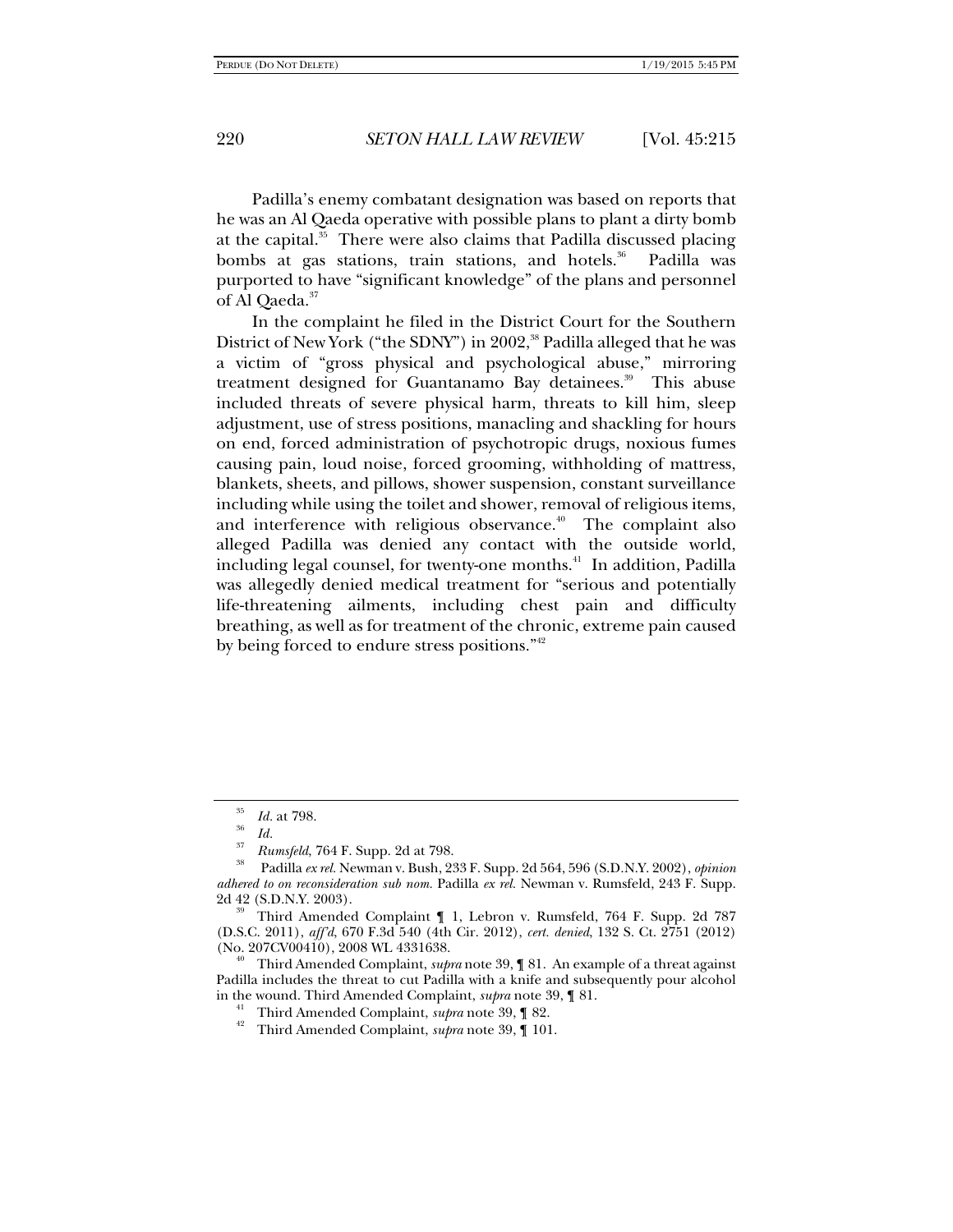Padilla's enemy combatant designation was based on reports that he was an Al Qaeda operative with possible plans to plant a dirty bomb at the capital.[35] There were also claims that Padilla discussed placing bombs at gas stations, train stations, and hotels.[36] Padilla was purported to have "significant knowledge" of the plans and personnel of Al Qaeda.[37]

In the complaint he filed in the District Court for the Southern District of New York ("the SDNY") in 2002,[38] Padilla alleged that he was a victim of "gross physical and psychological abuse," mirroring treatment designed for Guantanamo Bay detainees.[39] This abuse included threats of severe physical harm, threats to kill him, sleep adjustment, use of stress positions, manacling and shackling for hours on end, forced administration of psychotropic drugs, noxious fumes causing pain, loud noise, forced grooming, withholding of mattress, blankets, sheets, and pillows, shower suspension, constant surveillance including while using the toilet and shower, removal of religious items, and interference with religious observance.[40] The complaint also alleged Padilla was denied any contact with the outside world, including legal counsel, for twenty-one months.[41] In addition, Padilla was allegedly denied medical treatment for "serious and potentially life-threatening ailments, including chest pain and difficulty breathing, as well as for treatment of the chronic, extreme pain caused by being forced to endure stress positions."[42]

---

[35] *Id.* at 798.

[36] *Id.*

[37] *Rumsfeld*, 764 F. Supp. 2d at 798.

[38] Padilla *ex rel.* Newman v. Bush, 233 F. Supp. 2d 564, 596 (S.D.N.Y. 2002), *opinion adhered to on reconsideration sub nom.* Padilla *ex rel.* Newman v. Rumsfeld, 243 F. Supp. 2d 42 (S.D.N.Y. 2003).

[39] Third Amended Complaint ¶ 1, Lebron v. Rumsfeld, 764 F. Supp. 2d 787 (D.S.C. 2011), *aff'd*, 670 F.3d 540 (4th Cir. 2012), *cert. denied*, 132 S. Ct. 2751 (2012) (No. 207CV00410), 2008 WL 4331638.

[40] Third Amended Complaint, *supra* note 39, ¶ 81. An example of a threat against Padilla includes the threat to cut Padilla with a knife and subsequently pour alcohol in the wound. Third Amended Complaint, *supra* note 39, ¶ 81.

[41] Third Amended Complaint, *supra* note 39, ¶ 82.

[42] Third Amended Complaint, *supra* note 39, ¶ 101.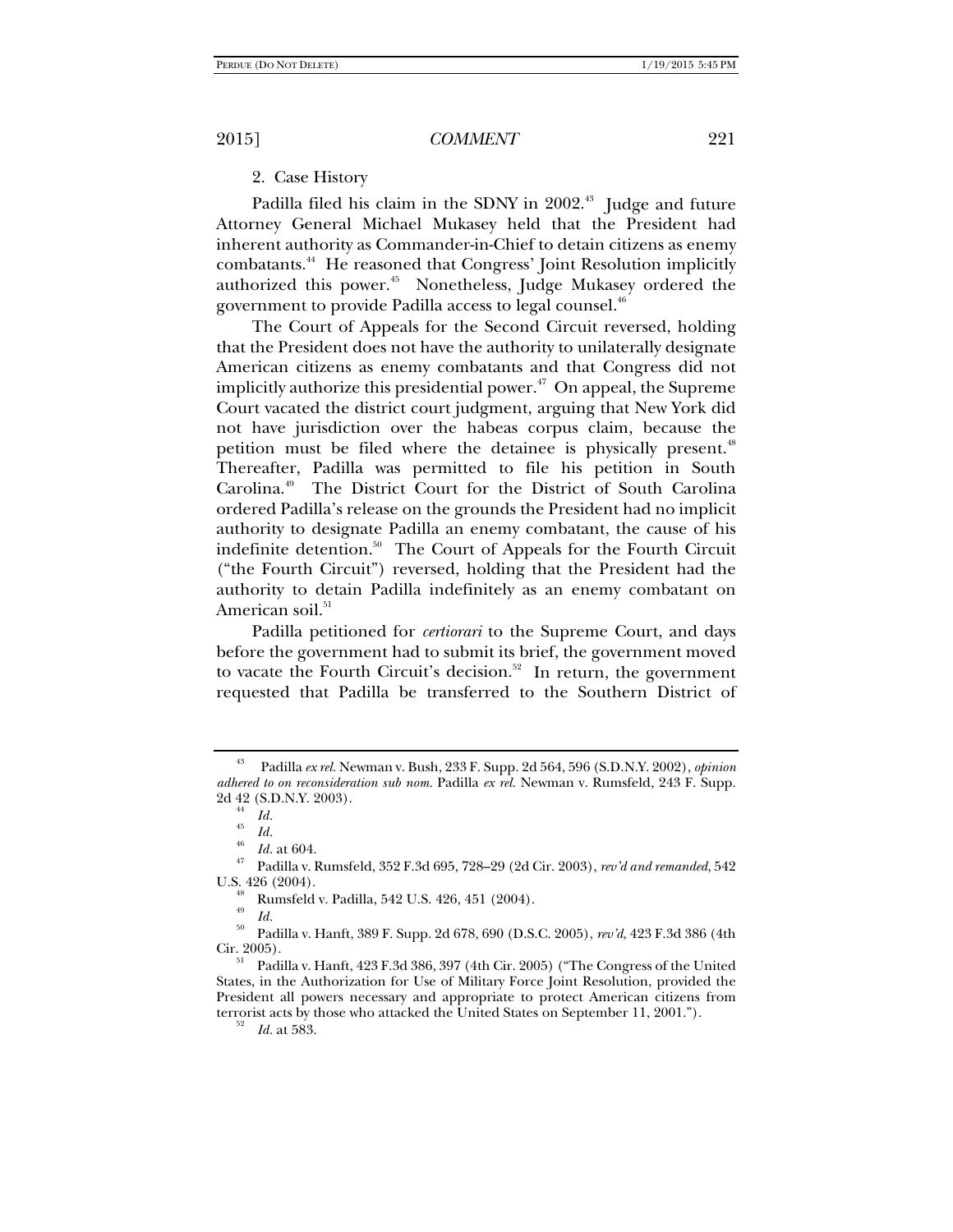2. Case History

Padilla filed his claim in the SDNY in 2002.[43] Judge and future Attorney General Michael Mukasey held that the President had inherent authority as Commander-in-Chief to detain citizens as enemy combatants.[44] He reasoned that Congress' Joint Resolution implicitly authorized this power.[45] Nonetheless, Judge Mukasey ordered the government to provide Padilla access to legal counsel.[46]

The Court of Appeals for the Second Circuit reversed, holding that the President does not have the authority to unilaterally designate American citizens as enemy combatants and that Congress did not implicitly authorize this presidential power.[47] On appeal, the Supreme Court vacated the district court judgment, arguing that New York did not have jurisdiction over the habeas corpus claim, because the petition must be filed where the detainee is physically present.[48] Thereafter, Padilla was permitted to file his petition in South Carolina.[49] The District Court for the District of South Carolina ordered Padilla's release on the grounds the President had no implicit authority to designate Padilla an enemy combatant, the cause of his indefinite detention.[50] The Court of Appeals for the Fourth Circuit ("the Fourth Circuit") reversed, holding that the President had the authority to detain Padilla indefinitely as an enemy combatant on American soil.[51]

Padilla petitioned for *certiorari* to the Supreme Court, and days before the government had to submit its brief, the government moved to vacate the Fourth Circuit's decision.[52] In return, the government requested that Padilla be transferred to the Southern District of

---

[43] Padilla *ex rel.* Newman v. Bush, 233 F. Supp. 2d 564, 596 (S.D.N.Y. 2002), *opinion adhered to on reconsideration sub nom.* Padilla *ex rel.* Newman v. Rumsfeld, 243 F. Supp. 2d 42 (S.D.N.Y. 2003).

[44] *Id.*

[45] *Id.*

[46] *Id.* at 604.

[47] Padilla v. Rumsfeld, 352 F.3d 695, 728–29 (2d Cir. 2003), *rev'd and remanded*, 542 U.S. 426 (2004).

[48] Rumsfeld v. Padilla, 542 U.S. 426, 451 (2004).

[49] *Id.*

[50] Padilla v. Hanft, 389 F. Supp. 2d 678, 690 (D.S.C. 2005), *rev'd*, 423 F.3d 386 (4th Cir. 2005).

[51] Padilla v. Hanft, 423 F.3d 386, 397 (4th Cir. 2005) ("The Congress of the United States, in the Authorization for Use of Military Force Joint Resolution, provided the President all powers necessary and appropriate to protect American citizens from terrorist acts by those who attacked the United States on September 11, 2001.").

[52] *Id.* at 583.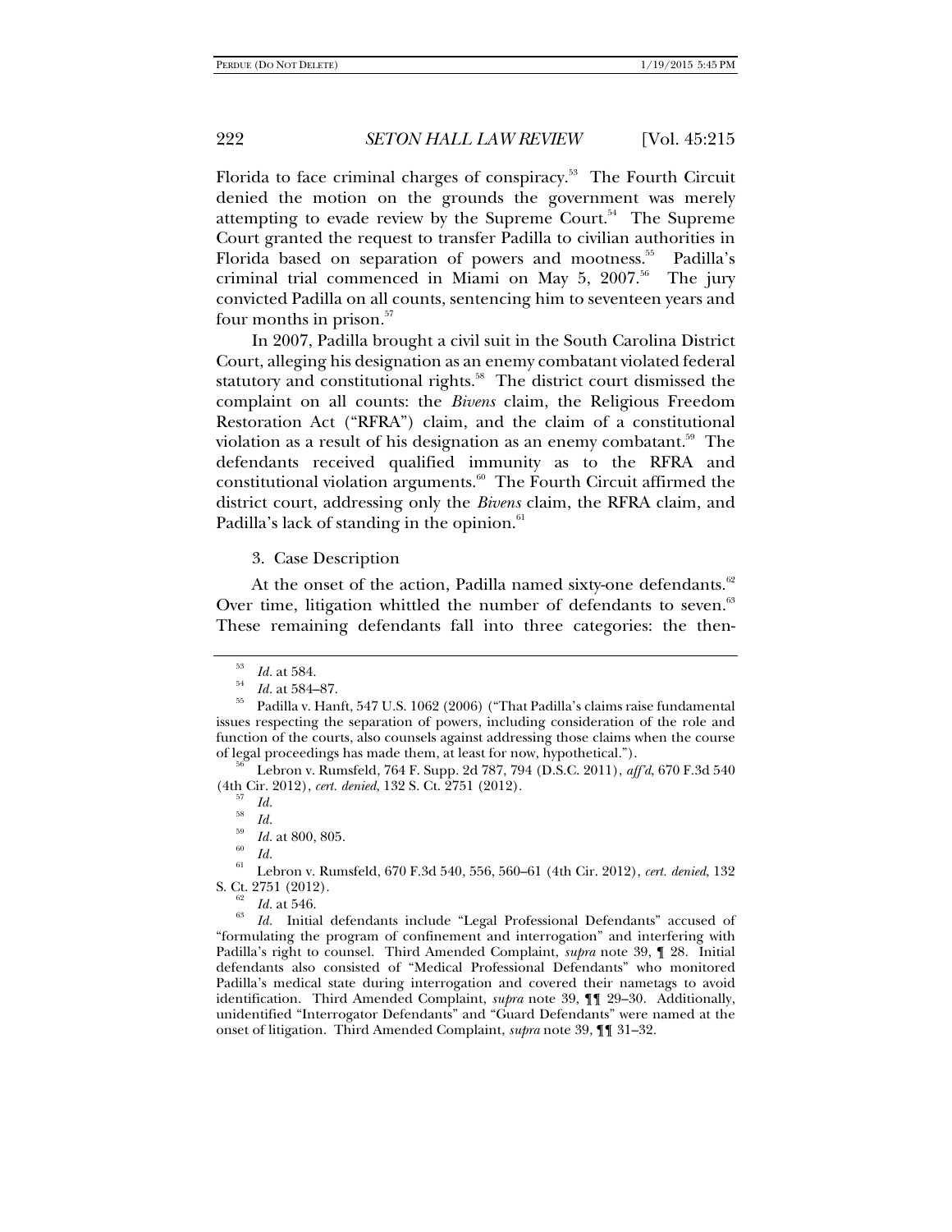Florida to face criminal charges of conspiracy.[53] The Fourth Circuit denied the motion on the grounds the government was merely attempting to evade review by the Supreme Court.[54] The Supreme Court granted the request to transfer Padilla to civilian authorities in Florida based on separation of powers and mootness.[55] Padilla's criminal trial commenced in Miami on May 5, 2007.[56] The jury convicted Padilla on all counts, sentencing him to seventeen years and four months in prison.[57]

In 2007, Padilla brought a civil suit in the South Carolina District Court, alleging his designation as an enemy combatant violated federal statutory and constitutional rights.[58] The district court dismissed the complaint on all counts: the *Bivens* claim, the Religious Freedom Restoration Act ("RFRA") claim, and the claim of a constitutional violation as a result of his designation as an enemy combatant.[59] The defendants received qualified immunity as to the RFRA and constitutional violation arguments.[60] The Fourth Circuit affirmed the district court, addressing only the *Bivens* claim, the RFRA claim, and Padilla's lack of standing in the opinion.[61]

3. Case Description

At the onset of the action, Padilla named sixty-one defendants.[62] Over time, litigation whittled the number of defendants to seven.[63] These remaining defendants fall into three categories: the then-

---

[53] *Id.* at 584.

[54] *Id.* at 584–87.

[55] Padilla v. Hanft, 547 U.S. 1062 (2006) ("That Padilla's claims raise fundamental issues respecting the separation of powers, including consideration of the role and function of the courts, also counsels against addressing those claims when the course of legal proceedings has made them, at least for now, hypothetical.").

[56] Lebron v. Rumsfeld, 764 F. Supp. 2d 787, 794 (D.S.C. 2011), *aff'd*, 670 F.3d 540 (4th Cir. 2012), *cert. denied*, 132 S. Ct. 2751 (2012).

[57] *Id.*

[58] *Id.*

[59] *Id.* at 800, 805.

[60] *Id.*

[61] Lebron v. Rumsfeld, 670 F.3d 540, 556, 560–61 (4th Cir. 2012), *cert. denied*, 132 S. Ct. 2751 (2012).

[62] *Id.* at 546.

[63] *Id.* Initial defendants include "Legal Professional Defendants" accused of "formulating the program of confinement and interrogation" and interfering with Padilla's right to counsel. Third Amended Complaint, *supra* note 39, ¶ 28. Initial defendants also consisted of "Medical Professional Defendants" who monitored Padilla's medical state during interrogation and covered their nametags to avoid identification. Third Amended Complaint, *supra* note 39, ¶¶ 29–30. Additionally, unidentified "Interrogator Defendants" and "Guard Defendants" were named at the onset of litigation. Third Amended Complaint, *supra* note 39, ¶¶ 31–32.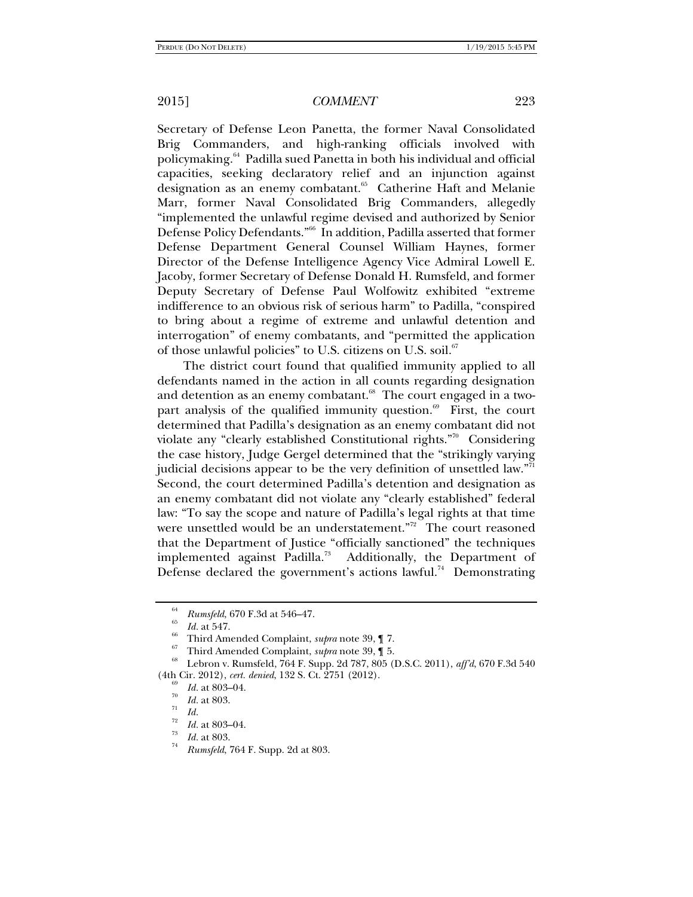Secretary of Defense Leon Panetta, the former Naval Consolidated Brig Commanders, and high-ranking officials involved with policymaking.[64] Padilla sued Panetta in both his individual and official capacities, seeking declaratory relief and an injunction against designation as an enemy combatant.[65] Catherine Haft and Melanie Marr, former Naval Consolidated Brig Commanders, allegedly "implemented the unlawful regime devised and authorized by Senior Defense Policy Defendants."[66] In addition, Padilla asserted that former Defense Department General Counsel William Haynes, former Director of the Defense Intelligence Agency Vice Admiral Lowell E. Jacoby, former Secretary of Defense Donald H. Rumsfeld, and former Deputy Secretary of Defense Paul Wolfowitz exhibited "extreme indifference to an obvious risk of serious harm" to Padilla, "conspired to bring about a regime of extreme and unlawful detention and interrogation" of enemy combatants, and "permitted the application of those unlawful policies" to U.S. citizens on U.S. soil.[67]

The district court found that qualified immunity applied to all defendants named in the action in all counts regarding designation and detention as an enemy combatant.[68] The court engaged in a two-part analysis of the qualified immunity question.[69] First, the court determined that Padilla's designation as an enemy combatant did not violate any "clearly established Constitutional rights."[70] Considering the case history, Judge Gergel determined that the "strikingly varying judicial decisions appear to be the very definition of unsettled law."[71] Second, the court determined Padilla's detention and designation as an enemy combatant did not violate any "clearly established" federal law: "To say the scope and nature of Padilla's legal rights at that time were unsettled would be an understatement."[72] The court reasoned that the Department of Justice "officially sanctioned" the techniques implemented against Padilla.[73] Additionally, the Department of Defense declared the government's actions lawful.[74] Demonstrating

---

[64] *Rumsfeld*, 670 F.3d at 546–47.

[65] *Id.* at 547.

[66] Third Amended Complaint, *supra* note 39, ¶ 7.

[67] Third Amended Complaint, *supra* note 39, ¶ 5.

[68] Lebron v. Rumsfeld, 764 F. Supp. 2d 787, 805 (D.S.C. 2011), *aff'd*, 670 F.3d 540 (4th Cir. 2012), *cert. denied*, 132 S. Ct. 2751 (2012).

[69] *Id.* at 803–04.

[70] *Id.* at 803.

[71] *Id.*

[72] *Id.* at 803–04.

[73] *Id.* at 803.

[74] *Rumsfeld*, 764 F. Supp. 2d at 803.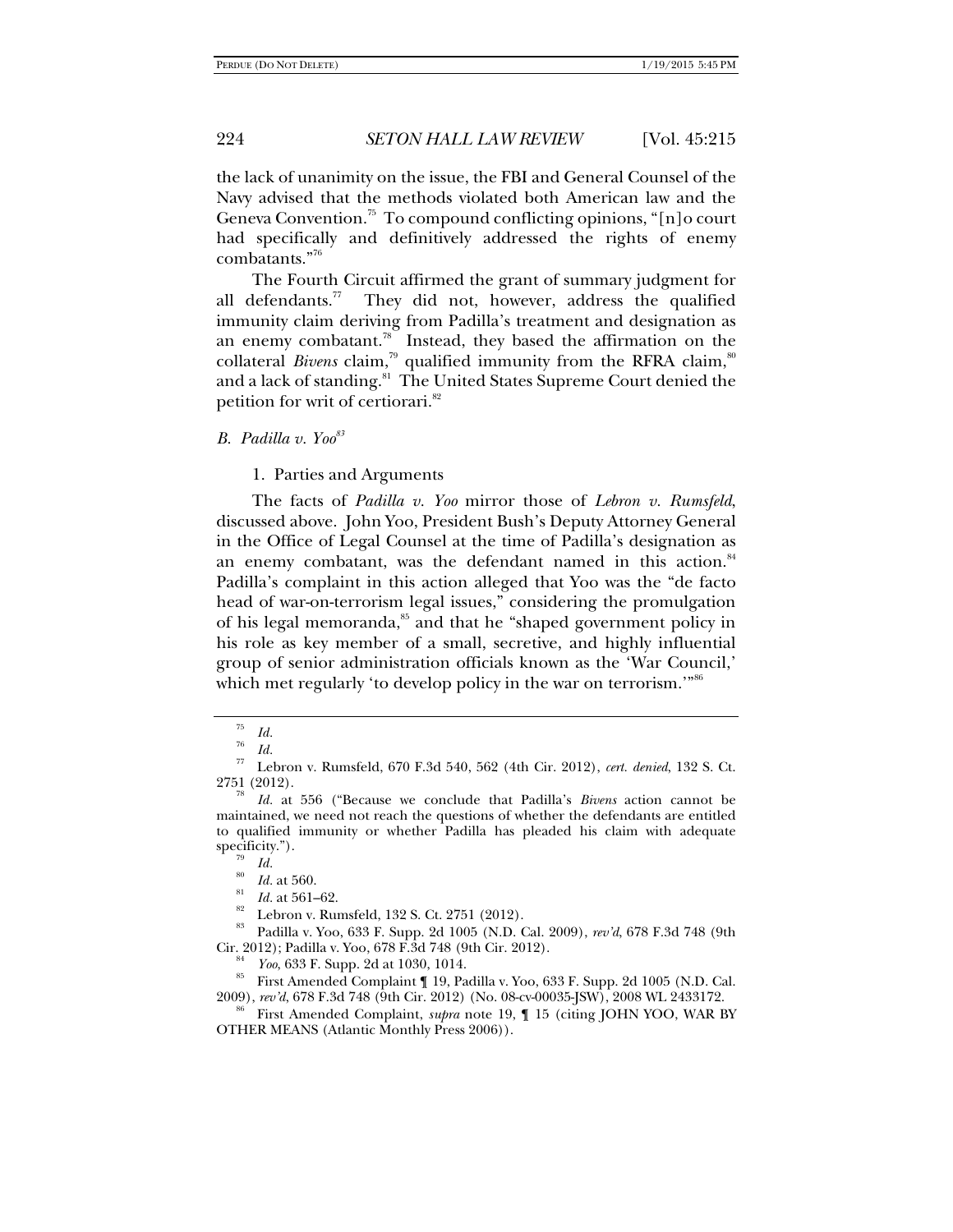the lack of unanimity on the issue, the FBI and General Counsel of the Navy advised that the methods violated both American law and the Geneva Convention.[75] To compound conflicting opinions, "[n]o court had specifically and definitively addressed the rights of enemy combatants."[76]

The Fourth Circuit affirmed the grant of summary judgment for all defendants.[77] They did not, however, address the qualified immunity claim deriving from Padilla's treatment and designation as an enemy combatant.[78] Instead, they based the affirmation on the collateral *Bivens* claim,[79] qualified immunity from the RFRA claim,[80] and a lack of standing.[81] The United States Supreme Court denied the petition for writ of certiorari.[82]

### *B. Padilla v. Yoo*[83]

#### 1. Parties and Arguments

The facts of *Padilla v. Yoo* mirror those of *Lebron v. Rumsfeld*, discussed above. John Yoo, President Bush's Deputy Attorney General in the Office of Legal Counsel at the time of Padilla's designation as an enemy combatant, was the defendant named in this action.[84] Padilla's complaint in this action alleged that Yoo was the "de facto head of war-on-terrorism legal issues," considering the promulgation of his legal memoranda,[85] and that he "shaped government policy in his role as key member of a small, secretive, and highly influential group of senior administration officials known as the 'War Council,' which met regularly 'to develop policy in the war on terrorism.'"[86]

---

[75] *Id.*

[76] *Id.*

[77] Lebron v. Rumsfeld, 670 F.3d 540, 562 (4th Cir. 2012), *cert. denied*, 132 S. Ct. 2751 (2012).

[78] *Id.* at 556 ("Because we conclude that Padilla's *Bivens* action cannot be maintained, we need not reach the questions of whether the defendants are entitled to qualified immunity or whether Padilla has pleaded his claim with adequate specificity.").

[79] *Id.*

[80] *Id.* at 560.

[81] *Id.* at 561–62.

[82] Lebron v. Rumsfeld, 132 S. Ct. 2751 (2012).

[83] Padilla v. Yoo, 633 F. Supp. 2d 1005 (N.D. Cal. 2009), *rev'd*, 678 F.3d 748 (9th Cir. 2012); Padilla v. Yoo, 678 F.3d 748 (9th Cir. 2012).

[84] *Yoo*, 633 F. Supp. 2d at 1030, 1014.

[85] First Amended Complaint ¶ 19, Padilla v. Yoo, 633 F. Supp. 2d 1005 (N.D. Cal. 2009), *rev'd*, 678 F.3d 748 (9th Cir. 2012) (No. 08-cv-00035-JSW), 2008 WL 2433172.

[86] First Amended Complaint, *supra* note 19, ¶ 15 (citing JOHN YOO, WAR BY OTHER MEANS (Atlantic Monthly Press 2006)).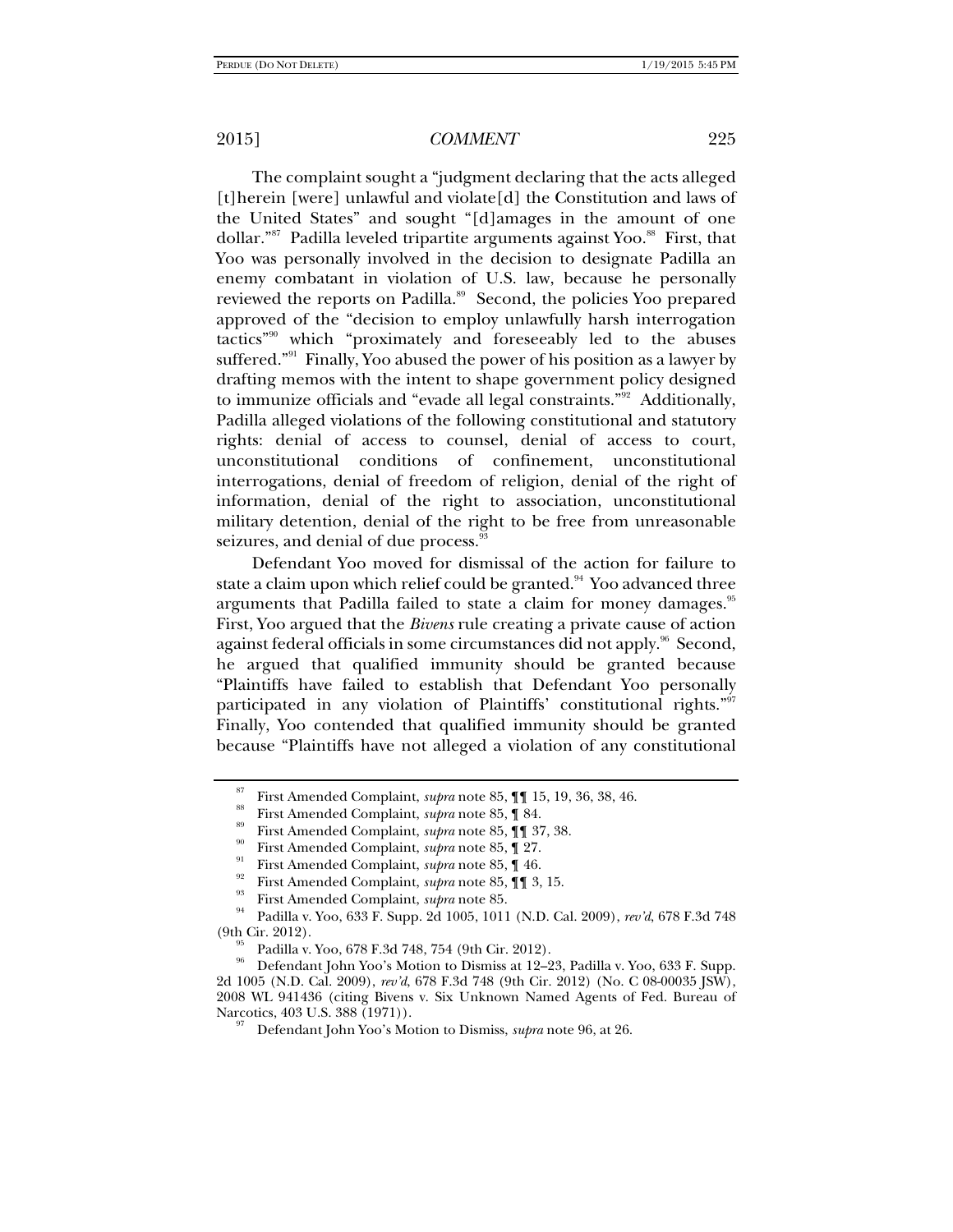The complaint sought a "judgment declaring that the acts alleged [t]herein [were] unlawful and violate[d] the Constitution and laws of the United States" and sought "[d]amages in the amount of one dollar."[87] Padilla leveled tripartite arguments against Yoo.[88] First, that Yoo was personally involved in the decision to designate Padilla an enemy combatant in violation of U.S. law, because he personally reviewed the reports on Padilla.[89] Second, the policies Yoo prepared approved of the "decision to employ unlawfully harsh interrogation tactics"[90] which "proximately and foreseeably led to the abuses suffered."[91] Finally, Yoo abused the power of his position as a lawyer by drafting memos with the intent to shape government policy designed to immunize officials and "evade all legal constraints."[92] Additionally, Padilla alleged violations of the following constitutional and statutory rights: denial of access to counsel, denial of access to court, unconstitutional conditions of confinement, unconstitutional interrogations, denial of freedom of religion, denial of the right of information, denial of the right to association, unconstitutional military detention, denial of the right to be free from unreasonable seizures, and denial of due process.[93]

Defendant Yoo moved for dismissal of the action for failure to state a claim upon which relief could be granted.[94] Yoo advanced three arguments that Padilla failed to state a claim for money damages.[95] First, Yoo argued that the *Bivens* rule creating a private cause of action against federal officials in some circumstances did not apply.[96] Second, he argued that qualified immunity should be granted because "Plaintiffs have failed to establish that Defendant Yoo personally participated in any violation of Plaintiffs' constitutional rights."[97] Finally, Yoo contended that qualified immunity should be granted because "Plaintiffs have not alleged a violation of any constitutional

---

[87] First Amended Complaint, *supra* note 85, ¶¶ 15, 19, 36, 38, 46.

[88] First Amended Complaint, *supra* note 85, ¶ 84.

[89] First Amended Complaint, *supra* note 85, ¶¶ 37, 38.

[90] First Amended Complaint, *supra* note 85, ¶ 27.

[91] First Amended Complaint, *supra* note 85, ¶ 46.

[92] First Amended Complaint, *supra* note 85, ¶¶ 3, 15.

[93] First Amended Complaint, *supra* note 85.

[94] Padilla v. Yoo, 633 F. Supp. 2d 1005, 1011 (N.D. Cal. 2009), *rev'd*, 678 F.3d 748 (9th Cir. 2012).

[95] Padilla v. Yoo, 678 F.3d 748, 754 (9th Cir. 2012).

[96] Defendant John Yoo's Motion to Dismiss at 12–23, Padilla v. Yoo, 633 F. Supp. 2d 1005 (N.D. Cal. 2009), *rev'd*, 678 F.3d 748 (9th Cir. 2012) (No. C 08-00035 JSW), 2008 WL 941436 (citing Bivens v. Six Unknown Named Agents of Fed. Bureau of Narcotics, 403 U.S. 388 (1971)).

[97] Defendant John Yoo's Motion to Dismiss, *supra* note 96, at 26.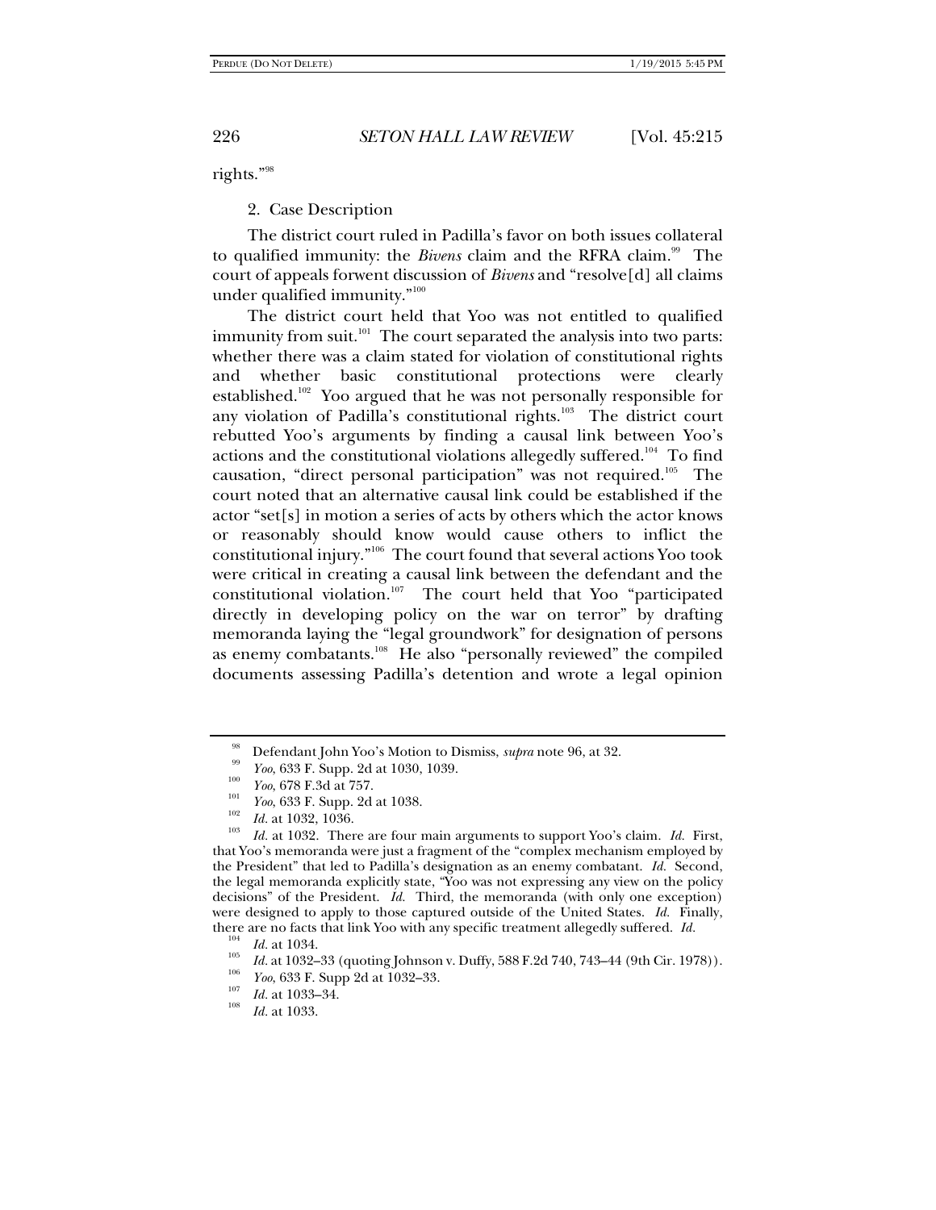rights."[98]

2. Case Description

The district court ruled in Padilla's favor on both issues collateral to qualified immunity: the *Bivens* claim and the RFRA claim.[99] The court of appeals forwent discussion of *Bivens* and "resolve[d] all claims under qualified immunity."[100]

The district court held that Yoo was not entitled to qualified immunity from suit.[101] The court separated the analysis into two parts: whether there was a claim stated for violation of constitutional rights and whether basic constitutional protections were clearly established.[102] Yoo argued that he was not personally responsible for any violation of Padilla's constitutional rights.[103] The district court rebutted Yoo's arguments by finding a causal link between Yoo's actions and the constitutional violations allegedly suffered.[104] To find causation, "direct personal participation" was not required.[105] The court noted that an alternative causal link could be established if the actor "set[s] in motion a series of acts by others which the actor knows or reasonably should know would cause others to inflict the constitutional injury."[106] The court found that several actions Yoo took were critical in creating a causal link between the defendant and the constitutional violation.[107] The court held that Yoo "participated directly in developing policy on the war on terror" by drafting memoranda laying the "legal groundwork" for designation of persons as enemy combatants.[108] He also "personally reviewed" the compiled documents assessing Padilla's detention and wrote a legal opinion

---

[98] Defendant John Yoo's Motion to Dismiss, *supra* note 96, at 32.

[99] *Yoo*, 633 F. Supp. 2d at 1030, 1039.

[100] *Yoo*, 678 F.3d at 757.

[101] *Yoo*, 633 F. Supp. 2d at 1038.

[102] *Id.* at 1032, 1036.

[103] *Id.* at 1032. There are four main arguments to support Yoo's claim. *Id.* First, that Yoo's memoranda were just a fragment of the "complex mechanism employed by the President" that led to Padilla's designation as an enemy combatant. *Id.* Second, the legal memoranda explicitly state, "Yoo was not expressing any view on the policy decisions" of the President. *Id.* Third, the memoranda (with only one exception) were designed to apply to those captured outside of the United States. *Id.* Finally, there are no facts that link Yoo with any specific treatment allegedly suffered. *Id.*

[104] *Id.* at 1034.

[105] *Id.* at 1032–33 (quoting Johnson v. Duffy, 588 F.2d 740, 743–44 (9th Cir. 1978)).

[106] *Yoo*, 633 F. Supp 2d at 1032–33.

[107] *Id.* at 1033–34.

[108] *Id.* at 1033.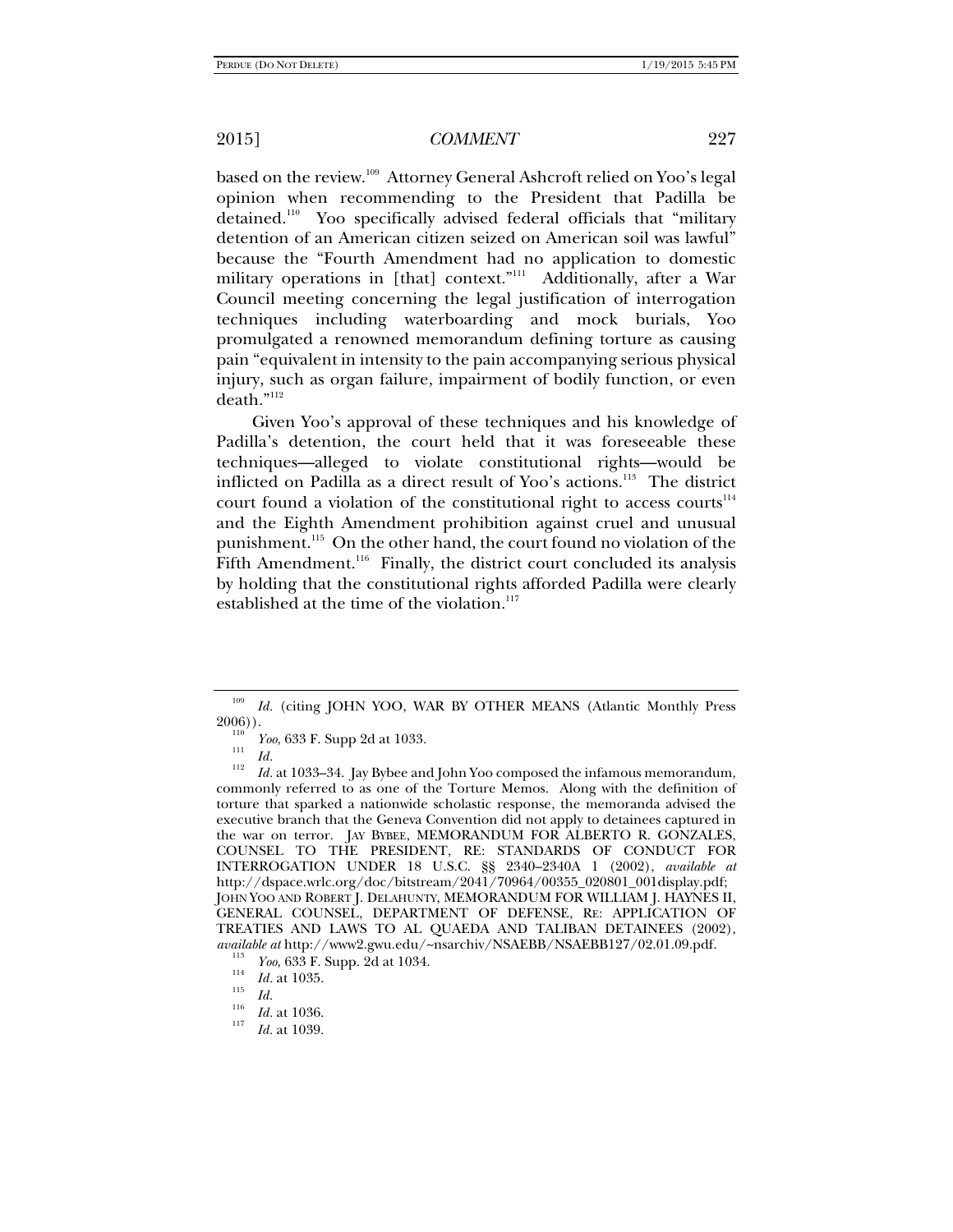based on the review.[109] Attorney General Ashcroft relied on Yoo's legal opinion when recommending to the President that Padilla be detained.[110] Yoo specifically advised federal officials that "military detention of an American citizen seized on American soil was lawful" because the "Fourth Amendment had no application to domestic military operations in [that] context."[111] Additionally, after a War Council meeting concerning the legal justification of interrogation techniques including waterboarding and mock burials, Yoo promulgated a renowned memorandum defining torture as causing pain "equivalent in intensity to the pain accompanying serious physical injury, such as organ failure, impairment of bodily function, or even death."[112]

Given Yoo's approval of these techniques and his knowledge of Padilla's detention, the court held that it was foreseeable these techniques—alleged to violate constitutional rights—would be inflicted on Padilla as a direct result of Yoo's actions.[113] The district court found a violation of the constitutional right to access courts[114] and the Eighth Amendment prohibition against cruel and unusual punishment.[115] On the other hand, the court found no violation of the Fifth Amendment.[116] Finally, the district court concluded its analysis by holding that the constitutional rights afforded Padilla were clearly established at the time of the violation.[117]

---

[109] *Id.* (citing JOHN YOO, WAR BY OTHER MEANS (Atlantic Monthly Press 2006)).

[110] *Yoo*, 633 F. Supp 2d at 1033.

[111] *Id.*

[112] *Id.* at 1033–34. Jay Bybee and John Yoo composed the infamous memorandum, commonly referred to as one of the Torture Memos. Along with the definition of torture that sparked a nationwide scholastic response, the memoranda advised the executive branch that the Geneva Convention did not apply to detainees captured in the war on terror. JAY BYBEE, MEMORANDUM FOR ALBERTO R. GONZALES, COUNSEL TO THE PRESIDENT, RE: STANDARDS OF CONDUCT FOR INTERROGATION UNDER 18 U.S.C. §§ 2340–2340A 1 (2002), *available at* http://dspace.wrlc.org/doc/bitstream/2041/70964/00355_020801_001display.pdf; JOHN YOO AND ROBERT J. DELAHUNTY, MEMORANDUM FOR WILLIAM J. HAYNES II, GENERAL COUNSEL, DEPARTMENT OF DEFENSE, RE: APPLICATION OF TREATIES AND LAWS TO AL QUAEDA AND TALIBAN DETAINEES (2002), *available at* http://www2.gwu.edu/~nsarchiv/NSAEBB/NSAEBB127/02.01.09.pdf.

[113] *Yoo*, 633 F. Supp. 2d at 1034.

[114] *Id.* at 1035.

[115] *Id.*

[116] *Id.* at 1036.

[117] *Id.* at 1039.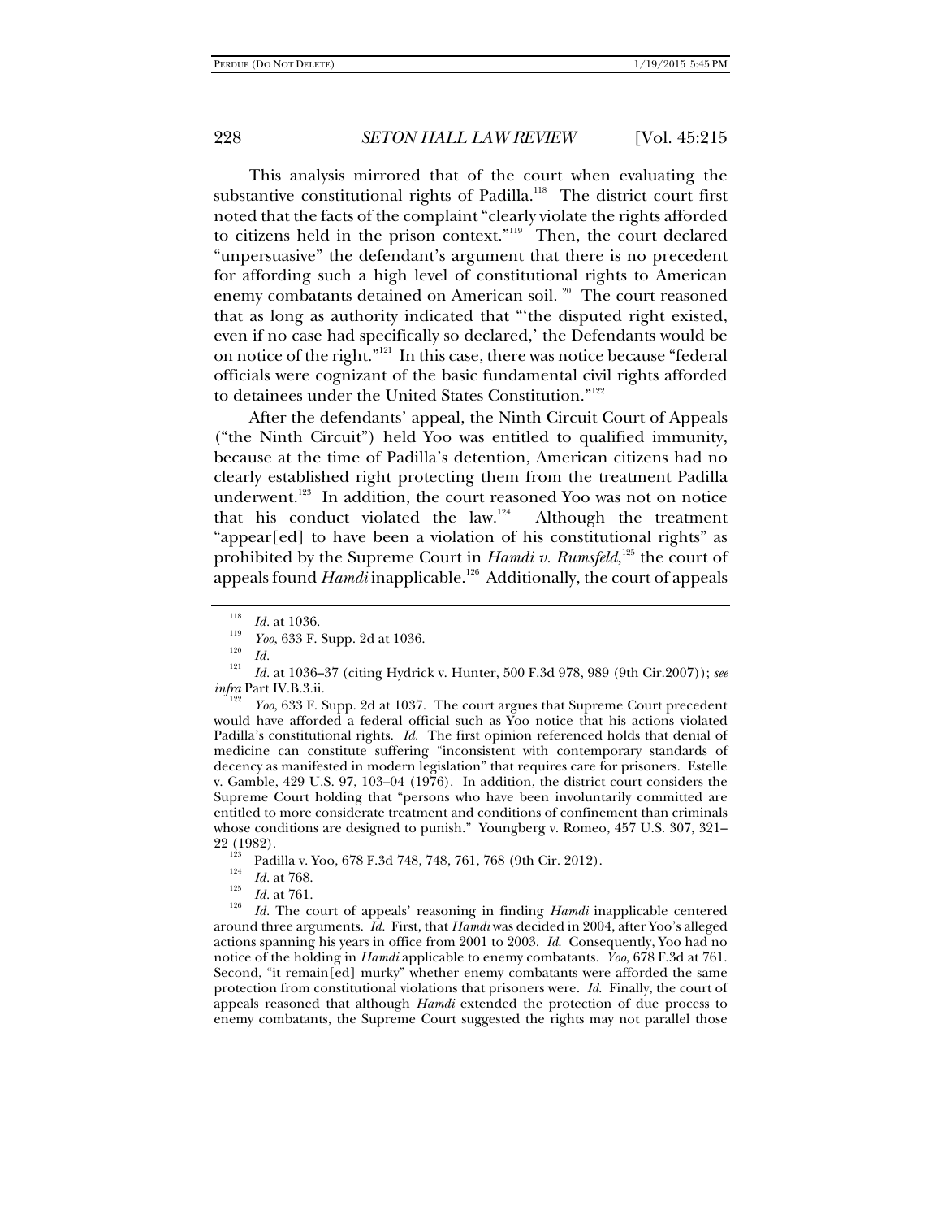This analysis mirrored that of the court when evaluating the substantive constitutional rights of Padilla.[118] The district court first noted that the facts of the complaint "clearly violate the rights afforded to citizens held in the prison context."[119] Then, the court declared "unpersuasive" the defendant's argument that there is no precedent for affording such a high level of constitutional rights to American enemy combatants detained on American soil.[120] The court reasoned that as long as authority indicated that "'the disputed right existed, even if no case had specifically so declared,' the Defendants would be on notice of the right."[121] In this case, there was notice because "federal officials were cognizant of the basic fundamental civil rights afforded to detainees under the United States Constitution."[122]

After the defendants' appeal, the Ninth Circuit Court of Appeals ("the Ninth Circuit") held Yoo was entitled to qualified immunity, because at the time of Padilla's detention, American citizens had no clearly established right protecting them from the treatment Padilla underwent.[123] In addition, the court reasoned Yoo was not on notice that his conduct violated the law.[124] Although the treatment "appear[ed] to have been a violation of his constitutional rights" as prohibited by the Supreme Court in *Hamdi v. Rumsfeld*,[125] the court of appeals found *Hamdi* inapplicable.[126] Additionally, the court of appeals

---

[118] *Id.* at 1036.

[119] *Yoo*, 633 F. Supp. 2d at 1036.

[120] *Id.*

[121] *Id.* at 1036–37 (citing Hydrick v. Hunter, 500 F.3d 978, 989 (9th Cir.2007)); *see infra* Part IV.B.3.ii.

[122] *Yoo*, 633 F. Supp. 2d at 1037. The court argues that Supreme Court precedent would have afforded a federal official such as Yoo notice that his actions violated Padilla's constitutional rights. *Id.* The first opinion referenced holds that denial of medicine can constitute suffering "inconsistent with contemporary standards of decency as manifested in modern legislation" that requires care for prisoners. Estelle v. Gamble, 429 U.S. 97, 103–04 (1976). In addition, the district court considers the Supreme Court holding that "persons who have been involuntarily committed are entitled to more considerate treatment and conditions of confinement than criminals whose conditions are designed to punish." Youngberg v. Romeo, 457 U.S. 307, 321–22 (1982).

[123] Padilla v. Yoo, 678 F.3d 748, 748, 761, 768 (9th Cir. 2012).

[124] *Id.* at 768.

[125] *Id.* at 761.

[126] *Id.* The court of appeals' reasoning in finding *Hamdi* inapplicable centered around three arguments. *Id.* First, that *Hamdi* was decided in 2004, after Yoo's alleged actions spanning his years in office from 2001 to 2003. *Id.* Consequently, Yoo had no notice of the holding in *Hamdi* applicable to enemy combatants. *Yoo*, 678 F.3d at 761. Second, "it remain[ed] murky" whether enemy combatants were afforded the same protection from constitutional violations that prisoners were. *Id.* Finally, the court of appeals reasoned that although *Hamdi* extended the protection of due process to enemy combatants, the Supreme Court suggested the rights may not parallel those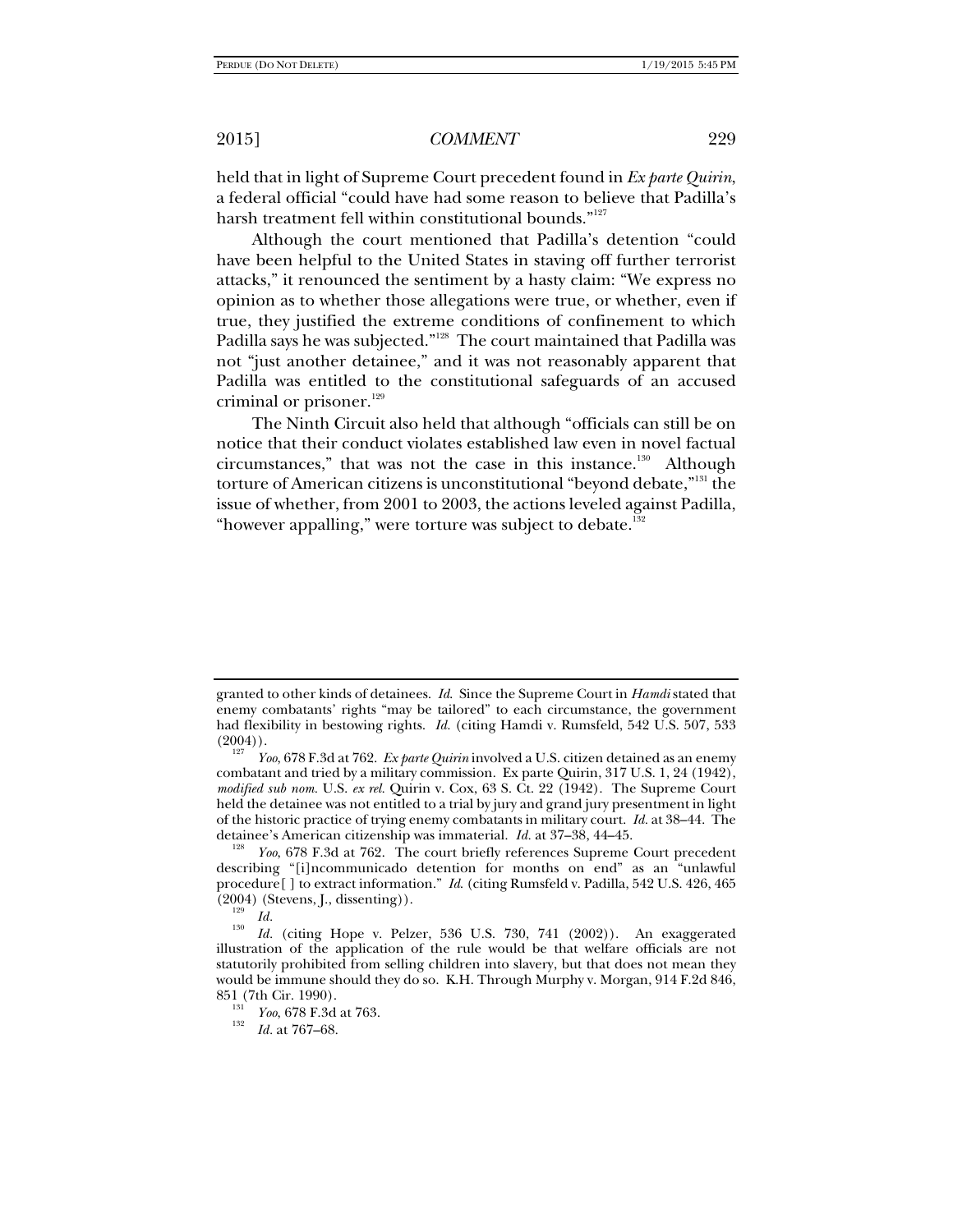held that in light of Supreme Court precedent found in *Ex parte Quirin*, a federal official "could have had some reason to believe that Padilla's harsh treatment fell within constitutional bounds."[127]

Although the court mentioned that Padilla's detention "could have been helpful to the United States in staving off further terrorist attacks," it renounced the sentiment by a hasty claim: "We express no opinion as to whether those allegations were true, or whether, even if true, they justified the extreme conditions of confinement to which Padilla says he was subjected."[128] The court maintained that Padilla was not "just another detainee," and it was not reasonably apparent that Padilla was entitled to the constitutional safeguards of an accused criminal or prisoner.[129]

The Ninth Circuit also held that although "officials can still be on notice that their conduct violates established law even in novel factual circumstances," that was not the case in this instance.[130] Although torture of American citizens is unconstitutional "beyond debate,"[131] the issue of whether, from 2001 to 2003, the actions leveled against Padilla, "however appalling," were torture was subject to debate.[132]

---

granted to other kinds of detainees. *Id.* Since the Supreme Court in *Hamdi* stated that enemy combatants' rights "may be tailored" to each circumstance, the government had flexibility in bestowing rights. *Id.* (citing Hamdi v. Rumsfeld, 542 U.S. 507, 533 (2004)).

[127] *Yoo*, 678 F.3d at 762. *Ex parte Quirin* involved a U.S. citizen detained as an enemy combatant and tried by a military commission. Ex parte Quirin, 317 U.S. 1, 24 (1942), *modified sub nom.* U.S. *ex rel.* Quirin v. Cox, 63 S. Ct. 22 (1942). The Supreme Court held the detainee was not entitled to a trial by jury and grand jury presentment in light of the historic practice of trying enemy combatants in military court. *Id.* at 38–44. The detainee's American citizenship was immaterial. *Id.* at 37–38, 44–45.

[128] *Yoo*, 678 F.3d at 762. The court briefly references Supreme Court precedent describing "[i]ncommunicado detention for months on end" as an "unlawful procedure[ ] to extract information." *Id.* (citing Rumsfeld v. Padilla, 542 U.S. 426, 465 (2004) (Stevens, J., dissenting)).

[129] *Id.*

[130] *Id.* (citing Hope v. Pelzer, 536 U.S. 730, 741 (2002)). An exaggerated illustration of the application of the rule would be that welfare officials are not statutorily prohibited from selling children into slavery, but that does not mean they would be immune should they do so. K.H. Through Murphy v. Morgan, 914 F.2d 846, 851 (7th Cir. 1990).

[131] *Yoo*, 678 F.3d at 763.

[132] *Id.* at 767–68.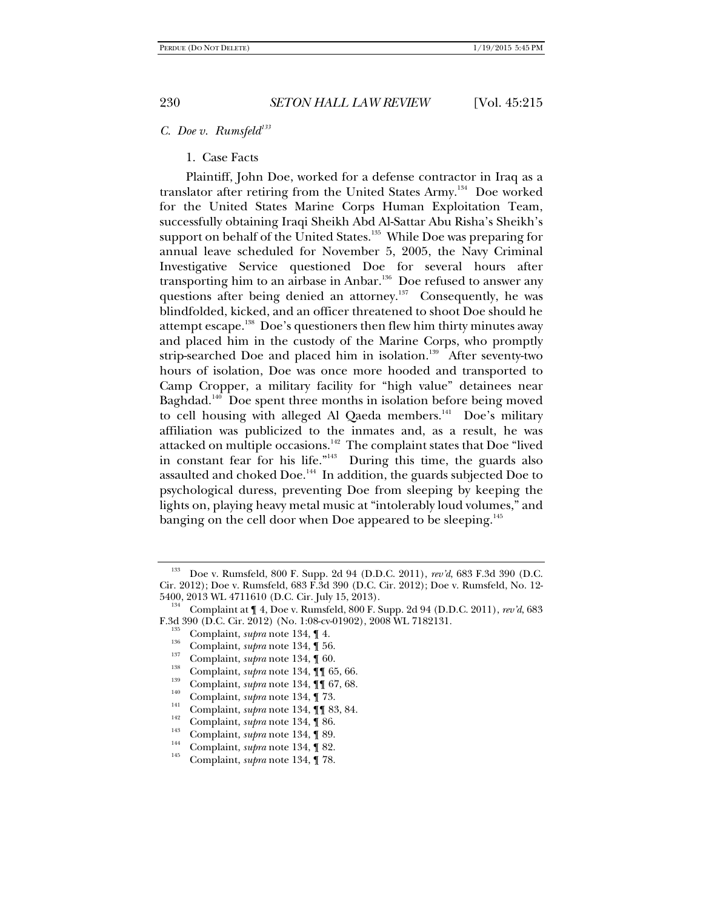### C. *Doe v. Rumsfeld*[133]

#### 1. Case Facts

Plaintiff, John Doe, worked for a defense contractor in Iraq as a translator after retiring from the United States Army.[134] Doe worked for the United States Marine Corps Human Exploitation Team, successfully obtaining Iraqi Sheikh Abd Al-Sattar Abu Risha's Sheikh's support on behalf of the United States.[135] While Doe was preparing for annual leave scheduled for November 5, 2005, the Navy Criminal Investigative Service questioned Doe for several hours after transporting him to an airbase in Anbar.[136] Doe refused to answer any questions after being denied an attorney.[137] Consequently, he was blindfolded, kicked, and an officer threatened to shoot Doe should he attempt escape.[138] Doe's questioners then flew him thirty minutes away and placed him in the custody of the Marine Corps, who promptly strip-searched Doe and placed him in isolation.[139] After seventy-two hours of isolation, Doe was once more hooded and transported to Camp Cropper, a military facility for "high value" detainees near Baghdad.[140] Doe spent three months in isolation before being moved to cell housing with alleged Al Qaeda members.[141] Doe's military affiliation was publicized to the inmates and, as a result, he was attacked on multiple occasions.[142] The complaint states that Doe "lived in constant fear for his life."[143] During this time, the guards also assaulted and choked Doe.[144] In addition, the guards subjected Doe to psychological duress, preventing Doe from sleeping by keeping the lights on, playing heavy metal music at "intolerably loud volumes," and banging on the cell door when Doe appeared to be sleeping.[145]

---

[133] Doe v. Rumsfeld, 800 F. Supp. 2d 94 (D.D.C. 2011), *rev'd*, 683 F.3d 390 (D.C. Cir. 2012); Doe v. Rumsfeld, 683 F.3d 390 (D.C. Cir. 2012); Doe v. Rumsfeld, No. 12-5400, 2013 WL 4711610 (D.C. Cir. July 15, 2013).

[134] Complaint at ¶ 4, Doe v. Rumsfeld, 800 F. Supp. 2d 94 (D.D.C. 2011), *rev'd*, 683 F.3d 390 (D.C. Cir. 2012) (No. 1:08-cv-01902), 2008 WL 7182131.

[135] Complaint, *supra* note 134, ¶ 4.

[136] Complaint, *supra* note 134, ¶ 56.

[137] Complaint, *supra* note 134, ¶ 60.

[138] Complaint, *supra* note 134, ¶¶ 65, 66.

[139] Complaint, *supra* note 134, ¶¶ 67, 68.

[140] Complaint, *supra* note 134, ¶ 73.

[141] Complaint, *supra* note 134, ¶¶ 83, 84.

[142] Complaint, *supra* note 134, ¶ 86.

[143] Complaint, *supra* note 134, ¶ 89.

[144] Complaint, *supra* note 134, ¶ 82.

[145] Complaint, *supra* note 134, ¶ 78.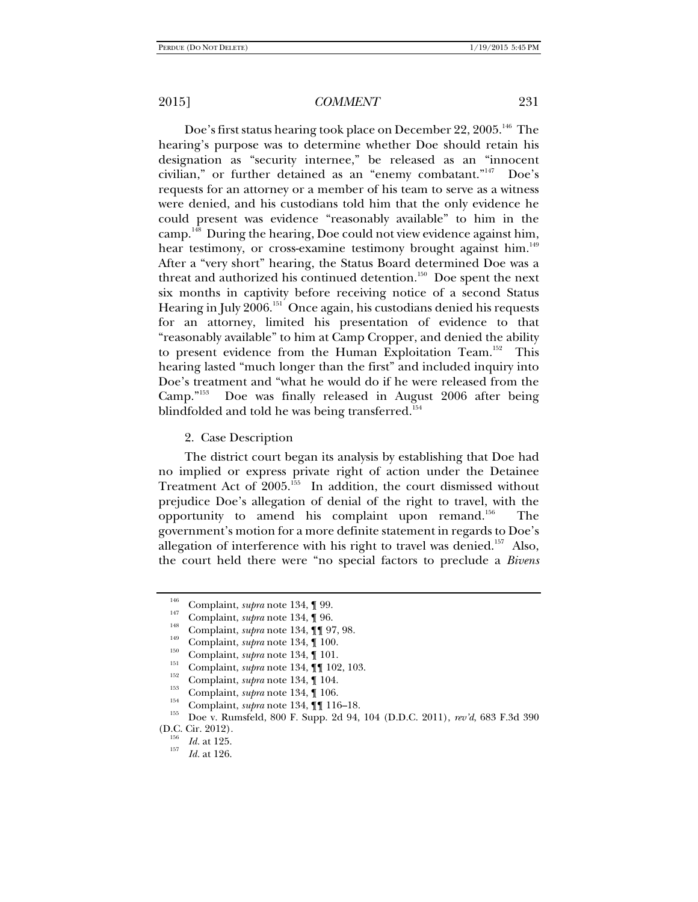Doe's first status hearing took place on December 22, 2005.[146] The hearing's purpose was to determine whether Doe should retain his designation as "security internee," be released as an "innocent civilian," or further detained as an "enemy combatant."[147] Doe's requests for an attorney or a member of his team to serve as a witness were denied, and his custodians told him that the only evidence he could present was evidence "reasonably available" to him in the camp.[148] During the hearing, Doe could not view evidence against him, hear testimony, or cross-examine testimony brought against him.[149] After a "very short" hearing, the Status Board determined Doe was a threat and authorized his continued detention.[150] Doe spent the next six months in captivity before receiving notice of a second Status Hearing in July 2006.[151] Once again, his custodians denied his requests for an attorney, limited his presentation of evidence to that "reasonably available" to him at Camp Cropper, and denied the ability to present evidence from the Human Exploitation Team.[152] This hearing lasted "much longer than the first" and included inquiry into Doe's treatment and "what he would do if he were released from the Camp."[153] Doe was finally released in August 2006 after being blindfolded and told he was being transferred.[154]

2. Case Description

The district court began its analysis by establishing that Doe had no implied or express private right of action under the Detainee Treatment Act of 2005.[155] In addition, the court dismissed without prejudice Doe's allegation of denial of the right to travel, with the opportunity to amend his complaint upon remand.[156] The government's motion for a more definite statement in regards to Doe's allegation of interference with his right to travel was denied.[157] Also, the court held there were "no special factors to preclude a *Bivens*

---

[146] Complaint, *supra* note 134, ¶ 99.

[147] Complaint, *supra* note 134, ¶ 96.

[148] Complaint, *supra* note 134, ¶¶ 97, 98.

[149] Complaint, *supra* note 134, ¶ 100.

[150] Complaint, *supra* note 134, ¶ 101.

[151] Complaint, *supra* note 134, ¶¶ 102, 103.

[152] Complaint, *supra* note 134, ¶ 104.

[153] Complaint, *supra* note 134, ¶ 106.

[154] Complaint, *supra* note 134, ¶¶ 116–18.

[155] Doe v. Rumsfeld, 800 F. Supp. 2d 94, 104 (D.D.C. 2011), *rev'd*, 683 F.3d 390 (D.C. Cir. 2012).

[156] *Id.* at 125.

[157] *Id.* at 126.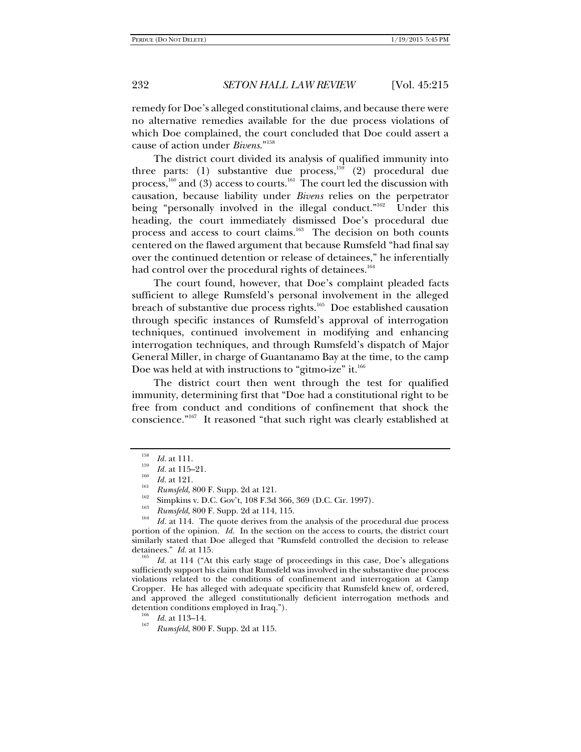remedy for Doe's alleged constitutional claims, and because there were no alternative remedies available for the due process violations of which Doe complained, the court concluded that Doe could assert a cause of action under *Bivens*."[158]

The district court divided its analysis of qualified immunity into three parts: (1) substantive due process,[159] (2) procedural due process,[160] and (3) access to courts.[161] The court led the discussion with causation, because liability under *Bivens* relies on the perpetrator being "personally involved in the illegal conduct."[162] Under this heading, the court immediately dismissed Doe's procedural due process and access to court claims.[163] The decision on both counts centered on the flawed argument that because Rumsfeld "had final say over the continued detention or release of detainees," he inferentially had control over the procedural rights of detainees.[164]

The court found, however, that Doe's complaint pleaded facts sufficient to allege Rumsfeld's personal involvement in the alleged breach of substantive due process rights.[165] Doe established causation through specific instances of Rumsfeld's approval of interrogation techniques, continued involvement in modifying and enhancing interrogation techniques, and through Rumsfeld's dispatch of Major General Miller, in charge of Guantanamo Bay at the time, to the camp Doe was held at with instructions to "gitmo-ize" it.[166]

The district court then went through the test for qualified immunity, determining first that "Doe had a constitutional right to be free from conduct and conditions of confinement that shock the conscience."[167] It reasoned "that such right was clearly established at

---

[158] *Id.* at 111.

[159] *Id.* at 115–21.

[160] *Id.* at 121.

[161] *Rumsfeld*, 800 F. Supp. 2d at 121.

[162] Simpkins v. D.C. Gov't, 108 F.3d 366, 369 (D.C. Cir. 1997).

[163] *Rumsfeld*, 800 F. Supp. 2d at 114, 115.

[164] *Id.* at 114. The quote derives from the analysis of the procedural due process portion of the opinion. *Id.* In the section on the access to courts, the district court similarly stated that Doe alleged that "Rumsfeld controlled the decision to release detainees." *Id.* at 115.

[165] *Id.* at 114 ("At this early stage of proceedings in this case, Doe's allegations sufficiently support his claim that Rumsfeld was involved in the substantive due process violations related to the conditions of confinement and interrogation at Camp Cropper. He has alleged with adequate specificity that Rumsfeld knew of, ordered, and approved the alleged constitutionally deficient interrogation methods and detention conditions employed in Iraq.").

[166] *Id.* at 113–14.

[167] *Rumsfeld*, 800 F. Supp. 2d at 115.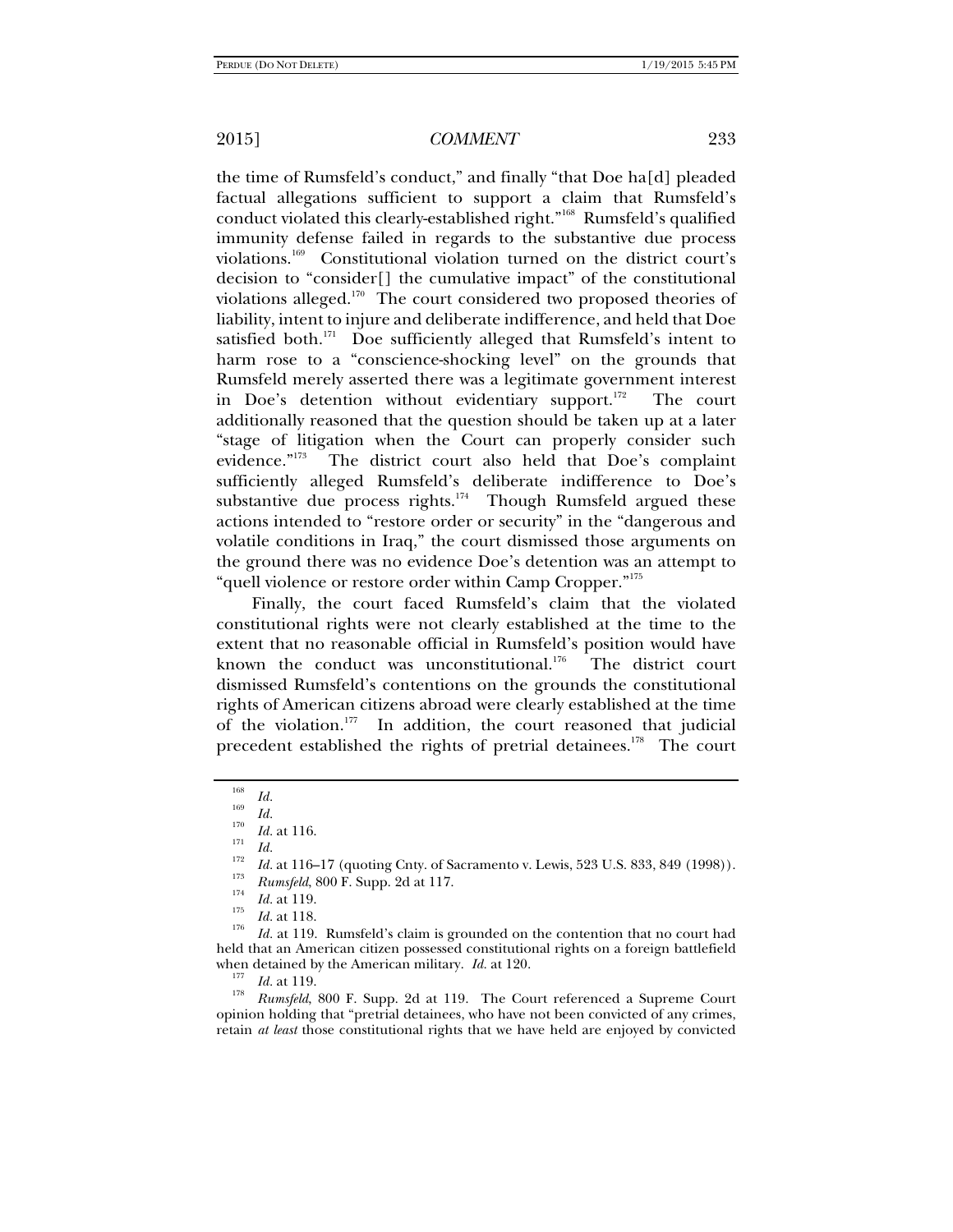the time of Rumsfeld's conduct," and finally "that Doe ha[d] pleaded factual allegations sufficient to support a claim that Rumsfeld's conduct violated this clearly-established right."[168] Rumsfeld's qualified immunity defense failed in regards to the substantive due process violations.[169] Constitutional violation turned on the district court's decision to "consider[] the cumulative impact" of the constitutional violations alleged.[170] The court considered two proposed theories of liability, intent to injure and deliberate indifference, and held that Doe satisfied both.[171] Doe sufficiently alleged that Rumsfeld's intent to harm rose to a "conscience-shocking level" on the grounds that Rumsfeld merely asserted there was a legitimate government interest in Doe's detention without evidentiary support.[172] The court additionally reasoned that the question should be taken up at a later "stage of litigation when the Court can properly consider such evidence."[173] The district court also held that Doe's complaint sufficiently alleged Rumsfeld's deliberate indifference to Doe's substantive due process rights.[174] Though Rumsfeld argued these actions intended to "restore order or security" in the "dangerous and volatile conditions in Iraq," the court dismissed those arguments on the ground there was no evidence Doe's detention was an attempt to "quell violence or restore order within Camp Cropper."[175]

Finally, the court faced Rumsfeld's claim that the violated constitutional rights were not clearly established at the time to the extent that no reasonable official in Rumsfeld's position would have known the conduct was unconstitutional.[176] The district court dismissed Rumsfeld's contentions on the grounds the constitutional rights of American citizens abroad were clearly established at the time of the violation.[177] In addition, the court reasoned that judicial precedent established the rights of pretrial detainees.[178] The court

---

[168] *Id.*

[169] *Id.*

[170] *Id.* at 116.

[171] *Id.*

[172] *Id.* at 116–17 (quoting Cnty. of Sacramento v. Lewis, 523 U.S. 833, 849 (1998)).

[173] *Rumsfeld*, 800 F. Supp. 2d at 117.

[174] *Id.* at 119.

[175] *Id.* at 118.

[176] *Id.* at 119. Rumsfeld's claim is grounded on the contention that no court had held that an American citizen possessed constitutional rights on a foreign battlefield when detained by the American military. *Id.* at 120.

[177] *Id.* at 119.

[178] *Rumsfeld*, 800 F. Supp. 2d at 119. The Court referenced a Supreme Court opinion holding that "pretrial detainees, who have not been convicted of any crimes, retain *at least* those constitutional rights that we have held are enjoyed by convicted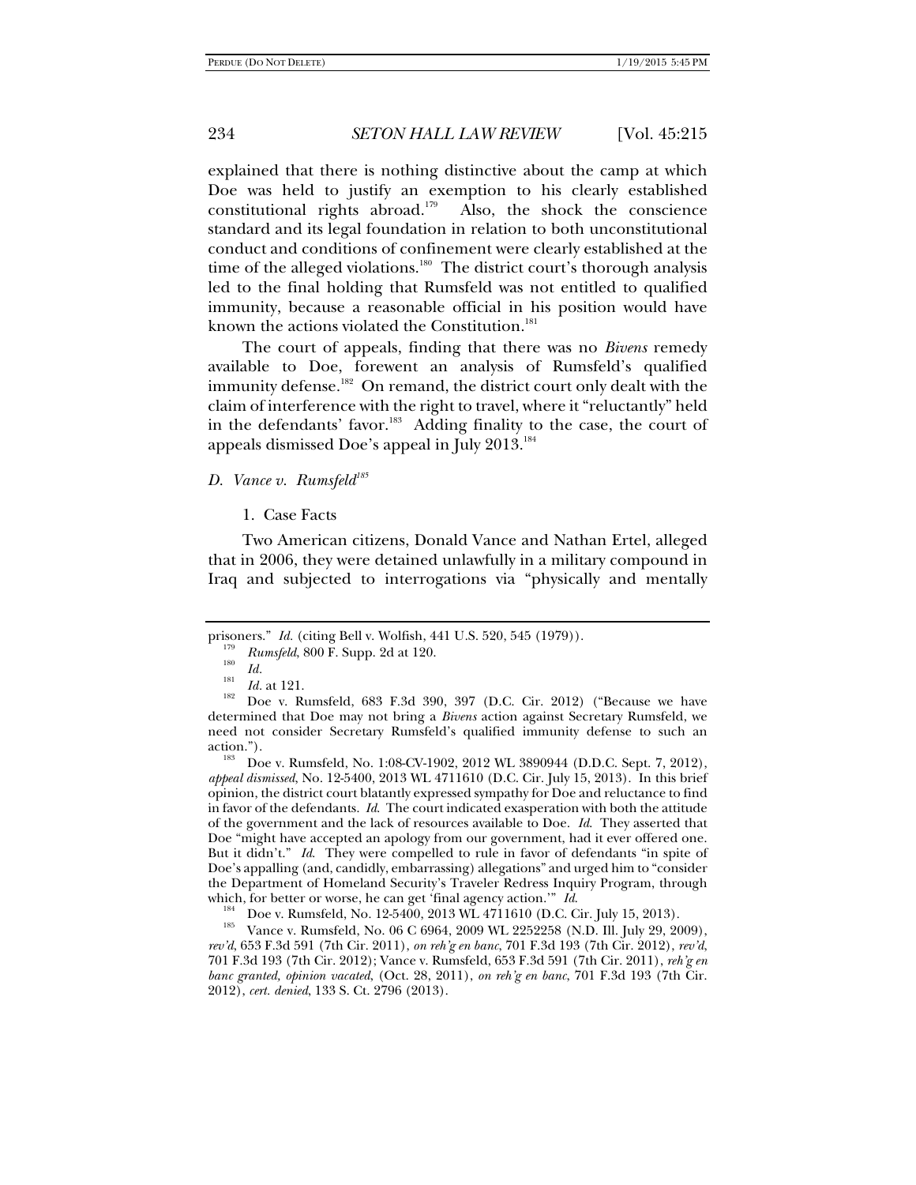explained that there is nothing distinctive about the camp at which Doe was held to justify an exemption to his clearly established constitutional rights abroad.[179] Also, the shock the conscience standard and its legal foundation in relation to both unconstitutional conduct and conditions of confinement were clearly established at the time of the alleged violations.[180] The district court's thorough analysis led to the final holding that Rumsfeld was not entitled to qualified immunity, because a reasonable official in his position would have known the actions violated the Constitution.[181]

The court of appeals, finding that there was no *Bivens* remedy available to Doe, forewent an analysis of Rumsfeld's qualified immunity defense.[182] On remand, the district court only dealt with the claim of interference with the right to travel, where it "reluctantly" held in the defendants' favor.[183] Adding finality to the case, the court of appeals dismissed Doe's appeal in July 2013.[184]

### *D. Vance v. Rumsfeld*[185]

#### 1. Case Facts

Two American citizens, Donald Vance and Nathan Ertel, alleged that in 2006, they were detained unlawfully in a military compound in Iraq and subjected to interrogations via "physically and mentally

---

prisoners." *Id.* (citing Bell v. Wolfish, 441 U.S. 520, 545 (1979)).

[179] *Rumsfeld*, 800 F. Supp. 2d at 120.

[180] *Id.*

[181] *Id.* at 121.

[182] Doe v. Rumsfeld, 683 F.3d 390, 397 (D.C. Cir. 2012) ("Because we have determined that Doe may not bring a *Bivens* action against Secretary Rumsfeld, we need not consider Secretary Rumsfeld's qualified immunity defense to such an action.").

[183] Doe v. Rumsfeld, No. 1:08-CV-1902, 2012 WL 3890944 (D.D.C. Sept. 7, 2012), *appeal dismissed*, No. 12-5400, 2013 WL 4711610 (D.C. Cir. July 15, 2013). In this brief opinion, the district court blatantly expressed sympathy for Doe and reluctance to find in favor of the defendants. *Id.* The court indicated exasperation with both the attitude of the government and the lack of resources available to Doe. *Id.* They asserted that Doe "might have accepted an apology from our government, had it ever offered one. But it didn't." *Id.* They were compelled to rule in favor of defendants "in spite of Doe's appalling (and, candidly, embarrassing) allegations" and urged him to "consider the Department of Homeland Security's Traveler Redress Inquiry Program, through which, for better or worse, he can get 'final agency action.'" *Id.*

[184] Doe v. Rumsfeld, No. 12-5400, 2013 WL 4711610 (D.C. Cir. July 15, 2013).

[185] Vance v. Rumsfeld, No. 06 C 6964, 2009 WL 2252258 (N.D. Ill. July 29, 2009), *rev'd*, 653 F.3d 591 (7th Cir. 2011), *on reh'g en banc*, 701 F.3d 193 (7th Cir. 2012), *rev'd*, 701 F.3d 193 (7th Cir. 2012); Vance v. Rumsfeld, 653 F.3d 591 (7th Cir. 2011), *reh'g en banc granted, opinion vacated*, (Oct. 28, 2011), *on reh'g en banc*, 701 F.3d 193 (7th Cir. 2012), *cert. denied*, 133 S. Ct. 2796 (2013).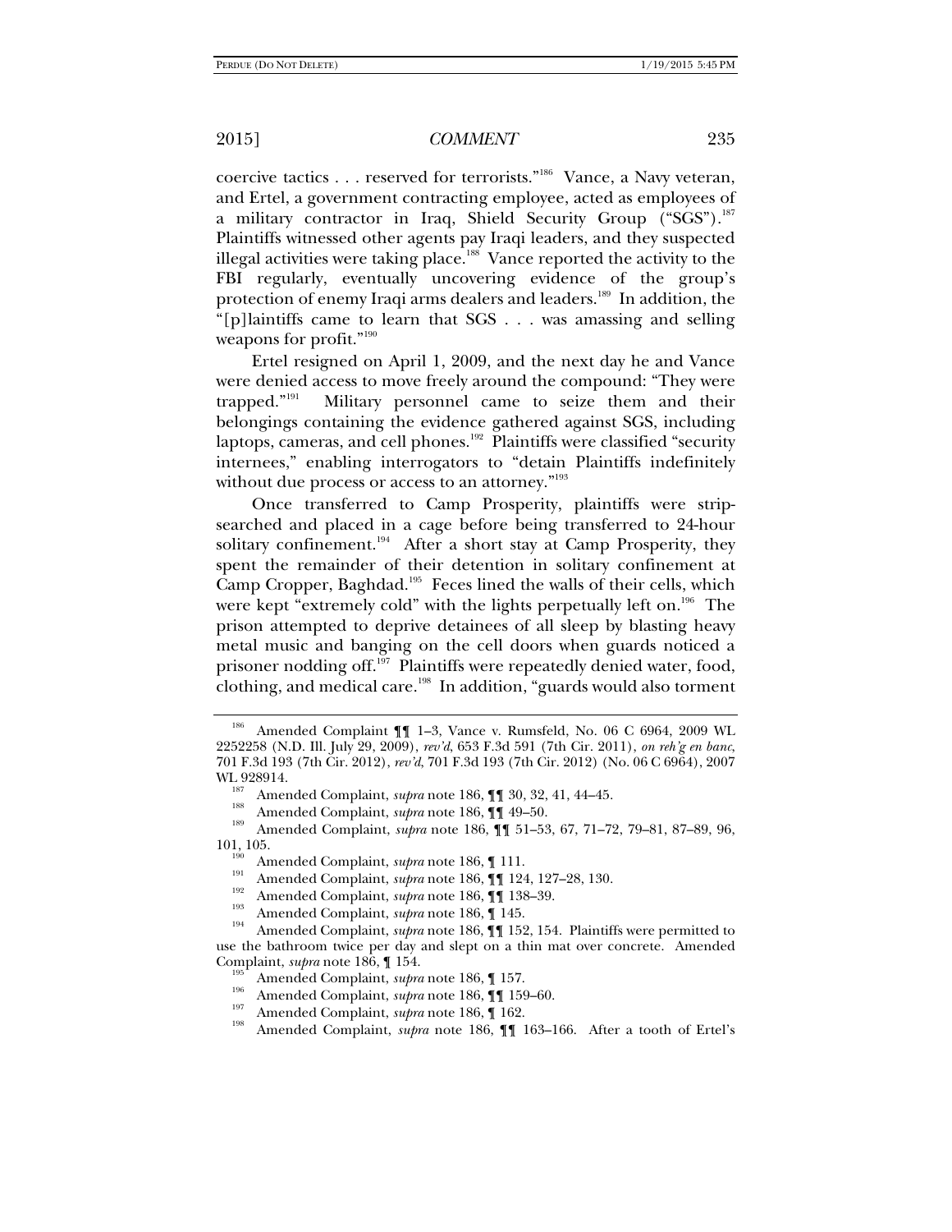coercive tactics . . . reserved for terrorists."[186] Vance, a Navy veteran, and Ertel, a government contracting employee, acted as employees of a military contractor in Iraq, Shield Security Group ("SGS").[187] Plaintiffs witnessed other agents pay Iraqi leaders, and they suspected illegal activities were taking place.[188] Vance reported the activity to the FBI regularly, eventually uncovering evidence of the group's protection of enemy Iraqi arms dealers and leaders.[189] In addition, the "[p]laintiffs came to learn that SGS . . . was amassing and selling weapons for profit."[190]

Ertel resigned on April 1, 2009, and the next day he and Vance were denied access to move freely around the compound: "They were trapped."[191] Military personnel came to seize them and their belongings containing the evidence gathered against SGS, including laptops, cameras, and cell phones.[192] Plaintiffs were classified "security internees," enabling interrogators to "detain Plaintiffs indefinitely without due process or access to an attorney."[193]

Once transferred to Camp Prosperity, plaintiffs were strip-searched and placed in a cage before being transferred to 24-hour solitary confinement.[194] After a short stay at Camp Prosperity, they spent the remainder of their detention in solitary confinement at Camp Cropper, Baghdad.[195] Feces lined the walls of their cells, which were kept "extremely cold" with the lights perpetually left on.[196] The prison attempted to deprive detainees of all sleep by blasting heavy metal music and banging on the cell doors when guards noticed a prisoner nodding off.[197] Plaintiffs were repeatedly denied water, food, clothing, and medical care.[198] In addition, "guards would also torment

---

[186] Amended Complaint ¶¶ 1–3, Vance v. Rumsfeld, No. 06 C 6964, 2009 WL 2252258 (N.D. Ill. July 29, 2009), *rev'd*, 653 F.3d 591 (7th Cir. 2011), *on reh'g en banc*, 701 F.3d 193 (7th Cir. 2012), *rev'd*, 701 F.3d 193 (7th Cir. 2012) (No. 06 C 6964), 2007 WL 928914.

[187] Amended Complaint, *supra* note 186, ¶¶ 30, 32, 41, 44–45.

[188] Amended Complaint, *supra* note 186, ¶¶ 49–50.

[189] Amended Complaint, *supra* note 186, ¶¶ 51–53, 67, 71–72, 79–81, 87–89, 96, 101, 105.

[190] Amended Complaint, *supra* note 186, ¶ 111.

[191] Amended Complaint, *supra* note 186, ¶¶ 124, 127–28, 130.

[192] Amended Complaint, *supra* note 186, ¶¶ 138–39.

[193] Amended Complaint, *supra* note 186, ¶ 145.

[194] Amended Complaint, *supra* note 186, ¶¶ 152, 154. Plaintiffs were permitted to use the bathroom twice per day and slept on a thin mat over concrete. Amended Complaint, *supra* note 186, ¶ 154.

[195] Amended Complaint, *supra* note 186, ¶ 157.

[196] Amended Complaint, *supra* note 186, ¶¶ 159–60.

[197] Amended Complaint, *supra* note 186, ¶ 162.

[198] Amended Complaint, *supra* note 186, ¶¶ 163–166. After a tooth of Ertel's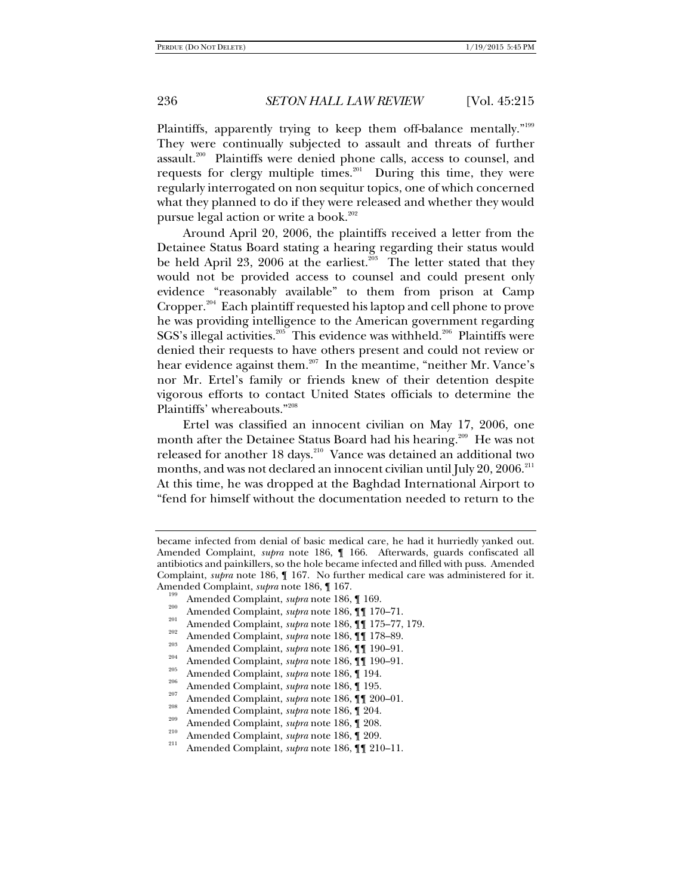Plaintiffs, apparently trying to keep them off-balance mentally."[199] They were continually subjected to assault and threats of further assault.[200] Plaintiffs were denied phone calls, access to counsel, and requests for clergy multiple times.[201] During this time, they were regularly interrogated on non sequitur topics, one of which concerned what they planned to do if they were released and whether they would pursue legal action or write a book.[202]

Around April 20, 2006, the plaintiffs received a letter from the Detainee Status Board stating a hearing regarding their status would be held April 23, 2006 at the earliest.[203] The letter stated that they would not be provided access to counsel and could present only evidence "reasonably available" to them from prison at Camp Cropper.[204] Each plaintiff requested his laptop and cell phone to prove he was providing intelligence to the American government regarding SGS's illegal activities.[205] This evidence was withheld.[206] Plaintiffs were denied their requests to have others present and could not review or hear evidence against them.[207] In the meantime, "neither Mr. Vance's nor Mr. Ertel's family or friends knew of their detention despite vigorous efforts to contact United States officials to determine the Plaintiffs' whereabouts."[208]

Ertel was classified an innocent civilian on May 17, 2006, one month after the Detainee Status Board had his hearing.[209] He was not released for another 18 days.[210] Vance was detained an additional two months, and was not declared an innocent civilian until July 20, 2006.[211] At this time, he was dropped at the Baghdad International Airport to "fend for himself without the documentation needed to return to the

became infected from denial of basic medical care, he had it hurriedly yanked out. Amended Complaint, *supra* note 186, ¶ 166. Afterwards, guards confiscated all antibiotics and painkillers, so the hole became infected and filled with puss. Amended Complaint, *supra* note 186, ¶ 167. No further medical care was administered for it. Amended Complaint, *supra* note 186, ¶ 167.

[199] Amended Complaint, *supra* note 186, ¶ 169.

[200] Amended Complaint, *supra* note 186, ¶¶ 170–71.

[201] Amended Complaint, *supra* note 186, ¶¶ 175–77, 179.

[202] Amended Complaint, *supra* note 186, ¶¶ 178–89.

[203] Amended Complaint, *supra* note 186, ¶¶ 190–91.

[204] Amended Complaint, *supra* note 186, ¶¶ 190–91.

[205] Amended Complaint, *supra* note 186, ¶ 194.

[206] Amended Complaint, *supra* note 186, ¶ 195.

[207] Amended Complaint, *supra* note 186, ¶¶ 200–01.

[208] Amended Complaint, *supra* note 186, ¶ 204.

[209] Amended Complaint, *supra* note 186, ¶ 208.

[210] Amended Complaint, *supra* note 186, ¶ 209.

[211] Amended Complaint, *supra* note 186, ¶¶ 210–11.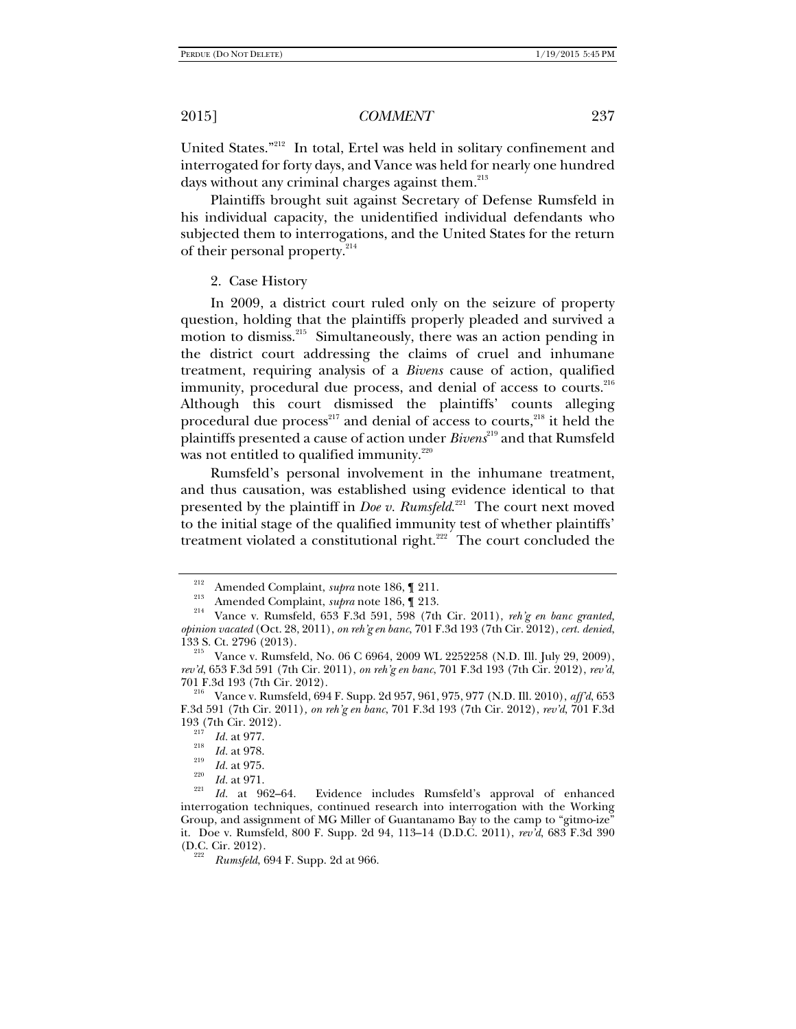United States."[212] In total, Ertel was held in solitary confinement and interrogated for forty days, and Vance was held for nearly one hundred days without any criminal charges against them.[213]

Plaintiffs brought suit against Secretary of Defense Rumsfeld in his individual capacity, the unidentified individual defendants who subjected them to interrogations, and the United States for the return of their personal property.[214]

2. Case History

In 2009, a district court ruled only on the seizure of property question, holding that the plaintiffs properly pleaded and survived a motion to dismiss.[215] Simultaneously, there was an action pending in the district court addressing the claims of cruel and inhumane treatment, requiring analysis of a *Bivens* cause of action, qualified immunity, procedural due process, and denial of access to courts.[216] Although this court dismissed the plaintiffs' counts alleging procedural due process[217] and denial of access to courts,[218] it held the plaintiffs presented a cause of action under *Bivens*[219] and that Rumsfeld was not entitled to qualified immunity.[220]

Rumsfeld's personal involvement in the inhumane treatment, and thus causation, was established using evidence identical to that presented by the plaintiff in *Doe v. Rumsfeld*.[221] The court next moved to the initial stage of the qualified immunity test of whether plaintiffs' treatment violated a constitutional right.[222] The court concluded the

---

[212] Amended Complaint, *supra* note 186, ¶ 211.

[213] Amended Complaint, *supra* note 186, ¶ 213.

[214] Vance v. Rumsfeld, 653 F.3d 591, 598 (7th Cir. 2011), *reh'g en banc granted, opinion vacated* (Oct. 28, 2011), *on reh'g en banc*, 701 F.3d 193 (7th Cir. 2012), *cert. denied*, 133 S. Ct. 2796 (2013).

[215] Vance v. Rumsfeld, No. 06 C 6964, 2009 WL 2252258 (N.D. Ill. July 29, 2009), *rev'd*, 653 F.3d 591 (7th Cir. 2011), *on reh'g en banc*, 701 F.3d 193 (7th Cir. 2012), *rev'd*, 701 F.3d 193 (7th Cir. 2012).

[216] Vance v. Rumsfeld, 694 F. Supp. 2d 957, 961, 975, 977 (N.D. Ill. 2010), *aff'd*, 653 F.3d 591 (7th Cir. 2011), *on reh'g en banc*, 701 F.3d 193 (7th Cir. 2012), *rev'd*, 701 F.3d 193 (7th Cir. 2012).

[217] *Id.* at 977.

[218] *Id.* at 978.

[219] *Id.* at 975.

[220] *Id.* at 971.

[221] *Id.* at 962–64. Evidence includes Rumsfeld's approval of enhanced interrogation techniques, continued research into interrogation with the Working Group, and assignment of MG Miller of Guantanamo Bay to the camp to "gitmo-ize" it. Doe v. Rumsfeld, 800 F. Supp. 2d 94, 113–14 (D.D.C. 2011), *rev'd*, 683 F.3d 390 (D.C. Cir. 2012).

[222] *Rumsfeld*, 694 F. Supp. 2d at 966.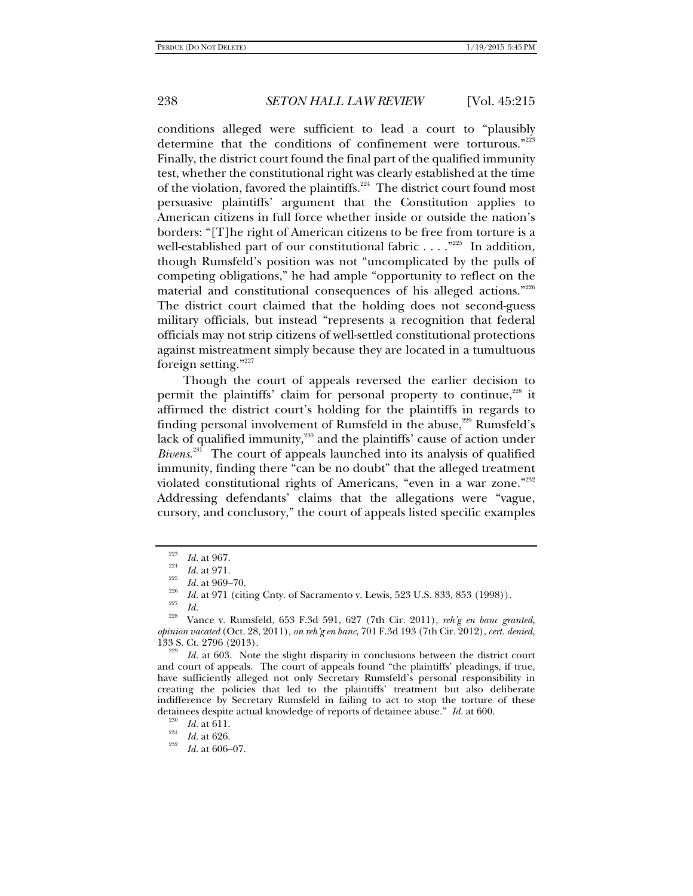conditions alleged were sufficient to lead a court to "plausibly determine that the conditions of confinement were torturous."[223] Finally, the district court found the final part of the qualified immunity test, whether the constitutional right was clearly established at the time of the violation, favored the plaintiffs.[224] The district court found most persuasive plaintiffs' argument that the Constitution applies to American citizens in full force whether inside or outside the nation's borders: "[T]he right of American citizens to be free from torture is a well-established part of our constitutional fabric . . . ."[225] In addition, though Rumsfeld's position was not "uncomplicated by the pulls of competing obligations," he had ample "opportunity to reflect on the material and constitutional consequences of his alleged actions."[226] The district court claimed that the holding does not second-guess military officials, but instead "represents a recognition that federal officials may not strip citizens of well-settled constitutional protections against mistreatment simply because they are located in a tumultuous foreign setting."[227]

Though the court of appeals reversed the earlier decision to permit the plaintiffs' claim for personal property to continue,[228] it affirmed the district court's holding for the plaintiffs in regards to finding personal involvement of Rumsfeld in the abuse,[229] Rumsfeld's lack of qualified immunity,[230] and the plaintiffs' cause of action under *Bivens*.[231] The court of appeals launched into its analysis of qualified immunity, finding there "can be no doubt" that the alleged treatment violated constitutional rights of Americans, "even in a war zone."[232] Addressing defendants' claims that the allegations were "vague, cursory, and conclusory," the court of appeals listed specific examples

---

[223] *Id.* at 967.

[224] *Id.* at 971.

[225] *Id.* at 969–70.

[226] *Id.* at 971 (citing Cnty. of Sacramento v. Lewis, 523 U.S. 833, 853 (1998)).

[227] *Id.*

[228] Vance v. Rumsfeld, 653 F.3d 591, 627 (7th Cir. 2011), *reh'g en banc granted, opinion vacated* (Oct. 28, 2011), *on reh'g en banc*, 701 F.3d 193 (7th Cir. 2012), *cert. denied*, 133 S. Ct. 2796 (2013).

[229] *Id.* at 603. Note the slight disparity in conclusions between the district court and court of appeals. The court of appeals found "the plaintiffs' pleadings, if true, have sufficiently alleged not only Secretary Rumsfeld's personal responsibility in creating the policies that led to the plaintiffs' treatment but also deliberate indifference by Secretary Rumsfeld in failing to act to stop the torture of these detainees despite actual knowledge of reports of detainee abuse." *Id.* at 600.

[230] *Id.* at 611.

[231] *Id.* at 626.

[232] *Id.* at 606–07.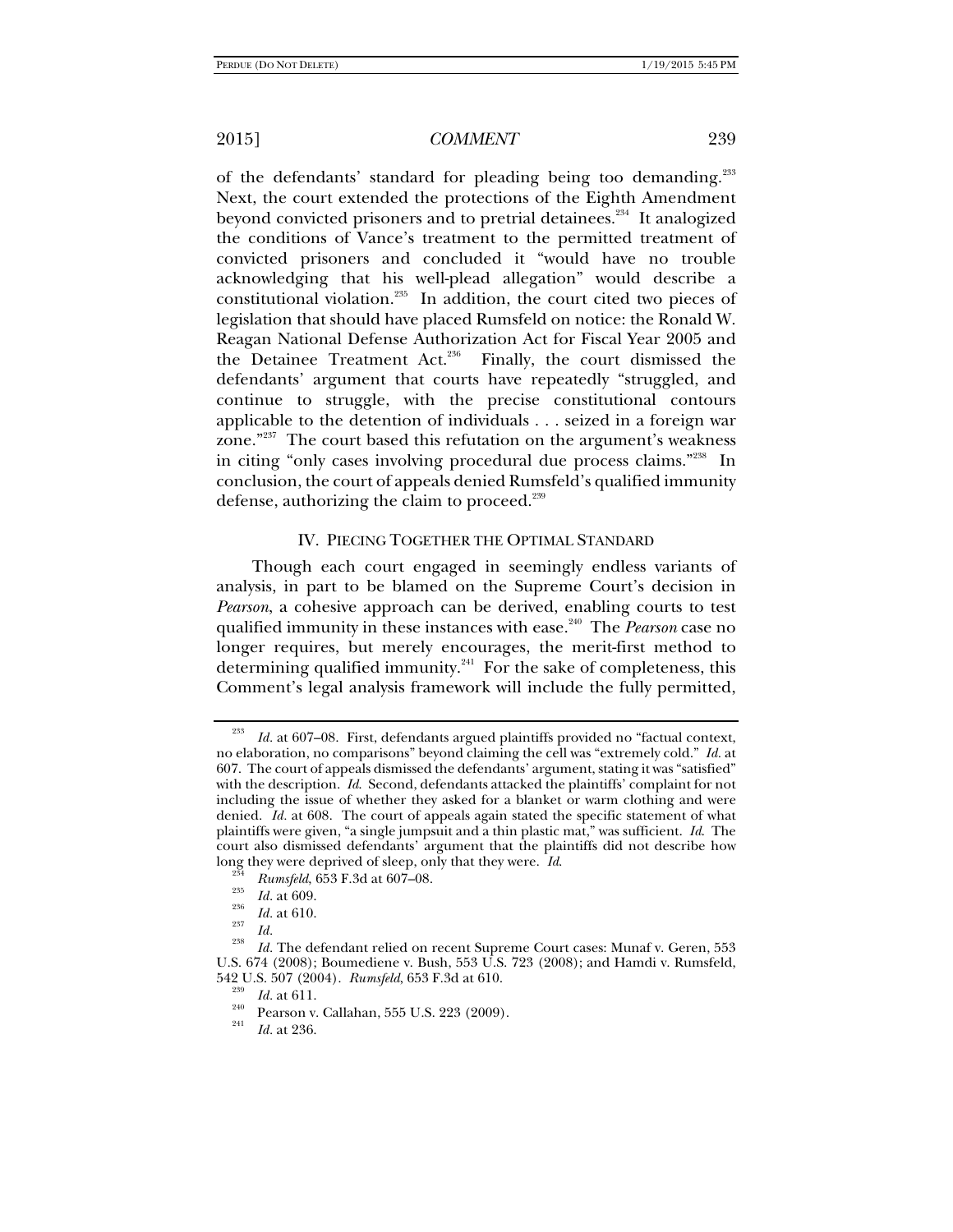of the defendants' standard for pleading being too demanding.[233] Next, the court extended the protections of the Eighth Amendment beyond convicted prisoners and to pretrial detainees.[234] It analogized the conditions of Vance's treatment to the permitted treatment of convicted prisoners and concluded it "would have no trouble acknowledging that his well-plead allegation" would describe a constitutional violation.[235] In addition, the court cited two pieces of legislation that should have placed Rumsfeld on notice: the Ronald W. Reagan National Defense Authorization Act for Fiscal Year 2005 and the Detainee Treatment Act.[236] Finally, the court dismissed the defendants' argument that courts have repeatedly "struggled, and continue to struggle, with the precise constitutional contours applicable to the detention of individuals . . . seized in a foreign war zone."[237] The court based this refutation on the argument's weakness in citing "only cases involving procedural due process claims."[238] In conclusion, the court of appeals denied Rumsfeld's qualified immunity defense, authorizing the claim to proceed.[239]

## IV. Piecing Together the Optimal Standard

Though each court engaged in seemingly endless variants of analysis, in part to be blamed on the Supreme Court's decision in *Pearson*, a cohesive approach can be derived, enabling courts to test qualified immunity in these instances with ease.[240] The *Pearson* case no longer requires, but merely encourages, the merit-first method to determining qualified immunity.[241] For the sake of completeness, this Comment's legal analysis framework will include the fully permitted,

---

[233] *Id.* at 607–08. First, defendants argued plaintiffs provided no "factual context, no elaboration, no comparisons" beyond claiming the cell was "extremely cold." *Id.* at 607. The court of appeals dismissed the defendants' argument, stating it was "satisfied" with the description. *Id.* Second, defendants attacked the plaintiffs' complaint for not including the issue of whether they asked for a blanket or warm clothing and were denied. *Id.* at 608. The court of appeals again stated the specific statement of what plaintiffs were given, "a single jumpsuit and a thin plastic mat," was sufficient. *Id.* The court also dismissed defendants' argument that the plaintiffs did not describe how long they were deprived of sleep, only that they were. *Id.*

[234] *Rumsfeld*, 653 F.3d at 607–08.

[235] *Id.* at 609.

[236] *Id.* at 610.

[237] *Id.*

[238] *Id.* The defendant relied on recent Supreme Court cases: Munaf v. Geren, 553 U.S. 674 (2008); Boumediene v. Bush, 553 U.S. 723 (2008); and Hamdi v. Rumsfeld, 542 U.S. 507 (2004). *Rumsfeld*, 653 F.3d at 610.

[239] *Id.* at 611.

[240] Pearson v. Callahan, 555 U.S. 223 (2009).

[241] *Id.* at 236.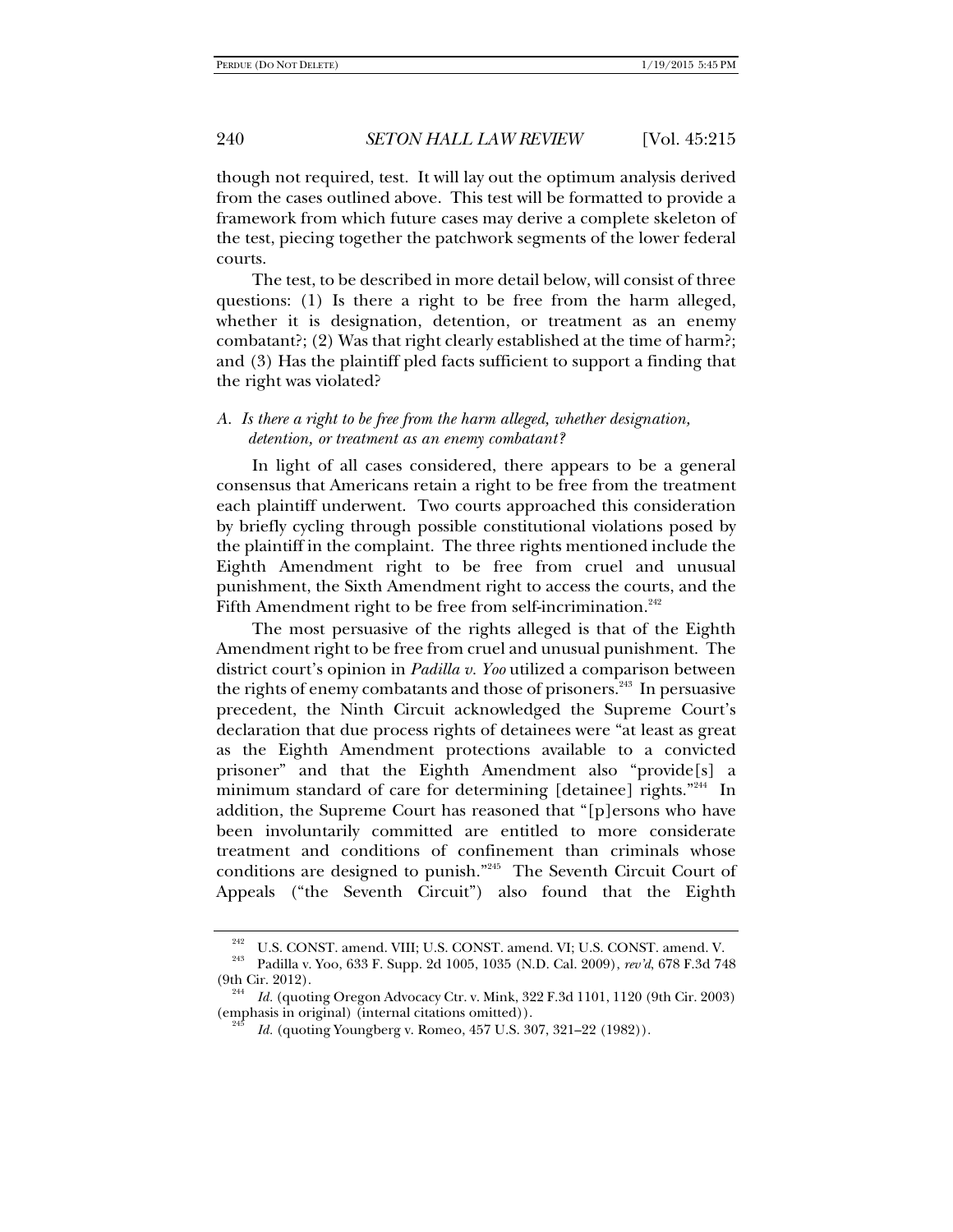though not required, test. It will lay out the optimum analysis derived from the cases outlined above. This test will be formatted to provide a framework from which future cases may derive a complete skeleton of the test, piecing together the patchwork segments of the lower federal courts.

The test, to be described in more detail below, will consist of three questions: (1) Is there a right to be free from the harm alleged, whether it is designation, detention, or treatment as an enemy combatant?; (2) Was that right clearly established at the time of harm?; and (3) Has the plaintiff pled facts sufficient to support a finding that the right was violated?

### *A. Is there a right to be free from the harm alleged, whether designation, detention, or treatment as an enemy combatant?*

In light of all cases considered, there appears to be a general consensus that Americans retain a right to be free from the treatment each plaintiff underwent. Two courts approached this consideration by briefly cycling through possible constitutional violations posed by the plaintiff in the complaint. The three rights mentioned include the Eighth Amendment right to be free from cruel and unusual punishment, the Sixth Amendment right to access the courts, and the Fifth Amendment right to be free from self-incrimination.[242]

The most persuasive of the rights alleged is that of the Eighth Amendment right to be free from cruel and unusual punishment. The district court's opinion in *Padilla v. Yoo* utilized a comparison between the rights of enemy combatants and those of prisoners.[243] In persuasive precedent, the Ninth Circuit acknowledged the Supreme Court's declaration that due process rights of detainees were "at least as great as the Eighth Amendment protections available to a convicted prisoner" and that the Eighth Amendment also "provide[s] a minimum standard of care for determining [detainee] rights."[244] In addition, the Supreme Court has reasoned that "[p]ersons who have been involuntarily committed are entitled to more considerate treatment and conditions of confinement than criminals whose conditions are designed to punish."[245] The Seventh Circuit Court of Appeals ("the Seventh Circuit") also found that the Eighth

---

[242] U.S. CONST. amend. VIII; U.S. CONST. amend. VI; U.S. CONST. amend. V.

[243] Padilla v. Yoo, 633 F. Supp. 2d 1005, 1035 (N.D. Cal. 2009), *rev'd*, 678 F.3d 748 (9th Cir. 2012).

[244] *Id.* (quoting Oregon Advocacy Ctr. v. Mink, 322 F.3d 1101, 1120 (9th Cir. 2003) (emphasis in original) (internal citations omitted)).

[245] *Id.* (quoting Youngberg v. Romeo, 457 U.S. 307, 321–22 (1982)).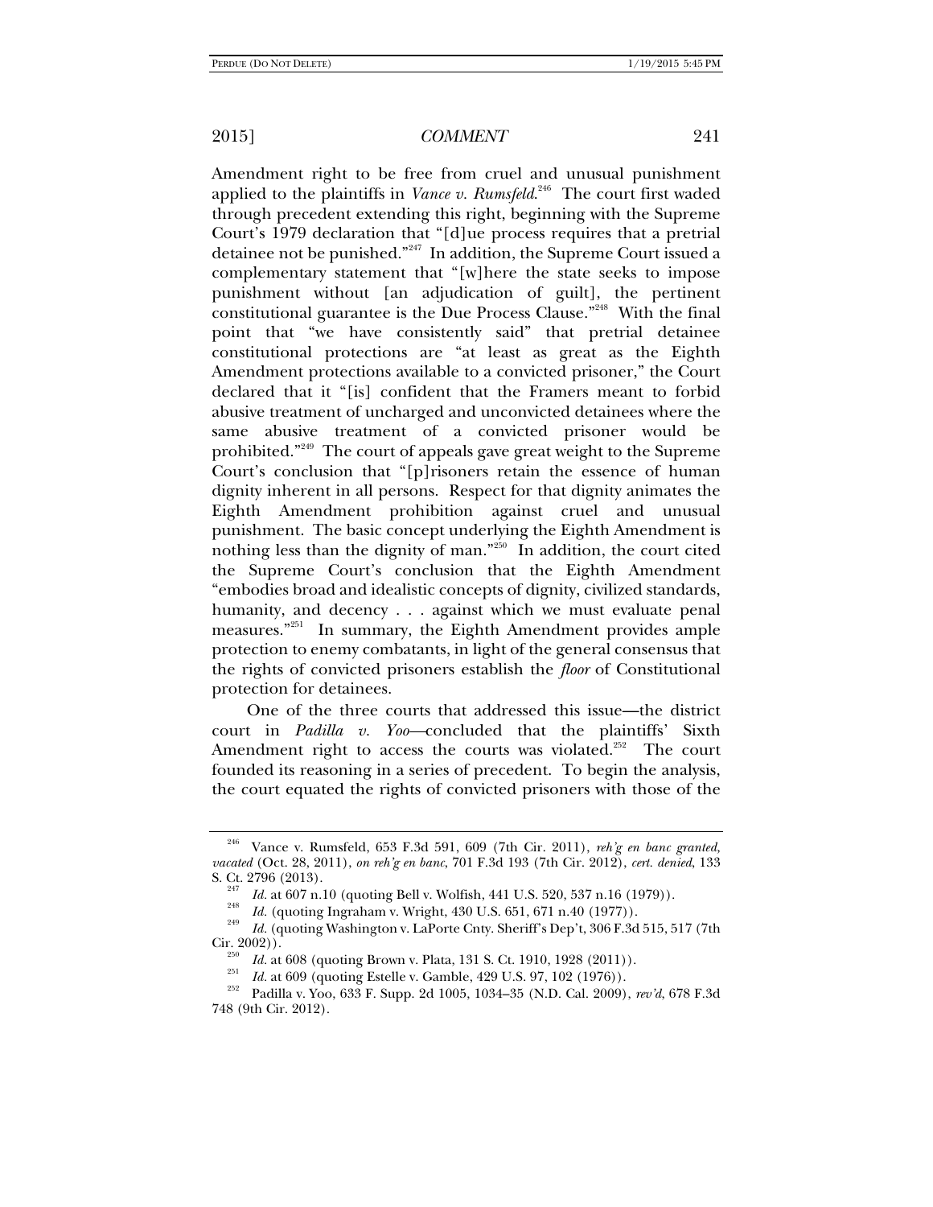Amendment right to be free from cruel and unusual punishment applied to the plaintiffs in *Vance v. Rumsfeld*.[246] The court first waded through precedent extending this right, beginning with the Supreme Court's 1979 declaration that "[d]ue process requires that a pretrial detainee not be punished."[247] In addition, the Supreme Court issued a complementary statement that "[w]here the state seeks to impose punishment without [an adjudication of guilt], the pertinent constitutional guarantee is the Due Process Clause."[248] With the final point that "we have consistently said" that pretrial detainee constitutional protections are "at least as great as the Eighth Amendment protections available to a convicted prisoner," the Court declared that it "[is] confident that the Framers meant to forbid abusive treatment of uncharged and unconvicted detainees where the same abusive treatment of a convicted prisoner would be prohibited."[249] The court of appeals gave great weight to the Supreme Court's conclusion that "[p]risoners retain the essence of human dignity inherent in all persons. Respect for that dignity animates the Eighth Amendment prohibition against cruel and unusual punishment. The basic concept underlying the Eighth Amendment is nothing less than the dignity of man."[250] In addition, the court cited the Supreme Court's conclusion that the Eighth Amendment "embodies broad and idealistic concepts of dignity, civilized standards, humanity, and decency . . . against which we must evaluate penal measures."[251] In summary, the Eighth Amendment provides ample protection to enemy combatants, in light of the general consensus that the rights of convicted prisoners establish the *floor* of Constitutional protection for detainees.

One of the three courts that addressed this issue—the district court in *Padilla v. Yoo*—concluded that the plaintiffs' Sixth Amendment right to access the courts was violated.[252] The court founded its reasoning in a series of precedent. To begin the analysis, the court equated the rights of convicted prisoners with those of the

---

[246] Vance v. Rumsfeld, 653 F.3d 591, 609 (7th Cir. 2011), *reh'g en banc granted, vacated* (Oct. 28, 2011), *on reh'g en banc*, 701 F.3d 193 (7th Cir. 2012), *cert. denied*, 133 S. Ct. 2796 (2013).

[247] *Id.* at 607 n.10 (quoting Bell v. Wolfish, 441 U.S. 520, 537 n.16 (1979)).

[248] *Id.* (quoting Ingraham v. Wright, 430 U.S. 651, 671 n.40 (1977)).

[249] *Id.* (quoting Washington v. LaPorte Cnty. Sheriff's Dep't, 306 F.3d 515, 517 (7th Cir. 2002)).

[250] *Id.* at 608 (quoting Brown v. Plata, 131 S. Ct. 1910, 1928 (2011)).

[251] *Id.* at 609 (quoting Estelle v. Gamble, 429 U.S. 97, 102 (1976)).

[252] Padilla v. Yoo, 633 F. Supp. 2d 1005, 1034–35 (N.D. Cal. 2009), *rev'd*, 678 F.3d 748 (9th Cir. 2012).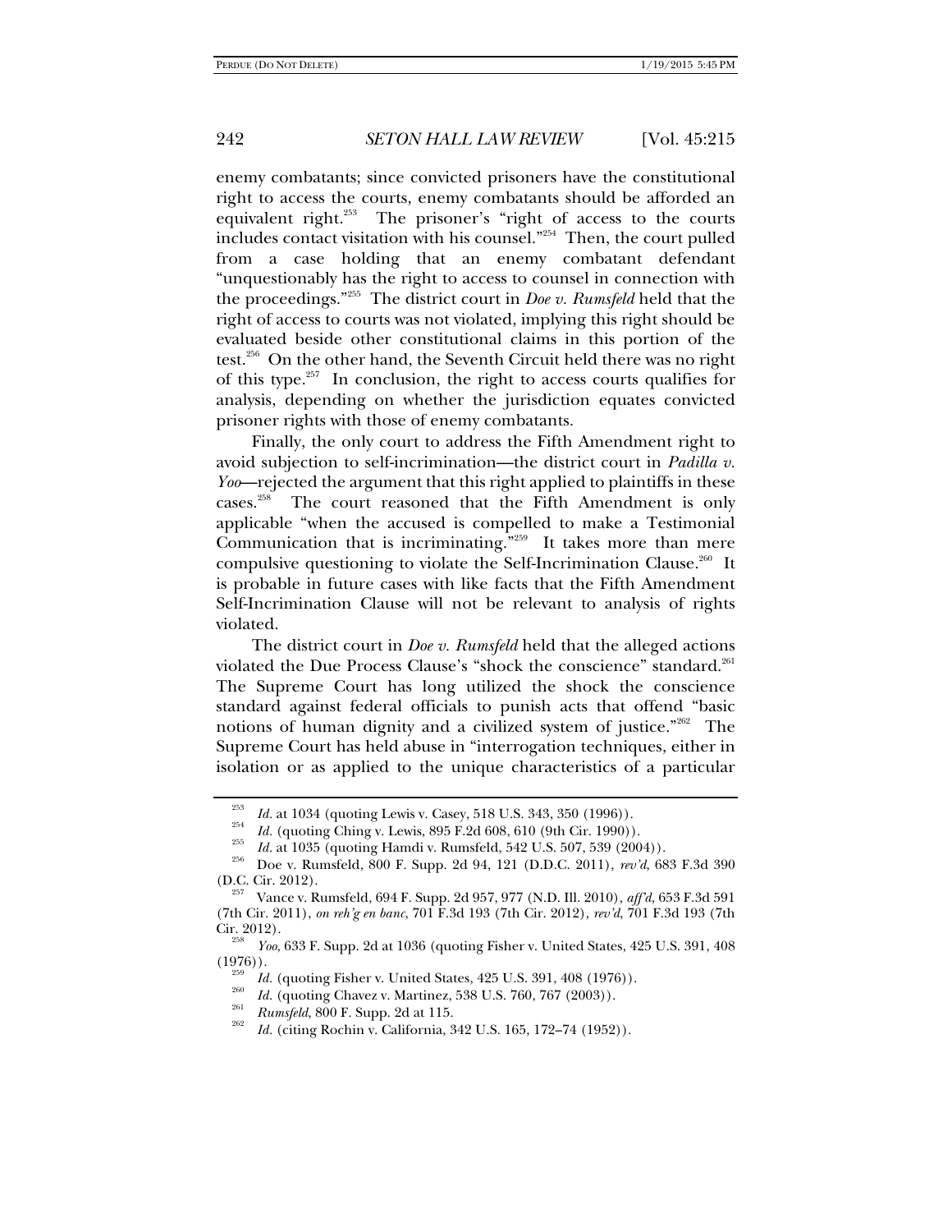enemy combatants; since convicted prisoners have the constitutional right to access the courts, enemy combatants should be afforded an equivalent right.[253] The prisoner's "right of access to the courts includes contact visitation with his counsel."[254] Then, the court pulled from a case holding that an enemy combatant defendant "unquestionably has the right to access to counsel in connection with the proceedings."[255] The district court in *Doe v. Rumsfeld* held that the right of access to courts was not violated, implying this right should be evaluated beside other constitutional claims in this portion of the test.[256] On the other hand, the Seventh Circuit held there was no right of this type.[257] In conclusion, the right to access courts qualifies for analysis, depending on whether the jurisdiction equates convicted prisoner rights with those of enemy combatants.

Finally, the only court to address the Fifth Amendment right to avoid subjection to self-incrimination—the district court in *Padilla v. Yoo*—rejected the argument that this right applied to plaintiffs in these cases.[258] The court reasoned that the Fifth Amendment is only applicable "when the accused is compelled to make a Testimonial Communication that is incriminating."[259] It takes more than mere compulsive questioning to violate the Self-Incrimination Clause.[260] It is probable in future cases with like facts that the Fifth Amendment Self-Incrimination Clause will not be relevant to analysis of rights violated.

The district court in *Doe v. Rumsfeld* held that the alleged actions violated the Due Process Clause's "shock the conscience" standard.[261] The Supreme Court has long utilized the shock the conscience standard against federal officials to punish acts that offend "basic notions of human dignity and a civilized system of justice."[262] The Supreme Court has held abuse in "interrogation techniques, either in isolation or as applied to the unique characteristics of a particular

---

[253] *Id.* at 1034 (quoting Lewis v. Casey, 518 U.S. 343, 350 (1996)).

[254] *Id.* (quoting Ching v. Lewis, 895 F.2d 608, 610 (9th Cir. 1990)).

[255] *Id.* at 1035 (quoting Hamdi v. Rumsfeld, 542 U.S. 507, 539 (2004)).

[256] Doe v. Rumsfeld, 800 F. Supp. 2d 94, 121 (D.D.C. 2011), *rev'd*, 683 F.3d 390 (D.C. Cir. 2012).

[257] Vance v. Rumsfeld, 694 F. Supp. 2d 957, 977 (N.D. Ill. 2010), *aff'd*, 653 F.3d 591 (7th Cir. 2011), *on reh'g en banc*, 701 F.3d 193 (7th Cir. 2012), *rev'd*, 701 F.3d 193 (7th Cir. 2012).

[258] *Yoo*, 633 F. Supp. 2d at 1036 (quoting Fisher v. United States, 425 U.S. 391, 408 (1976)).

[259] *Id.* (quoting Fisher v. United States, 425 U.S. 391, 408 (1976)).

[260] *Id.* (quoting Chavez v. Martinez, 538 U.S. 760, 767 (2003)).

[261] *Rumsfeld*, 800 F. Supp. 2d at 115.

[262] *Id.* (citing Rochin v. California, 342 U.S. 165, 172–74 (1952)).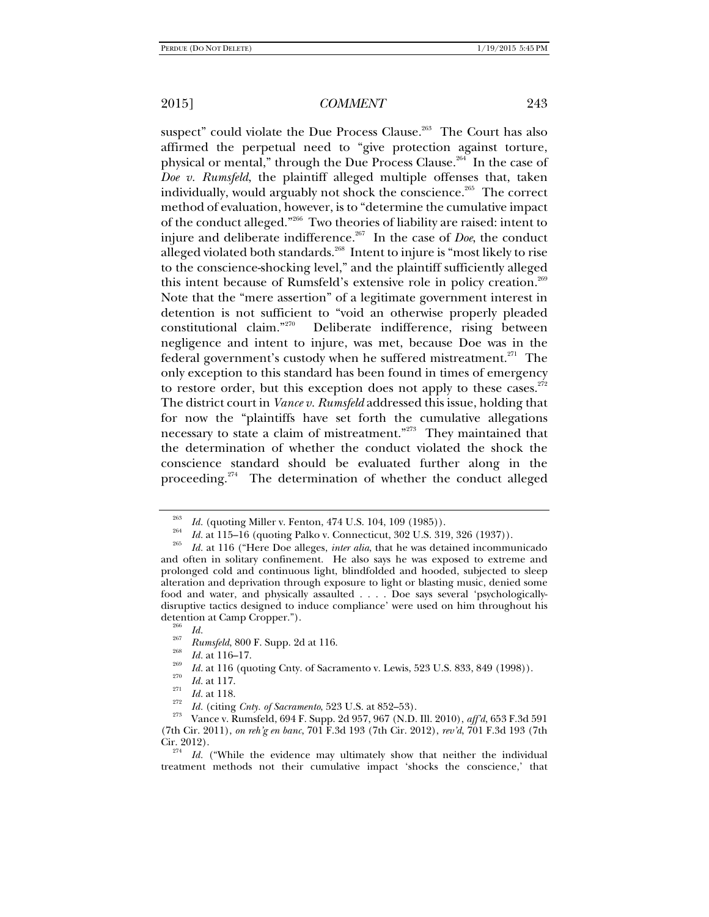suspect" could violate the Due Process Clause.[263] The Court has also affirmed the perpetual need to "give protection against torture, physical or mental," through the Due Process Clause.[264] In the case of *Doe v. Rumsfeld*, the plaintiff alleged multiple offenses that, taken individually, would arguably not shock the conscience.[265] The correct method of evaluation, however, is to "determine the cumulative impact of the conduct alleged."[266] Two theories of liability are raised: intent to injure and deliberate indifference.[267] In the case of *Doe*, the conduct alleged violated both standards.[268] Intent to injure is "most likely to rise to the conscience-shocking level," and the plaintiff sufficiently alleged this intent because of Rumsfeld's extensive role in policy creation.[269] Note that the "mere assertion" of a legitimate government interest in detention is not sufficient to "void an otherwise properly pleaded constitutional claim."[270] Deliberate indifference, rising between negligence and intent to injure, was met, because Doe was in the federal government's custody when he suffered mistreatment.[271] The only exception to this standard has been found in times of emergency to restore order, but this exception does not apply to these cases.[272] The district court in *Vance v. Rumsfeld* addressed this issue, holding that for now the "plaintiffs have set forth the cumulative allegations necessary to state a claim of mistreatment."[273] They maintained that the determination of whether the conduct violated the shock the conscience standard should be evaluated further along in the proceeding.[274] The determination of whether the conduct alleged

---

[263] *Id.* (quoting Miller v. Fenton, 474 U.S. 104, 109 (1985)).

[264] *Id.* at 115–16 (quoting Palko v. Connecticut, 302 U.S. 319, 326 (1937)).

[265] *Id.* at 116 ("Here Doe alleges, *inter alia*, that he was detained incommunicado and often in solitary confinement. He also says he was exposed to extreme and prolonged cold and continuous light, blindfolded and hooded, subjected to sleep alteration and deprivation through exposure to light or blasting music, denied some food and water, and physically assaulted . . . . Doe says several 'psychologically-disruptive tactics designed to induce compliance' were used on him throughout his detention at Camp Cropper.").

[266] *Id.*

[267] *Rumsfeld*, 800 F. Supp. 2d at 116.

[268] *Id.* at 116–17.

[269] *Id.* at 116 (quoting Cnty. of Sacramento v. Lewis, 523 U.S. 833, 849 (1998)).

[270] *Id.* at 117.

[271] *Id.* at 118.

[272] *Id.* (citing *Cnty. of Sacramento*, 523 U.S. at 852–53).

[273] Vance v. Rumsfeld, 694 F. Supp. 2d 957, 967 (N.D. Ill. 2010), *aff'd*, 653 F.3d 591 (7th Cir. 2011), *on reh'g en banc*, 701 F.3d 193 (7th Cir. 2012), *rev'd*, 701 F.3d 193 (7th Cir. 2012).

[274] *Id.* ("While the evidence may ultimately show that neither the individual treatment methods not their cumulative impact 'shocks the conscience,' that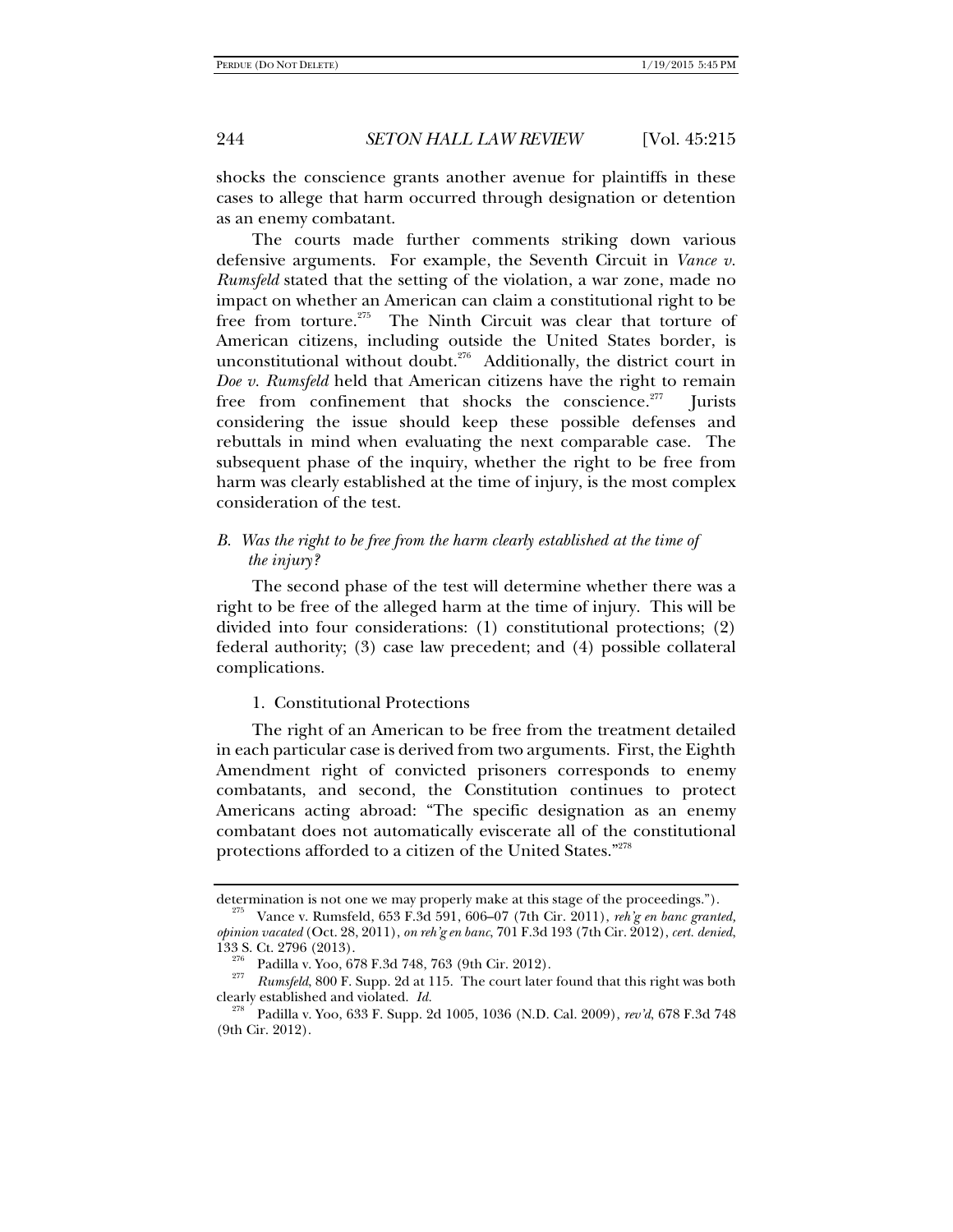shocks the conscience grants another avenue for plaintiffs in these cases to allege that harm occurred through designation or detention as an enemy combatant.

The courts made further comments striking down various defensive arguments. For example, the Seventh Circuit in *Vance v. Rumsfeld* stated that the setting of the violation, a war zone, made no impact on whether an American can claim a constitutional right to be free from torture.[275] The Ninth Circuit was clear that torture of American citizens, including outside the United States border, is unconstitutional without doubt.[276] Additionally, the district court in *Doe v. Rumsfeld* held that American citizens have the right to remain free from confinement that shocks the conscience.[277] Jurists considering the issue should keep these possible defenses and rebuttals in mind when evaluating the next comparable case. The subsequent phase of the inquiry, whether the right to be free from harm was clearly established at the time of injury, is the most complex consideration of the test.

### *B. Was the right to be free from the harm clearly established at the time of the injury?*

The second phase of the test will determine whether there was a right to be free of the alleged harm at the time of injury. This will be divided into four considerations: (1) constitutional protections; (2) federal authority; (3) case law precedent; and (4) possible collateral complications.

#### 1. Constitutional Protections

The right of an American to be free from the treatment detailed in each particular case is derived from two arguments. First, the Eighth Amendment right of convicted prisoners corresponds to enemy combatants, and second, the Constitution continues to protect Americans acting abroad: "The specific designation as an enemy combatant does not automatically eviscerate all of the constitutional protections afforded to a citizen of the United States."[278]

---

determination is not one we may properly make at this stage of the proceedings.").

[275] Vance v. Rumsfeld, 653 F.3d 591, 606–07 (7th Cir. 2011), *reh'g en banc granted, opinion vacated* (Oct. 28, 2011), *on reh'g en banc*, 701 F.3d 193 (7th Cir. 2012), *cert. denied*, 133 S. Ct. 2796 (2013).

[276] Padilla v. Yoo, 678 F.3d 748, 763 (9th Cir. 2012).

[277] *Rumsfeld*, 800 F. Supp. 2d at 115. The court later found that this right was both clearly established and violated. *Id.*

[278] Padilla v. Yoo, 633 F. Supp. 2d 1005, 1036 (N.D. Cal. 2009), *rev'd*, 678 F.3d 748 (9th Cir. 2012).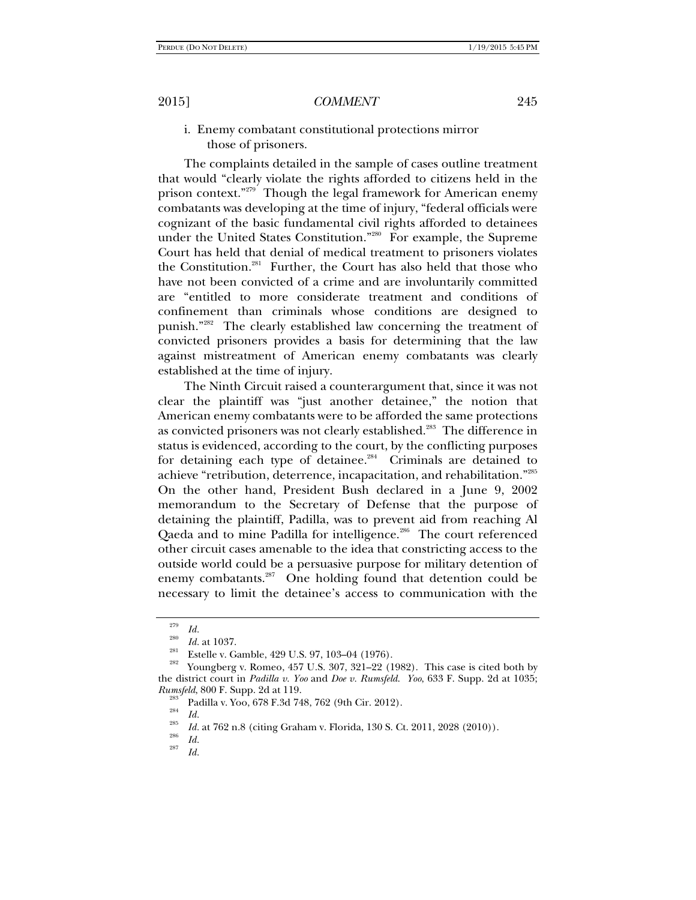i. Enemy combatant constitutional protections mirror those of prisoners.

The complaints detailed in the sample of cases outline treatment that would "clearly violate the rights afforded to citizens held in the prison context."[279] Though the legal framework for American enemy combatants was developing at the time of injury, "federal officials were cognizant of the basic fundamental civil rights afforded to detainees under the United States Constitution."[280] For example, the Supreme Court has held that denial of medical treatment to prisoners violates the Constitution.[281] Further, the Court has also held that those who have not been convicted of a crime and are involuntarily committed are "entitled to more considerate treatment and conditions of confinement than criminals whose conditions are designed to punish."[282] The clearly established law concerning the treatment of convicted prisoners provides a basis for determining that the law against mistreatment of American enemy combatants was clearly established at the time of injury.

The Ninth Circuit raised a counterargument that, since it was not clear the plaintiff was "just another detainee," the notion that American enemy combatants were to be afforded the same protections as convicted prisoners was not clearly established.[283] The difference in status is evidenced, according to the court, by the conflicting purposes for detaining each type of detainee.[284] Criminals are detained to achieve "retribution, deterrence, incapacitation, and rehabilitation."[285] On the other hand, President Bush declared in a June 9, 2002 memorandum to the Secretary of Defense that the purpose of detaining the plaintiff, Padilla, was to prevent aid from reaching Al Qaeda and to mine Padilla for intelligence.[286] The court referenced other circuit cases amenable to the idea that constricting access to the outside world could be a persuasive purpose for military detention of enemy combatants.[287] One holding found that detention could be necessary to limit the detainee's access to communication with the

---

[279] *Id.*

[280] *Id.* at 1037.

[281] Estelle v. Gamble, 429 U.S. 97, 103–04 (1976).

[282] Youngberg v. Romeo, 457 U.S. 307, 321–22 (1982). This case is cited both by the district court in *Padilla v. Yoo* and *Doe v. Rumsfeld*. *Yoo*, 633 F. Supp. 2d at 1035; *Rumsfeld*, 800 F. Supp. 2d at 119.

[283] Padilla v. Yoo, 678 F.3d 748, 762 (9th Cir. 2012).

[284] *Id.*

[285] *Id.* at 762 n.8 (citing Graham v. Florida, 130 S. Ct. 2011, 2028 (2010)).

[286] *Id.*

[287] *Id.*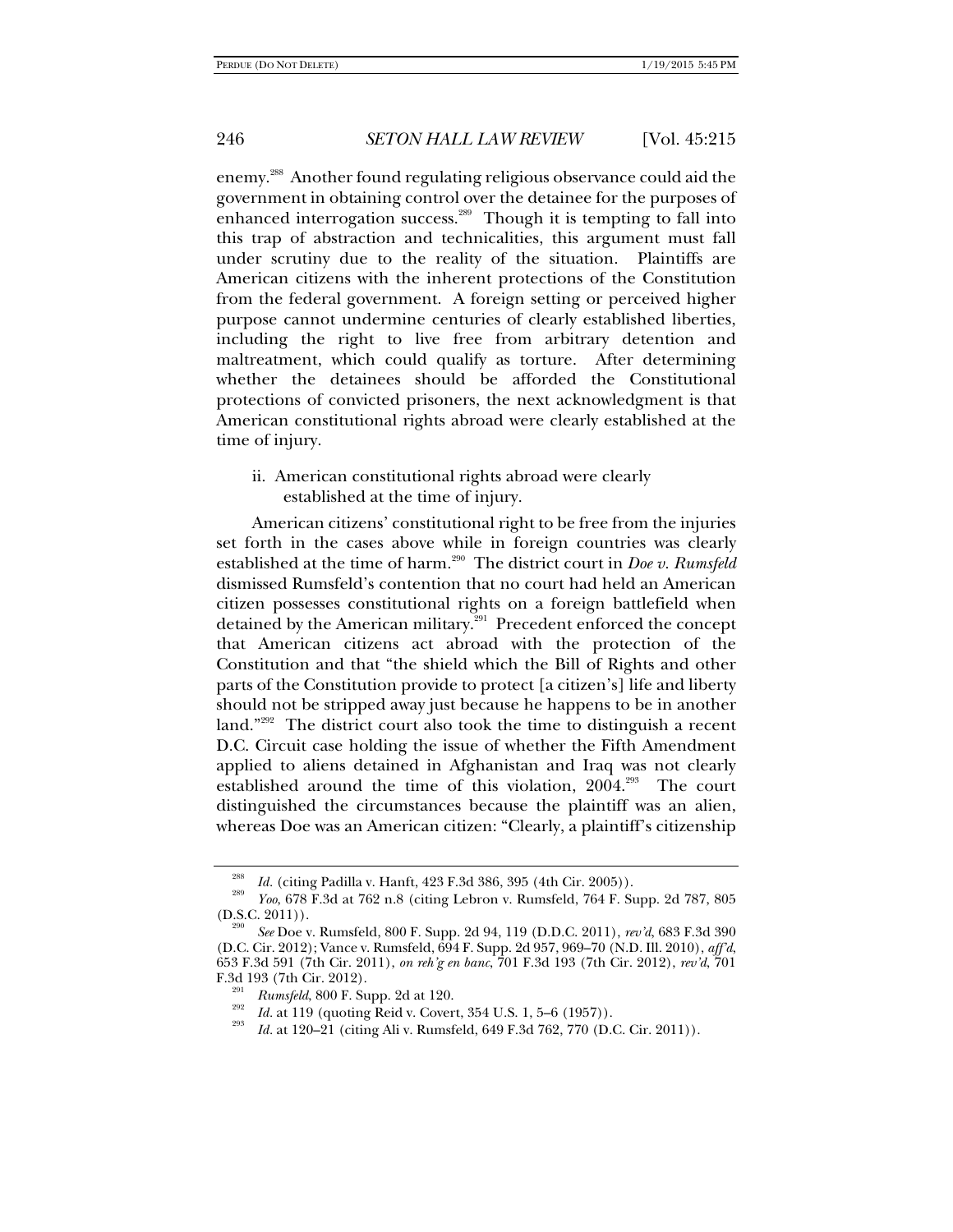enemy.[288] Another found regulating religious observance could aid the government in obtaining control over the detainee for the purposes of enhanced interrogation success.[289] Though it is tempting to fall into this trap of abstraction and technicalities, this argument must fall under scrutiny due to the reality of the situation. Plaintiffs are American citizens with the inherent protections of the Constitution from the federal government. A foreign setting or perceived higher purpose cannot undermine centuries of clearly established liberties, including the right to live free from arbitrary detention and maltreatment, which could qualify as torture. After determining whether the detainees should be afforded the Constitutional protections of convicted prisoners, the next acknowledgment is that American constitutional rights abroad were clearly established at the time of injury.

ii. American constitutional rights abroad were clearly established at the time of injury.

American citizens' constitutional right to be free from the injuries set forth in the cases above while in foreign countries was clearly established at the time of harm.[290] The district court in *Doe v. Rumsfeld* dismissed Rumsfeld's contention that no court had held an American citizen possesses constitutional rights on a foreign battlefield when detained by the American military.[291] Precedent enforced the concept that American citizens act abroad with the protection of the Constitution and that "the shield which the Bill of Rights and other parts of the Constitution provide to protect [a citizen's] life and liberty should not be stripped away just because he happens to be in another land."[292] The district court also took the time to distinguish a recent D.C. Circuit case holding the issue of whether the Fifth Amendment applied to aliens detained in Afghanistan and Iraq was not clearly established around the time of this violation, 2004.[293] The court distinguished the circumstances because the plaintiff was an alien, whereas Doe was an American citizen: "Clearly, a plaintiff's citizenship

---

[288] *Id.* (citing Padilla v. Hanft, 423 F.3d 386, 395 (4th Cir. 2005)).

[289] *Yoo*, 678 F.3d at 762 n.8 (citing Lebron v. Rumsfeld, 764 F. Supp. 2d 787, 805 (D.S.C. 2011)).

[290] *See* Doe v. Rumsfeld, 800 F. Supp. 2d 94, 119 (D.D.C. 2011), *rev'd*, 683 F.3d 390 (D.C. Cir. 2012); Vance v. Rumsfeld, 694 F. Supp. 2d 957, 969–70 (N.D. Ill. 2010), *aff'd*, 653 F.3d 591 (7th Cir. 2011), *on reh'g en banc*, 701 F.3d 193 (7th Cir. 2012), *rev'd*, 701 F.3d 193 (7th Cir. 2012).

[291] *Rumsfeld*, 800 F. Supp. 2d at 120.

[292] *Id.* at 119 (quoting Reid v. Covert, 354 U.S. 1, 5–6 (1957)).

[293] *Id.* at 120–21 (citing Ali v. Rumsfeld, 649 F.3d 762, 770 (D.C. Cir. 2011)).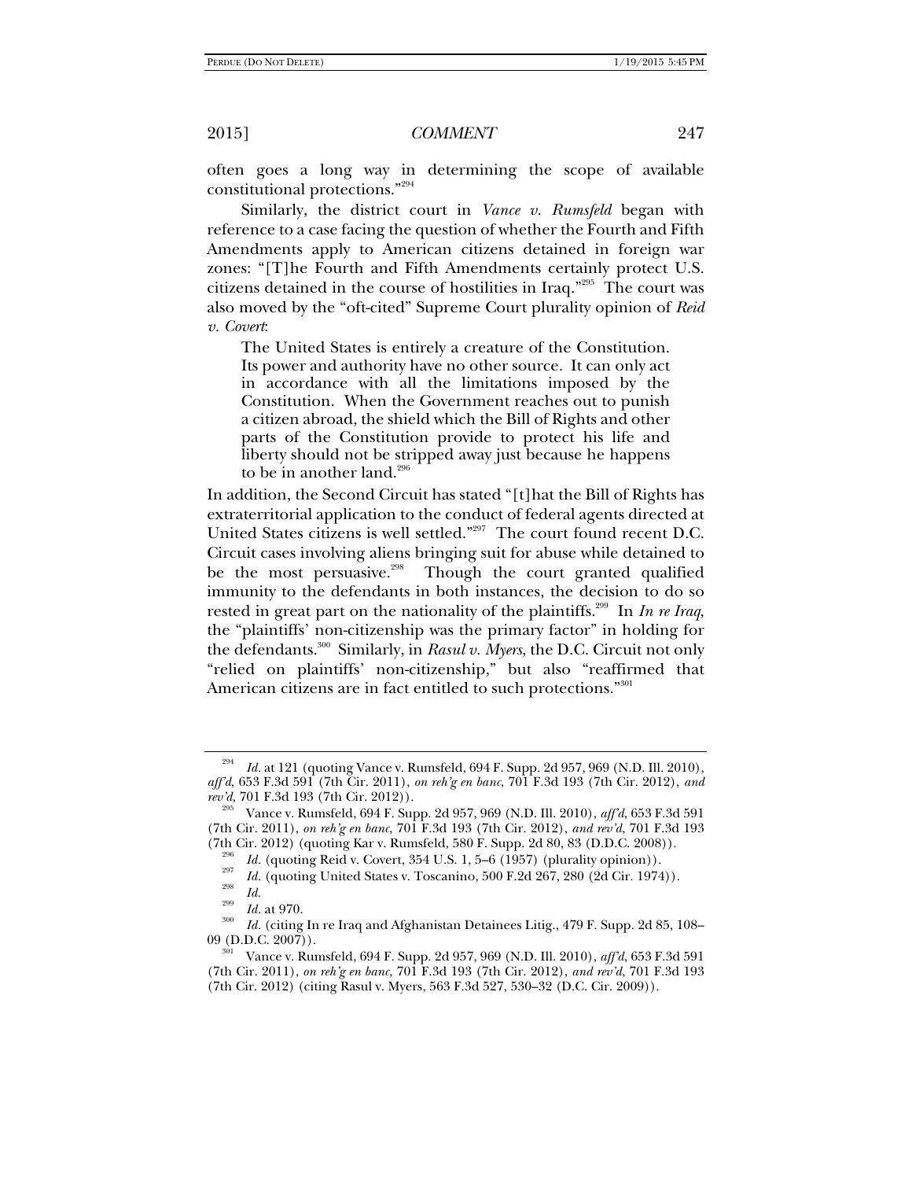often goes a long way in determining the scope of available constitutional protections."[294]

Similarly, the district court in *Vance v. Rumsfeld* began with reference to a case facing the question of whether the Fourth and Fifth Amendments apply to American citizens detained in foreign war zones: "[T]he Fourth and Fifth Amendments certainly protect U.S. citizens detained in the course of hostilities in Iraq."[295] The court was also moved by the "oft-cited" Supreme Court plurality opinion of *Reid v. Covert*:

> The United States is entirely a creature of the Constitution. Its power and authority have no other source. It can only act in accordance with all the limitations imposed by the Constitution. When the Government reaches out to punish a citizen abroad, the shield which the Bill of Rights and other parts of the Constitution provide to protect his life and liberty should not be stripped away just because he happens to be in another land.[296]

In addition, the Second Circuit has stated "[t]hat the Bill of Rights has extraterritorial application to the conduct of federal agents directed at United States citizens is well settled."[297] The court found recent D.C. Circuit cases involving aliens bringing suit for abuse while detained to be the most persuasive.[298] Though the court granted qualified immunity to the defendants in both instances, the decision to do so rested in great part on the nationality of the plaintiffs.[299] In *In re Iraq*, the "plaintiffs' non-citizenship was the primary factor" in holding for the defendants.[300] Similarly, in *Rasul v. Myers*, the D.C. Circuit not only "relied on plaintiffs' non-citizenship," but also "reaffirmed that American citizens are in fact entitled to such protections."[301]

---

[294] *Id.* at 121 (quoting Vance v. Rumsfeld, 694 F. Supp. 2d 957, 969 (N.D. Ill. 2010), *aff'd*, 653 F.3d 591 (7th Cir. 2011), *on reh'g en banc*, 701 F.3d 193 (7th Cir. 2012), *and rev'd*, 701 F.3d 193 (7th Cir. 2012)).

[295] Vance v. Rumsfeld, 694 F. Supp. 2d 957, 969 (N.D. Ill. 2010), *aff'd*, 653 F.3d 591 (7th Cir. 2011), *on reh'g en banc*, 701 F.3d 193 (7th Cir. 2012), *and rev'd*, 701 F.3d 193 (7th Cir. 2012) (quoting Kar v. Rumsfeld, 580 F. Supp. 2d 80, 83 (D.D.C. 2008)).

[296] *Id.* (quoting Reid v. Covert, 354 U.S. 1, 5–6 (1957) (plurality opinion)).

[297] *Id.* (quoting United States v. Toscanino, 500 F.2d 267, 280 (2d Cir. 1974)).

[298] *Id.*

[299] *Id.* at 970.

[300] *Id.* (citing In re Iraq and Afghanistan Detainees Litig., 479 F. Supp. 2d 85, 108–09 (D.D.C. 2007)).

[301] Vance v. Rumsfeld, 694 F. Supp. 2d 957, 969 (N.D. Ill. 2010), *aff'd*, 653 F.3d 591 (7th Cir. 2011), *on reh'g en banc*, 701 F.3d 193 (7th Cir. 2012), *and rev'd*, 701 F.3d 193 (7th Cir. 2012) (citing Rasul v. Myers, 563 F.3d 527, 530–32 (D.C. Cir. 2009)).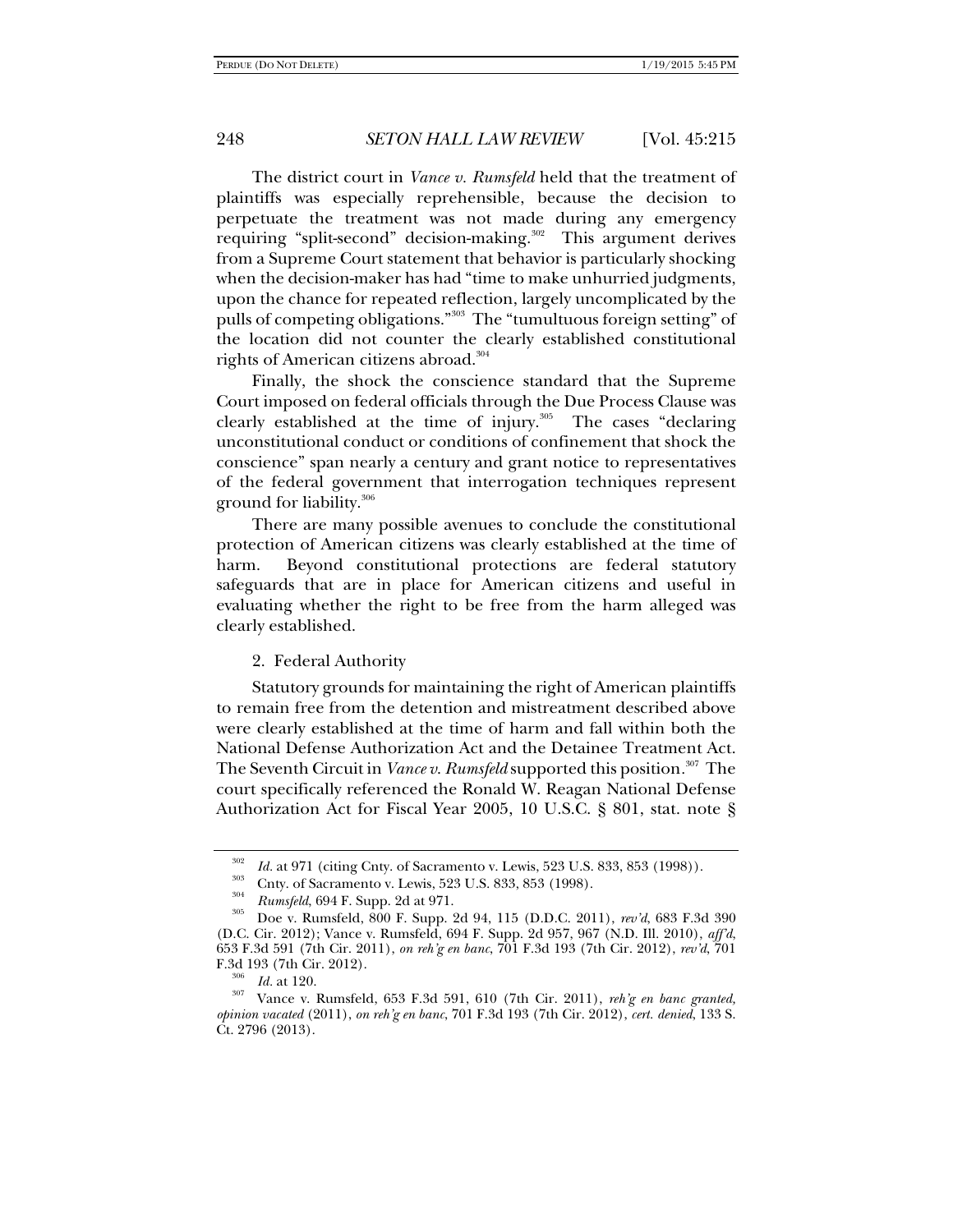The district court in *Vance v. Rumsfeld* held that the treatment of plaintiffs was especially reprehensible, because the decision to perpetuate the treatment was not made during any emergency requiring "split-second" decision-making.[302] This argument derives from a Supreme Court statement that behavior is particularly shocking when the decision-maker has had "time to make unhurried judgments, upon the chance for repeated reflection, largely uncomplicated by the pulls of competing obligations."[303] The "tumultuous foreign setting" of the location did not counter the clearly established constitutional rights of American citizens abroad.[304]

Finally, the shock the conscience standard that the Supreme Court imposed on federal officials through the Due Process Clause was clearly established at the time of injury.[305] The cases "declaring unconstitutional conduct or conditions of confinement that shock the conscience" span nearly a century and grant notice to representatives of the federal government that interrogation techniques represent ground for liability.[306]

There are many possible avenues to conclude the constitutional protection of American citizens was clearly established at the time of harm. Beyond constitutional protections are federal statutory safeguards that are in place for American citizens and useful in evaluating whether the right to be free from the harm alleged was clearly established.

### 2. Federal Authority

Statutory grounds for maintaining the right of American plaintiffs to remain free from the detention and mistreatment described above were clearly established at the time of harm and fall within both the National Defense Authorization Act and the Detainee Treatment Act. The Seventh Circuit in *Vance v. Rumsfeld* supported this position.[307] The court specifically referenced the Ronald W. Reagan National Defense Authorization Act for Fiscal Year 2005, 10 U.S.C. § 801, stat. note §

---

[302] *Id.* at 971 (citing Cnty. of Sacramento v. Lewis, 523 U.S. 833, 853 (1998)).

[303] Cnty. of Sacramento v. Lewis, 523 U.S. 833, 853 (1998).

[304] *Rumsfeld*, 694 F. Supp. 2d at 971.

[305] Doe v. Rumsfeld, 800 F. Supp. 2d 94, 115 (D.D.C. 2011), *rev'd*, 683 F.3d 390 (D.C. Cir. 2012); Vance v. Rumsfeld, 694 F. Supp. 2d 957, 967 (N.D. Ill. 2010), *aff'd*, 653 F.3d 591 (7th Cir. 2011), *on reh'g en banc*, 701 F.3d 193 (7th Cir. 2012), *rev'd*, 701 F.3d 193 (7th Cir. 2012).

[306] *Id.* at 120.

[307] Vance v. Rumsfeld, 653 F.3d 591, 610 (7th Cir. 2011), *reh'g en banc granted, opinion vacated* (2011), *on reh'g en banc*, 701 F.3d 193 (7th Cir. 2012), *cert. denied*, 133 S. Ct. 2796 (2013).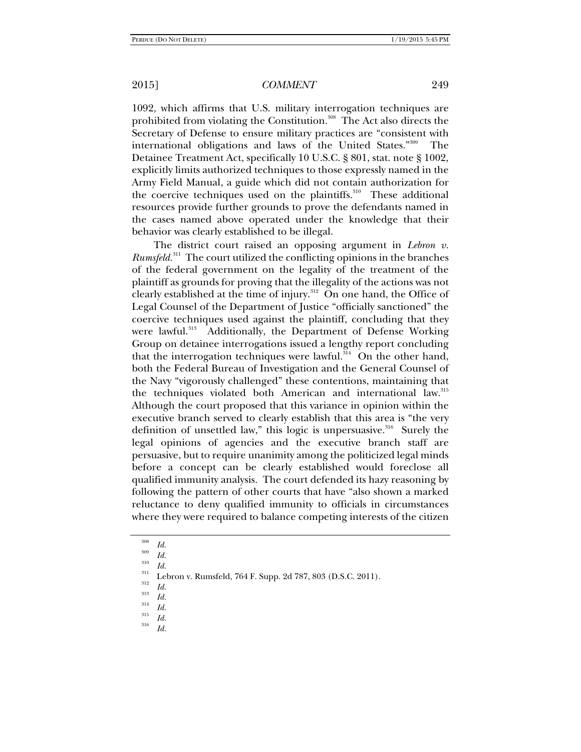1092, which affirms that U.S. military interrogation techniques are prohibited from violating the Constitution.[308] The Act also directs the Secretary of Defense to ensure military practices are "consistent with international obligations and laws of the United States."[309] The Detainee Treatment Act, specifically 10 U.S.C. § 801, stat. note § 1002, explicitly limits authorized techniques to those expressly named in the Army Field Manual, a guide which did not contain authorization for the coercive techniques used on the plaintiffs.[310] These additional resources provide further grounds to prove the defendants named in the cases named above operated under the knowledge that their behavior was clearly established to be illegal.

The district court raised an opposing argument in *Lebron v. Rumsfeld*.[311] The court utilized the conflicting opinions in the branches of the federal government on the legality of the treatment of the plaintiff as grounds for proving that the illegality of the actions was not clearly established at the time of injury.[312] On one hand, the Office of Legal Counsel of the Department of Justice "officially sanctioned" the coercive techniques used against the plaintiff, concluding that they were lawful.[313] Additionally, the Department of Defense Working Group on detainee interrogations issued a lengthy report concluding that the interrogation techniques were lawful.[314] On the other hand, both the Federal Bureau of Investigation and the General Counsel of the Navy "vigorously challenged" these contentions, maintaining that the techniques violated both American and international law.[315] Although the court proposed that this variance in opinion within the executive branch served to clearly establish that this area is "the very definition of unsettled law," this logic is unpersuasive.[316] Surely the legal opinions of agencies and the executive branch staff are persuasive, but to require unanimity among the politicized legal minds before a concept can be clearly established would foreclose all qualified immunity analysis. The court defended its hazy reasoning by following the pattern of other courts that have "also shown a marked reluctance to deny qualified immunity to officials in circumstances where they were required to balance competing interests of the citizen

---

[308] *Id.*

[309] *Id.*

[310] *Id.*

[311] Lebron v. Rumsfeld, 764 F. Supp. 2d 787, 803 (D.S.C. 2011).

[312] *Id.*

[313] *Id.*

[314] *Id.*

[315] *Id.*

[316] *Id.*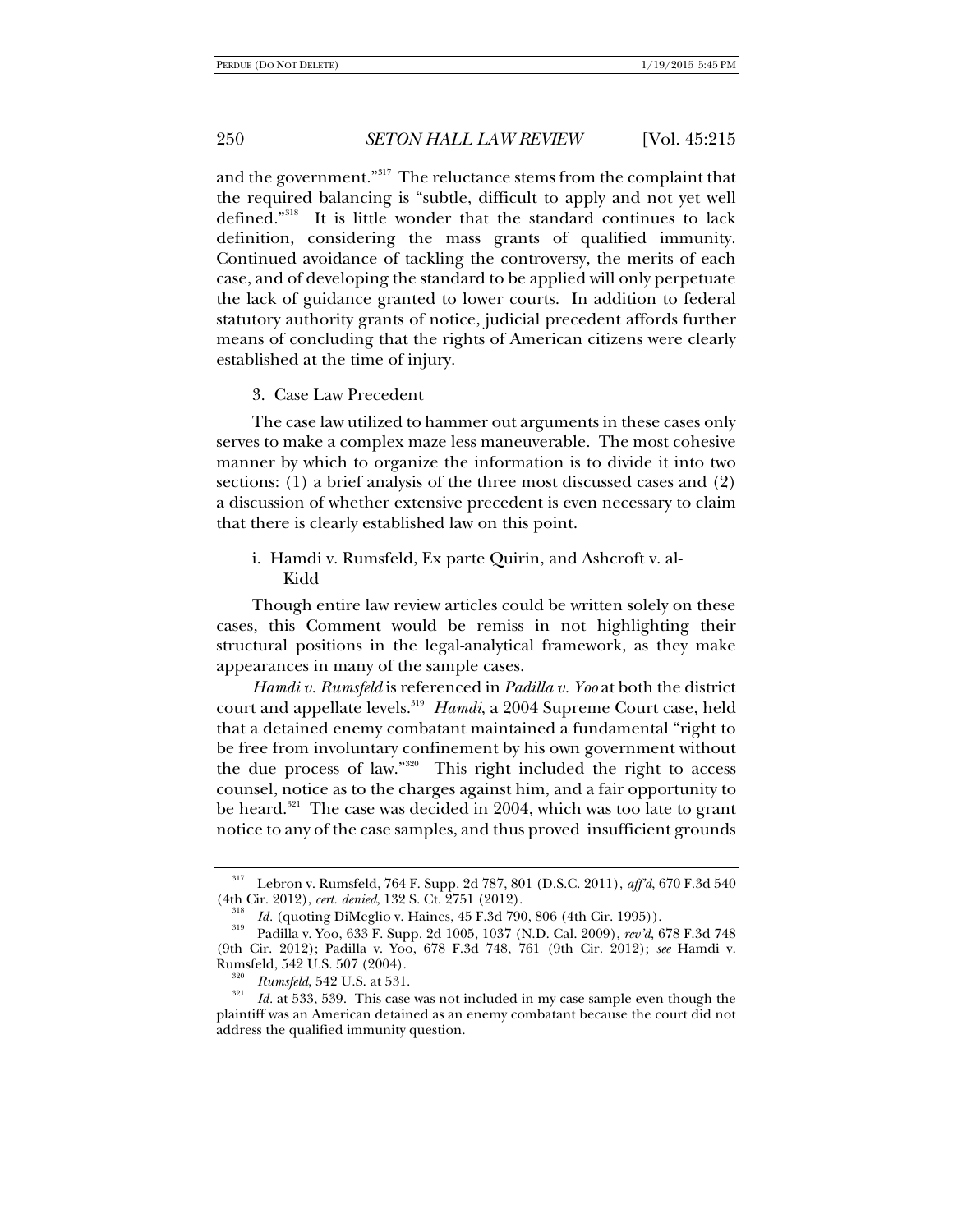and the government."[317] The reluctance stems from the complaint that the required balancing is "subtle, difficult to apply and not yet well defined."[318] It is little wonder that the standard continues to lack definition, considering the mass grants of qualified immunity. Continued avoidance of tackling the controversy, the merits of each case, and of developing the standard to be applied will only perpetuate the lack of guidance granted to lower courts. In addition to federal statutory authority grants of notice, judicial precedent affords further means of concluding that the rights of American citizens were clearly established at the time of injury.

3. Case Law Precedent

The case law utilized to hammer out arguments in these cases only serves to make a complex maze less maneuverable. The most cohesive manner by which to organize the information is to divide it into two sections: (1) a brief analysis of the three most discussed cases and (2) a discussion of whether extensive precedent is even necessary to claim that there is clearly established law on this point.

i. Hamdi v. Rumsfeld, Ex parte Quirin, and Ashcroft v. al-Kidd

Though entire law review articles could be written solely on these cases, this Comment would be remiss in not highlighting their structural positions in the legal-analytical framework, as they make appearances in many of the sample cases.

*Hamdi v. Rumsfeld* is referenced in *Padilla v. Yoo* at both the district court and appellate levels.[319] *Hamdi*, a 2004 Supreme Court case, held that a detained enemy combatant maintained a fundamental "right to be free from involuntary confinement by his own government without the due process of law."[320] This right included the right to access counsel, notice as to the charges against him, and a fair opportunity to be heard.[321] The case was decided in 2004, which was too late to grant notice to any of the case samples, and thus proved insufficient grounds

---

[317] Lebron v. Rumsfeld, 764 F. Supp. 2d 787, 801 (D.S.C. 2011), *aff'd*, 670 F.3d 540 (4th Cir. 2012), *cert. denied*, 132 S. Ct. 2751 (2012).

[318] *Id.* (quoting DiMeglio v. Haines, 45 F.3d 790, 806 (4th Cir. 1995)).

[319] Padilla v. Yoo, 633 F. Supp. 2d 1005, 1037 (N.D. Cal. 2009), *rev'd*, 678 F.3d 748 (9th Cir. 2012); Padilla v. Yoo, 678 F.3d 748, 761 (9th Cir. 2012); *see* Hamdi v. Rumsfeld, 542 U.S. 507 (2004).

[320] *Rumsfeld*, 542 U.S. at 531.

[321] *Id.* at 533, 539. This case was not included in my case sample even though the plaintiff was an American detained as an enemy combatant because the court did not address the qualified immunity question.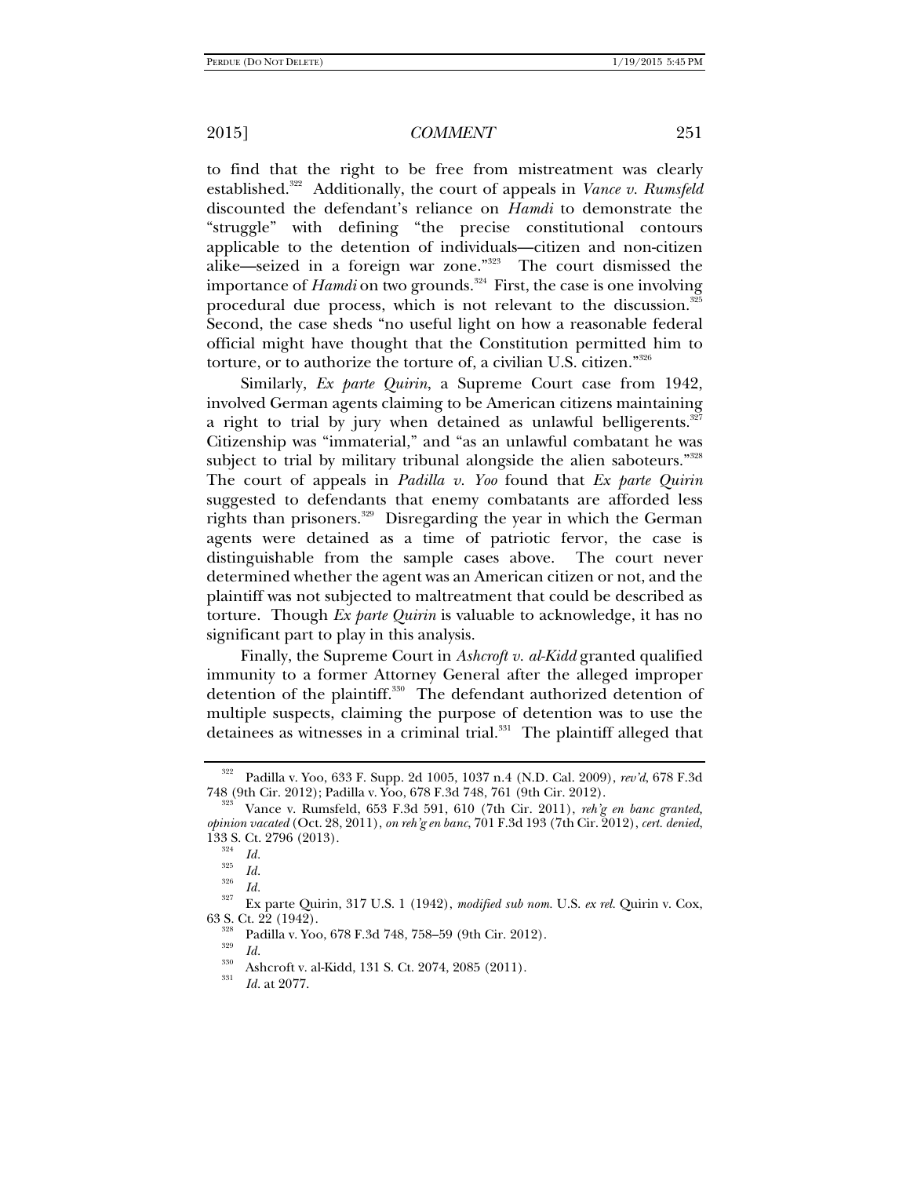to find that the right to be free from mistreatment was clearly established.[322] Additionally, the court of appeals in *Vance v. Rumsfeld* discounted the defendant's reliance on *Hamdi* to demonstrate the "struggle" with defining "the precise constitutional contours applicable to the detention of individuals—citizen and non-citizen alike—seized in a foreign war zone."[323] The court dismissed the importance of *Hamdi* on two grounds.[324] First, the case is one involving procedural due process, which is not relevant to the discussion.[325] Second, the case sheds "no useful light on how a reasonable federal official might have thought that the Constitution permitted him to torture, or to authorize the torture of, a civilian U.S. citizen."[326]

Similarly, *Ex parte Quirin*, a Supreme Court case from 1942, involved German agents claiming to be American citizens maintaining a right to trial by jury when detained as unlawful belligerents.[327] Citizenship was "immaterial," and "as an unlawful combatant he was subject to trial by military tribunal alongside the alien saboteurs."[328] The court of appeals in *Padilla v. Yoo* found that *Ex parte Quirin* suggested to defendants that enemy combatants are afforded less rights than prisoners.[329] Disregarding the year in which the German agents were detained as a time of patriotic fervor, the case is distinguishable from the sample cases above. The court never determined whether the agent was an American citizen or not, and the plaintiff was not subjected to maltreatment that could be described as torture. Though *Ex parte Quirin* is valuable to acknowledge, it has no significant part to play in this analysis.

Finally, the Supreme Court in *Ashcroft v. al-Kidd* granted qualified immunity to a former Attorney General after the alleged improper detention of the plaintiff.[330] The defendant authorized detention of multiple suspects, claiming the purpose of detention was to use the detainees as witnesses in a criminal trial.[331] The plaintiff alleged that

---

[322] Padilla v. Yoo, 633 F. Supp. 2d 1005, 1037 n.4 (N.D. Cal. 2009), *rev'd*, 678 F.3d 748 (9th Cir. 2012); Padilla v. Yoo, 678 F.3d 748, 761 (9th Cir. 2012).

[323] Vance v. Rumsfeld, 653 F.3d 591, 610 (7th Cir. 2011), *reh'g en banc granted, opinion vacated* (Oct. 28, 2011), *on reh'g en banc*, 701 F.3d 193 (7th Cir. 2012), *cert. denied*, 133 S. Ct. 2796 (2013).

[324] *Id.*

[325] *Id.*

[326] *Id.*

[327] Ex parte Quirin, 317 U.S. 1 (1942), *modified sub nom.* U.S. *ex rel.* Quirin v. Cox, 63 S. Ct. 22 (1942).

[328] Padilla v. Yoo, 678 F.3d 748, 758–59 (9th Cir. 2012).

[329] *Id.*

[330] Ashcroft v. al-Kidd, 131 S. Ct. 2074, 2085 (2011).

[331] *Id.* at 2077.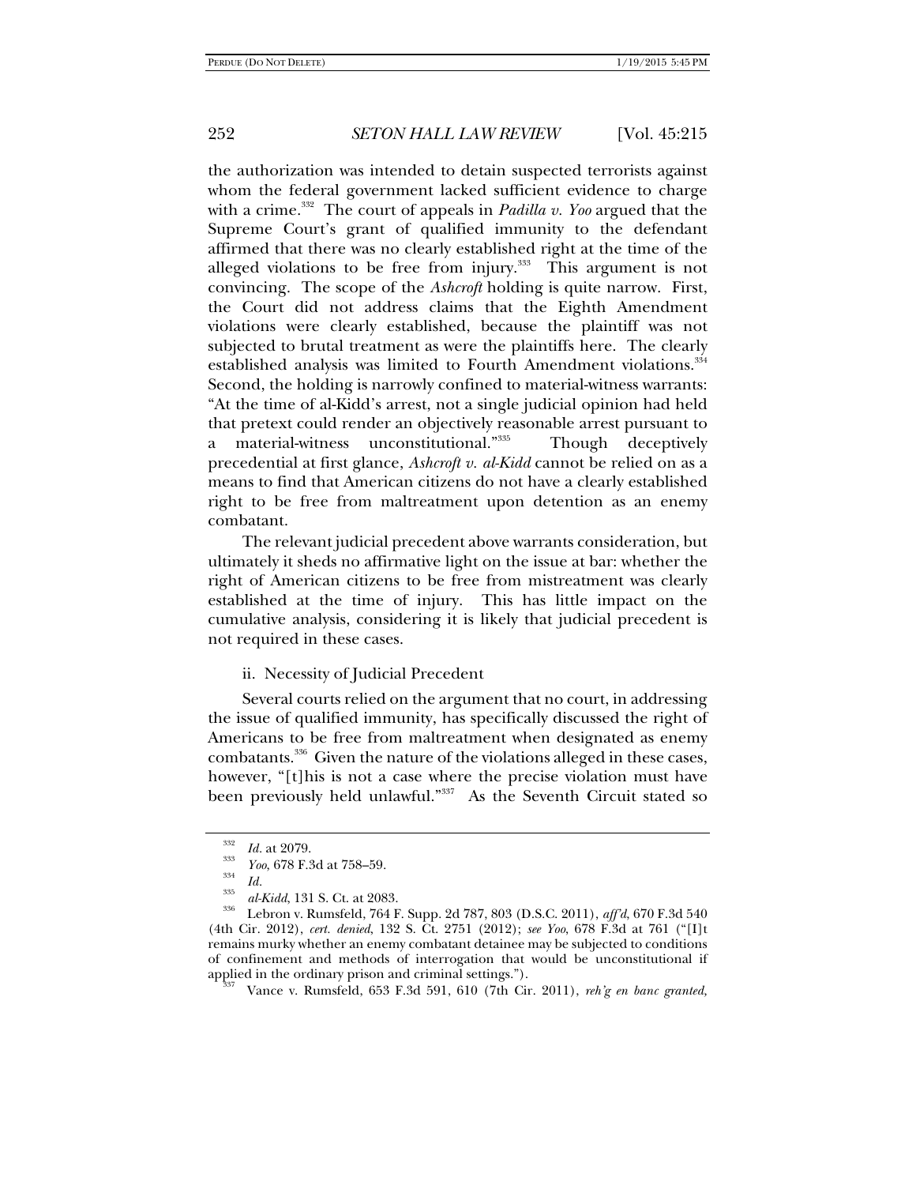the authorization was intended to detain suspected terrorists against whom the federal government lacked sufficient evidence to charge with a crime.[332] The court of appeals in *Padilla v. Yoo* argued that the Supreme Court's grant of qualified immunity to the defendant affirmed that there was no clearly established right at the time of the alleged violations to be free from injury.[333] This argument is not convincing. The scope of the *Ashcroft* holding is quite narrow. First, the Court did not address claims that the Eighth Amendment violations were clearly established, because the plaintiff was not subjected to brutal treatment as were the plaintiffs here. The clearly established analysis was limited to Fourth Amendment violations.[334] Second, the holding is narrowly confined to material-witness warrants: "At the time of al-Kidd's arrest, not a single judicial opinion had held that pretext could render an objectively reasonable arrest pursuant to a material-witness unconstitutional."[335] Though deceptively precedential at first glance, *Ashcroft v. al-Kidd* cannot be relied on as a means to find that American citizens do not have a clearly established right to be free from maltreatment upon detention as an enemy combatant.

The relevant judicial precedent above warrants consideration, but ultimately it sheds no affirmative light on the issue at bar: whether the right of American citizens to be free from mistreatment was clearly established at the time of injury. This has little impact on the cumulative analysis, considering it is likely that judicial precedent is not required in these cases.

ii. Necessity of Judicial Precedent

Several courts relied on the argument that no court, in addressing the issue of qualified immunity, has specifically discussed the right of Americans to be free from maltreatment when designated as enemy combatants.[336] Given the nature of the violations alleged in these cases, however, "[t]his is not a case where the precise violation must have been previously held unlawful."[337] As the Seventh Circuit stated so

---

[332] *Id.* at 2079.

[333] *Yoo*, 678 F.3d at 758–59.

[334] *Id.*

[335] *al-Kidd*, 131 S. Ct. at 2083.

[336] Lebron v. Rumsfeld, 764 F. Supp. 2d 787, 803 (D.S.C. 2011), *aff'd*, 670 F.3d 540 (4th Cir. 2012), *cert. denied*, 132 S. Ct. 2751 (2012); *see Yoo*, 678 F.3d at 761 ("[I]t remains murky whether an enemy combatant detainee may be subjected to conditions of confinement and methods of interrogation that would be unconstitutional if applied in the ordinary prison and criminal settings.").

[337] Vance v. Rumsfeld, 653 F.3d 591, 610 (7th Cir. 2011), *reh'g en banc granted,*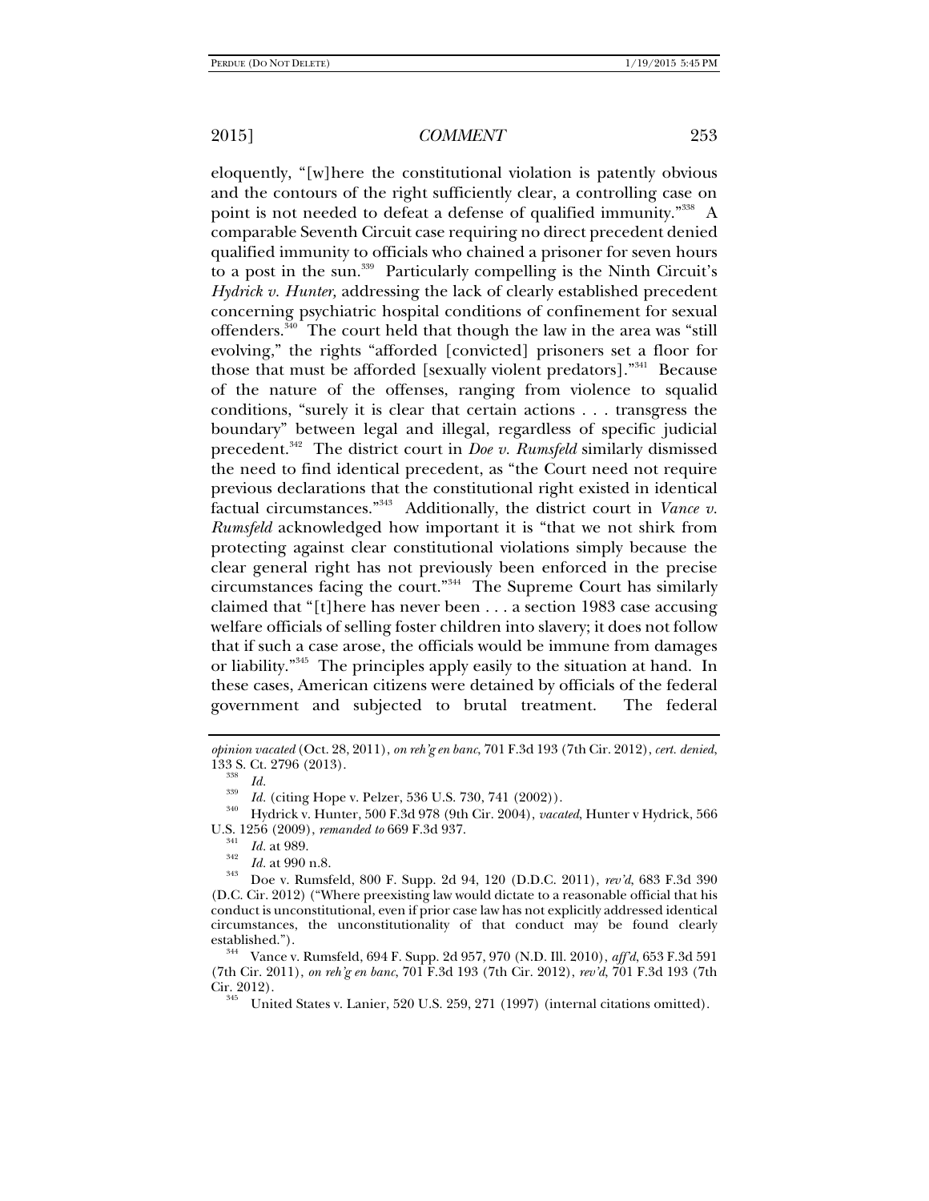eloquently, "[w]here the constitutional violation is patently obvious and the contours of the right sufficiently clear, a controlling case on point is not needed to defeat a defense of qualified immunity."[338] A comparable Seventh Circuit case requiring no direct precedent denied qualified immunity to officials who chained a prisoner for seven hours to a post in the sun.[339] Particularly compelling is the Ninth Circuit's *Hydrick v. Hunter,* addressing the lack of clearly established precedent concerning psychiatric hospital conditions of confinement for sexual offenders.[340] The court held that though the law in the area was "still evolving," the rights "afforded [convicted] prisoners set a floor for those that must be afforded [sexually violent predators]."[341] Because of the nature of the offenses, ranging from violence to squalid conditions, "surely it is clear that certain actions . . . transgress the boundary" between legal and illegal, regardless of specific judicial precedent.[342] The district court in *Doe v. Rumsfeld* similarly dismissed the need to find identical precedent, as "the Court need not require previous declarations that the constitutional right existed in identical factual circumstances."[343] Additionally, the district court in *Vance v. Rumsfeld* acknowledged how important it is "that we not shirk from protecting against clear constitutional violations simply because the clear general right has not previously been enforced in the precise circumstances facing the court."[344] The Supreme Court has similarly claimed that "[t]here has never been . . . a section 1983 case accusing welfare officials of selling foster children into slavery; it does not follow that if such a case arose, the officials would be immune from damages or liability."[345] The principles apply easily to the situation at hand. In these cases, American citizens were detained by officials of the federal government and subjected to brutal treatment. The federal

---

*opinion vacated* (Oct. 28, 2011), *on reh'g en banc*, 701 F.3d 193 (7th Cir. 2012), *cert. denied*, 133 S. Ct. 2796 (2013).

[338] *Id.*

[339] *Id.* (citing Hope v. Pelzer, 536 U.S. 730, 741 (2002)).

[340] Hydrick v. Hunter, 500 F.3d 978 (9th Cir. 2004), *vacated*, Hunter v Hydrick, 566 U.S. 1256 (2009), *remanded to* 669 F.3d 937.

[341] *Id.* at 989.

[342] *Id.* at 990 n.8.

[343] Doe v. Rumsfeld, 800 F. Supp. 2d 94, 120 (D.D.C. 2011), *rev'd*, 683 F.3d 390 (D.C. Cir. 2012) ("Where preexisting law would dictate to a reasonable official that his conduct is unconstitutional, even if prior case law has not explicitly addressed identical circumstances, the unconstitutionality of that conduct may be found clearly established.").

[344] Vance v. Rumsfeld, 694 F. Supp. 2d 957, 970 (N.D. Ill. 2010), *aff'd*, 653 F.3d 591 (7th Cir. 2011), *on reh'g en banc*, 701 F.3d 193 (7th Cir. 2012), *rev'd*, 701 F.3d 193 (7th Cir. 2012).

[345] United States v. Lanier, 520 U.S. 259, 271 (1997) (internal citations omitted).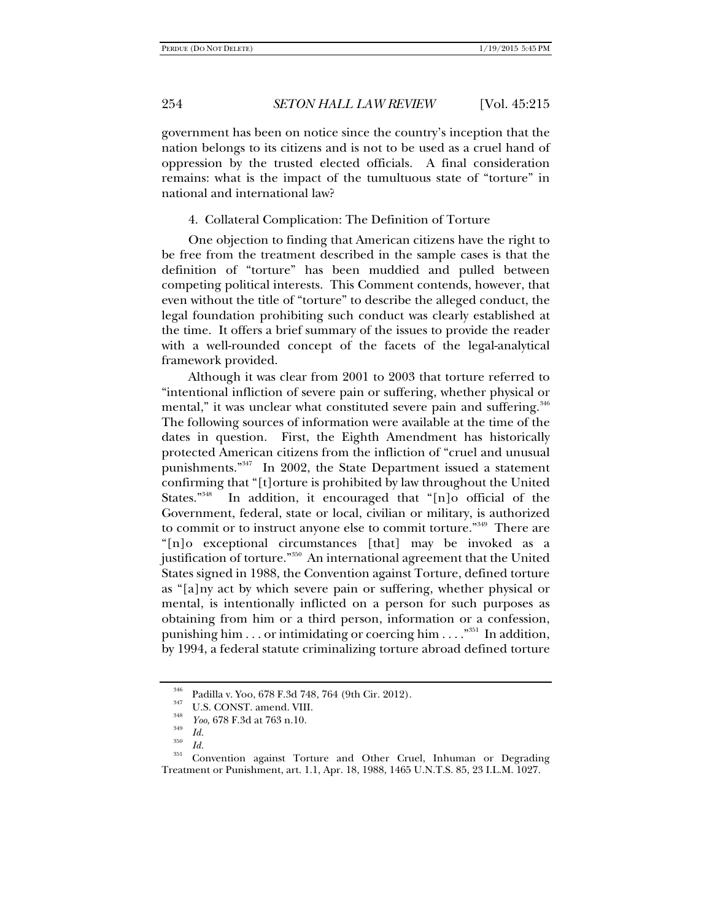government has been on notice since the country's inception that the nation belongs to its citizens and is not to be used as a cruel hand of oppression by the trusted elected officials. A final consideration remains: what is the impact of the tumultuous state of "torture" in national and international law?

#### 4. Collateral Complication: The Definition of Torture

One objection to finding that American citizens have the right to be free from the treatment described in the sample cases is that the definition of "torture" has been muddied and pulled between competing political interests. This Comment contends, however, that even without the title of "torture" to describe the alleged conduct, the legal foundation prohibiting such conduct was clearly established at the time. It offers a brief summary of the issues to provide the reader with a well-rounded concept of the facets of the legal-analytical framework provided.

Although it was clear from 2001 to 2003 that torture referred to "intentional infliction of severe pain or suffering, whether physical or mental," it was unclear what constituted severe pain and suffering.[346] The following sources of information were available at the time of the dates in question. First, the Eighth Amendment has historically protected American citizens from the infliction of "cruel and unusual punishments."[347] In 2002, the State Department issued a statement confirming that "[t]orture is prohibited by law throughout the United States."[348] In addition, it encouraged that "[n]o official of the Government, federal, state or local, civilian or military, is authorized to commit or to instruct anyone else to commit torture."[349] There are "[n]o exceptional circumstances [that] may be invoked as a justification of torture."[350] An international agreement that the United States signed in 1988, the Convention against Torture, defined torture as "[a]ny act by which severe pain or suffering, whether physical or mental, is intentionally inflicted on a person for such purposes as obtaining from him or a third person, information or a confession, punishing him . . . or intimidating or coercing him . . . ."[351] In addition, by 1994, a federal statute criminalizing torture abroad defined torture

---

[346] Padilla v. Yoo, 678 F.3d 748, 764 (9th Cir. 2012).

[347] U.S. CONST. amend. VIII.

[348] *Yoo*, 678 F.3d at 763 n.10.

[349] *Id.*

[350] *Id.*

[351] Convention against Torture and Other Cruel, Inhuman or Degrading Treatment or Punishment, art. 1.1, Apr. 18, 1988, 1465 U.N.T.S. 85, 23 I.L.M. 1027.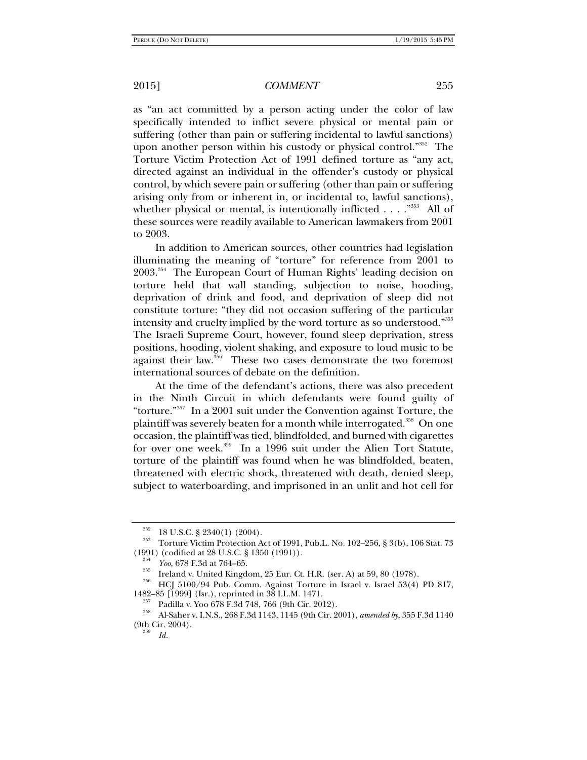as "an act committed by a person acting under the color of law specifically intended to inflict severe physical or mental pain or suffering (other than pain or suffering incidental to lawful sanctions) upon another person within his custody or physical control."[352] The Torture Victim Protection Act of 1991 defined torture as "any act, directed against an individual in the offender's custody or physical control, by which severe pain or suffering (other than pain or suffering arising only from or inherent in, or incidental to, lawful sanctions), whether physical or mental, is intentionally inflicted . . . ."[353] All of these sources were readily available to American lawmakers from 2001 to 2003.

In addition to American sources, other countries had legislation illuminating the meaning of "torture" for reference from 2001 to 2003.[354] The European Court of Human Rights' leading decision on torture held that wall standing, subjection to noise, hooding, deprivation of drink and food, and deprivation of sleep did not constitute torture: "they did not occasion suffering of the particular intensity and cruelty implied by the word torture as so understood."[355] The Israeli Supreme Court, however, found sleep deprivation, stress positions, hooding, violent shaking, and exposure to loud music to be against their law.[356] These two cases demonstrate the two foremost international sources of debate on the definition.

At the time of the defendant's actions, there was also precedent in the Ninth Circuit in which defendants were found guilty of "torture."[357] In a 2001 suit under the Convention against Torture, the plaintiff was severely beaten for a month while interrogated.[358] On one occasion, the plaintiff was tied, blindfolded, and burned with cigarettes for over one week.[359] In a 1996 suit under the Alien Tort Statute, torture of the plaintiff was found when he was blindfolded, beaten, threatened with electric shock, threatened with death, denied sleep, subject to waterboarding, and imprisoned in an unlit and hot cell for

---

[352] 18 U.S.C. § 2340(1) (2004).

[353] Torture Victim Protection Act of 1991, Pub.L. No. 102–256, § 3(b), 106 Stat. 73 (1991) (codified at 28 U.S.C. § 1350 (1991)).

[354] *Yoo*, 678 F.3d at 764–65.

[355] Ireland v. United Kingdom, 25 Eur. Ct. H.R. (ser. A) at 59, 80 (1978).

[356] HCJ 5100/94 Pub. Comm. Against Torture in Israel v. Israel 53(4) PD 817, 1482–85 [1999] (Isr.), reprinted in 38 I.L.M. 1471.

[357] Padilla v. Yoo 678 F.3d 748, 766 (9th Cir. 2012).

[358] Al-Saher v. I.N.S., 268 F.3d 1143, 1145 (9th Cir. 2001), *amended by*, 355 F.3d 1140 (9th Cir. 2004).

[359] *Id.*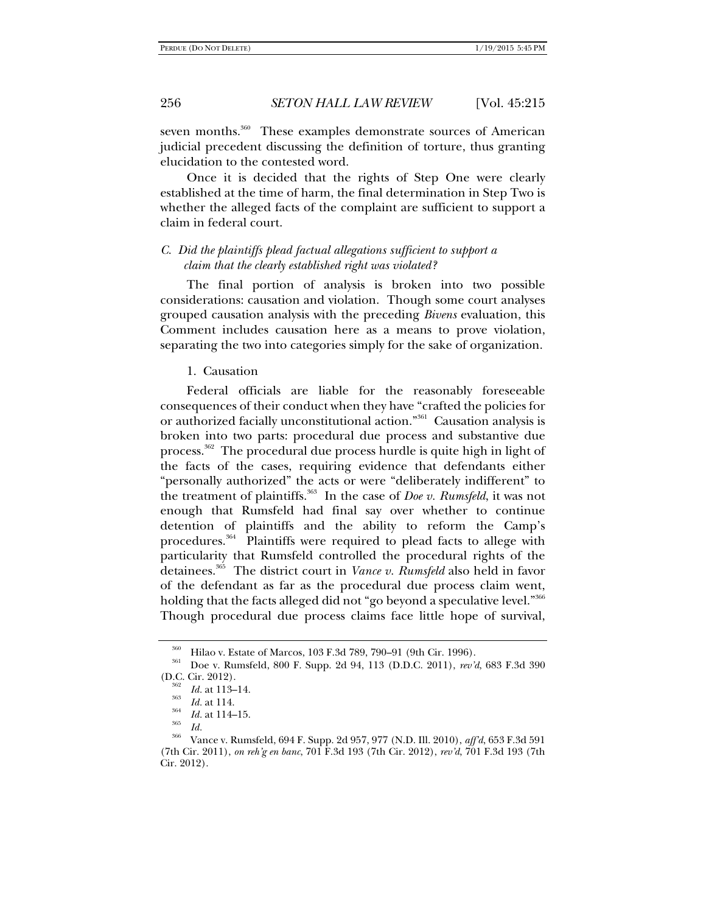seven months.[360] These examples demonstrate sources of American judicial precedent discussing the definition of torture, thus granting elucidation to the contested word.

Once it is decided that the rights of Step One were clearly established at the time of harm, the final determination in Step Two is whether the alleged facts of the complaint are sufficient to support a claim in federal court.

### *C. Did the plaintiffs plead factual allegations sufficient to support a claim that the clearly established right was violated?*

The final portion of analysis is broken into two possible considerations: causation and violation. Though some court analyses grouped causation analysis with the preceding *Bivens* evaluation, this Comment includes causation here as a means to prove violation, separating the two into categories simply for the sake of organization.

#### 1. Causation

Federal officials are liable for the reasonably foreseeable consequences of their conduct when they have "crafted the policies for or authorized facially unconstitutional action."[361] Causation analysis is broken into two parts: procedural due process and substantive due process.[362] The procedural due process hurdle is quite high in light of the facts of the cases, requiring evidence that defendants either "personally authorized" the acts or were "deliberately indifferent" to the treatment of plaintiffs.[363] In the case of *Doe v. Rumsfeld*, it was not enough that Rumsfeld had final say over whether to continue detention of plaintiffs and the ability to reform the Camp's procedures.[364] Plaintiffs were required to plead facts to allege with particularity that Rumsfeld controlled the procedural rights of the detainees.[365] The district court in *Vance v. Rumsfeld* also held in favor of the defendant as far as the procedural due process claim went, holding that the facts alleged did not "go beyond a speculative level."[366] Though procedural due process claims face little hope of survival,

---

[360] Hilao v. Estate of Marcos, 103 F.3d 789, 790–91 (9th Cir. 1996).

[361] Doe v. Rumsfeld, 800 F. Supp. 2d 94, 113 (D.D.C. 2011), *rev'd*, 683 F.3d 390 (D.C. Cir. 2012).

[362] *Id.* at 113–14.

[363] *Id.* at 114.

[364] *Id.* at 114–15.

[365] *Id.*

[366] Vance v. Rumsfeld, 694 F. Supp. 2d 957, 977 (N.D. Ill. 2010), *aff'd*, 653 F.3d 591 (7th Cir. 2011), *on reh'g en banc*, 701 F.3d 193 (7th Cir. 2012), *rev'd*, 701 F.3d 193 (7th Cir. 2012).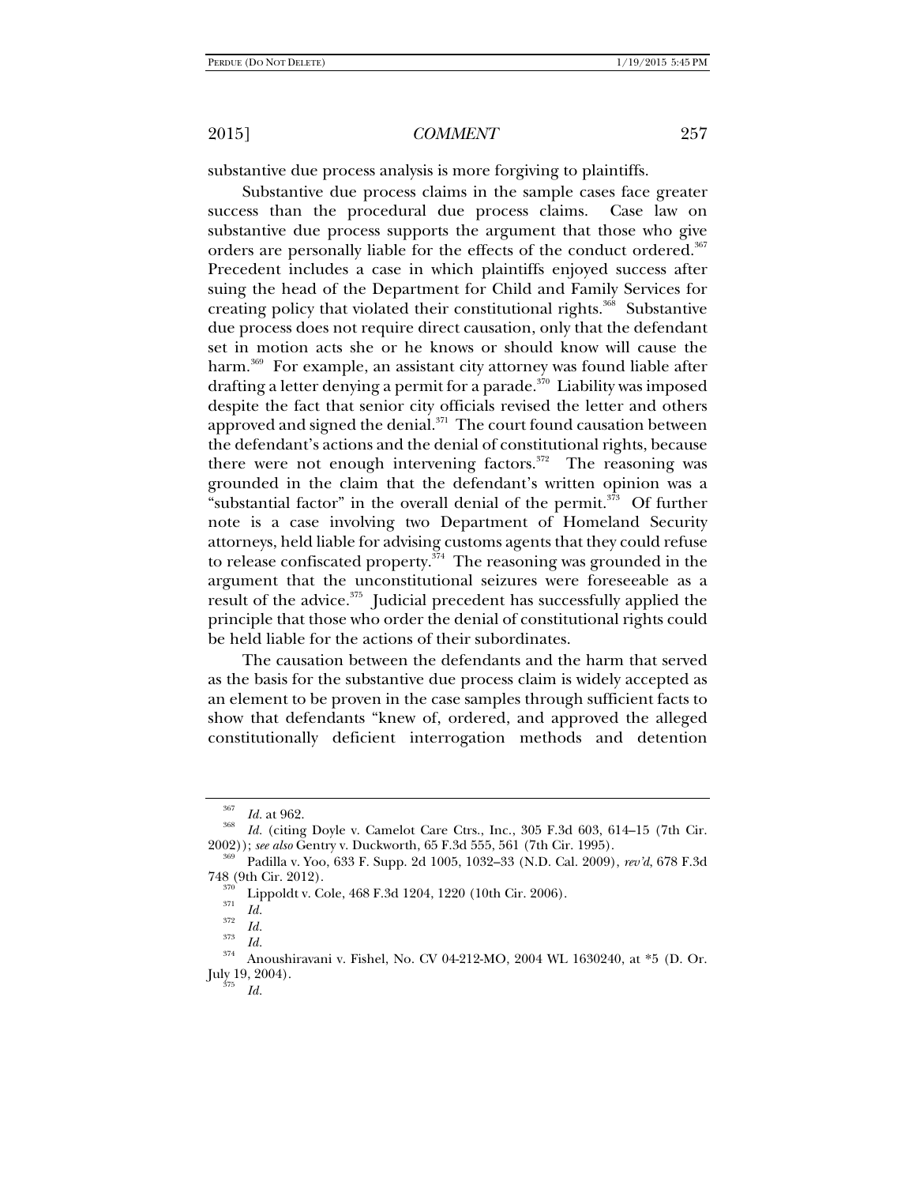substantive due process analysis is more forgiving to plaintiffs.

Substantive due process claims in the sample cases face greater success than the procedural due process claims. Case law on substantive due process supports the argument that those who give orders are personally liable for the effects of the conduct ordered.[367] Precedent includes a case in which plaintiffs enjoyed success after suing the head of the Department for Child and Family Services for creating policy that violated their constitutional rights.[368] Substantive due process does not require direct causation, only that the defendant set in motion acts she or he knows or should know will cause the harm.[369] For example, an assistant city attorney was found liable after drafting a letter denying a permit for a parade.[370] Liability was imposed despite the fact that senior city officials revised the letter and others approved and signed the denial.[371] The court found causation between the defendant's actions and the denial of constitutional rights, because there were not enough intervening factors.[372] The reasoning was grounded in the claim that the defendant's written opinion was a "substantial factor" in the overall denial of the permit.[373] Of further note is a case involving two Department of Homeland Security attorneys, held liable for advising customs agents that they could refuse to release confiscated property.[374] The reasoning was grounded in the argument that the unconstitutional seizures were foreseeable as a result of the advice.[375] Judicial precedent has successfully applied the principle that those who order the denial of constitutional rights could be held liable for the actions of their subordinates.

The causation between the defendants and the harm that served as the basis for the substantive due process claim is widely accepted as an element to be proven in the case samples through sufficient facts to show that defendants "knew of, ordered, and approved the alleged constitutionally deficient interrogation methods and detention

---

[367] *Id.* at 962.

[368] *Id.* (citing Doyle v. Camelot Care Ctrs., Inc., 305 F.3d 603, 614–15 (7th Cir. 2002)); *see also* Gentry v. Duckworth, 65 F.3d 555, 561 (7th Cir. 1995).

[369] Padilla v. Yoo, 633 F. Supp. 2d 1005, 1032–33 (N.D. Cal. 2009), *rev'd*, 678 F.3d 748 (9th Cir. 2012).

[370] Lippoldt v. Cole, 468 F.3d 1204, 1220 (10th Cir. 2006).

[371] *Id.*

[372] *Id.*

[373] *Id.*

[374] Anoushiravani v. Fishel, No. CV 04-212-MO, 2004 WL 1630240, at *5 (D. Or. July 19, 2004).

[375] *Id.*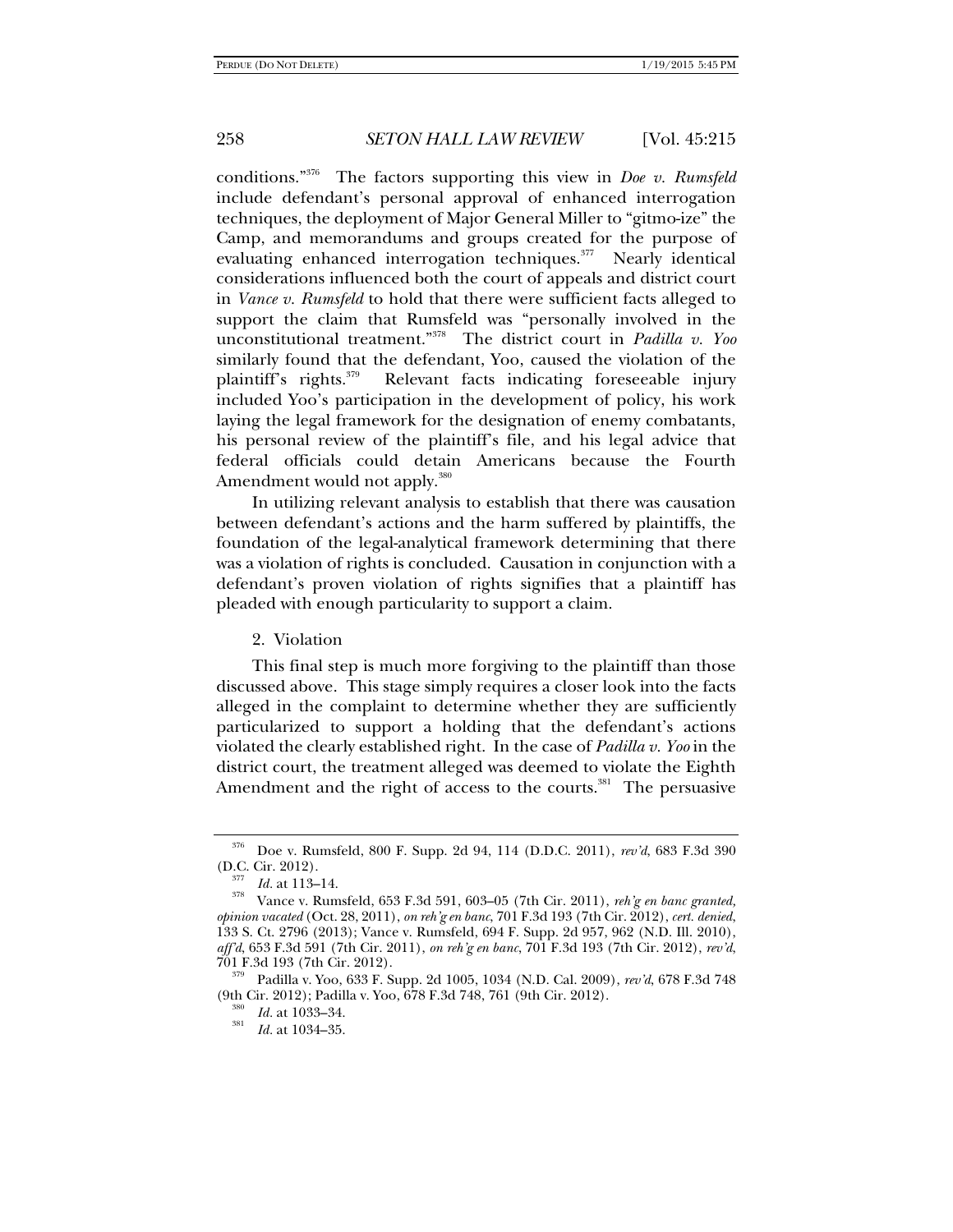conditions."[376] The factors supporting this view in *Doe v. Rumsfeld* include defendant's personal approval of enhanced interrogation techniques, the deployment of Major General Miller to "gitmo-ize" the Camp, and memorandums and groups created for the purpose of evaluating enhanced interrogation techniques.[377] Nearly identical considerations influenced both the court of appeals and district court in *Vance v. Rumsfeld* to hold that there were sufficient facts alleged to support the claim that Rumsfeld was "personally involved in the unconstitutional treatment."[378] The district court in *Padilla v. Yoo* similarly found that the defendant, Yoo, caused the violation of the plaintiff's rights.[379] Relevant facts indicating foreseeable injury included Yoo's participation in the development of policy, his work laying the legal framework for the designation of enemy combatants, his personal review of the plaintiff's file, and his legal advice that federal officials could detain Americans because the Fourth Amendment would not apply.[380]

In utilizing relevant analysis to establish that there was causation between defendant's actions and the harm suffered by plaintiffs, the foundation of the legal-analytical framework determining that there was a violation of rights is concluded. Causation in conjunction with a defendant's proven violation of rights signifies that a plaintiff has pleaded with enough particularity to support a claim.

2. Violation

This final step is much more forgiving to the plaintiff than those discussed above. This stage simply requires a closer look into the facts alleged in the complaint to determine whether they are sufficiently particularized to support a holding that the defendant's actions violated the clearly established right. In the case of *Padilla v. Yoo* in the district court, the treatment alleged was deemed to violate the Eighth Amendment and the right of access to the courts.[381] The persuasive

---

[376] Doe v. Rumsfeld, 800 F. Supp. 2d 94, 114 (D.D.C. 2011), *rev'd*, 683 F.3d 390 (D.C. Cir. 2012).

[377] *Id.* at 113–14.

[378] Vance v. Rumsfeld, 653 F.3d 591, 603–05 (7th Cir. 2011), *reh'g en banc granted, opinion vacated* (Oct. 28, 2011), *on reh'g en banc*, 701 F.3d 193 (7th Cir. 2012), *cert. denied*, 133 S. Ct. 2796 (2013); Vance v. Rumsfeld, 694 F. Supp. 2d 957, 962 (N.D. Ill. 2010), *aff'd*, 653 F.3d 591 (7th Cir. 2011), *on reh'g en banc*, 701 F.3d 193 (7th Cir. 2012), *rev'd*, 701 F.3d 193 (7th Cir. 2012).

[379] Padilla v. Yoo, 633 F. Supp. 2d 1005, 1034 (N.D. Cal. 2009), *rev'd*, 678 F.3d 748 (9th Cir. 2012); Padilla v. Yoo, 678 F.3d 748, 761 (9th Cir. 2012).

[380] *Id.* at 1033–34.

[381] *Id.* at 1034–35.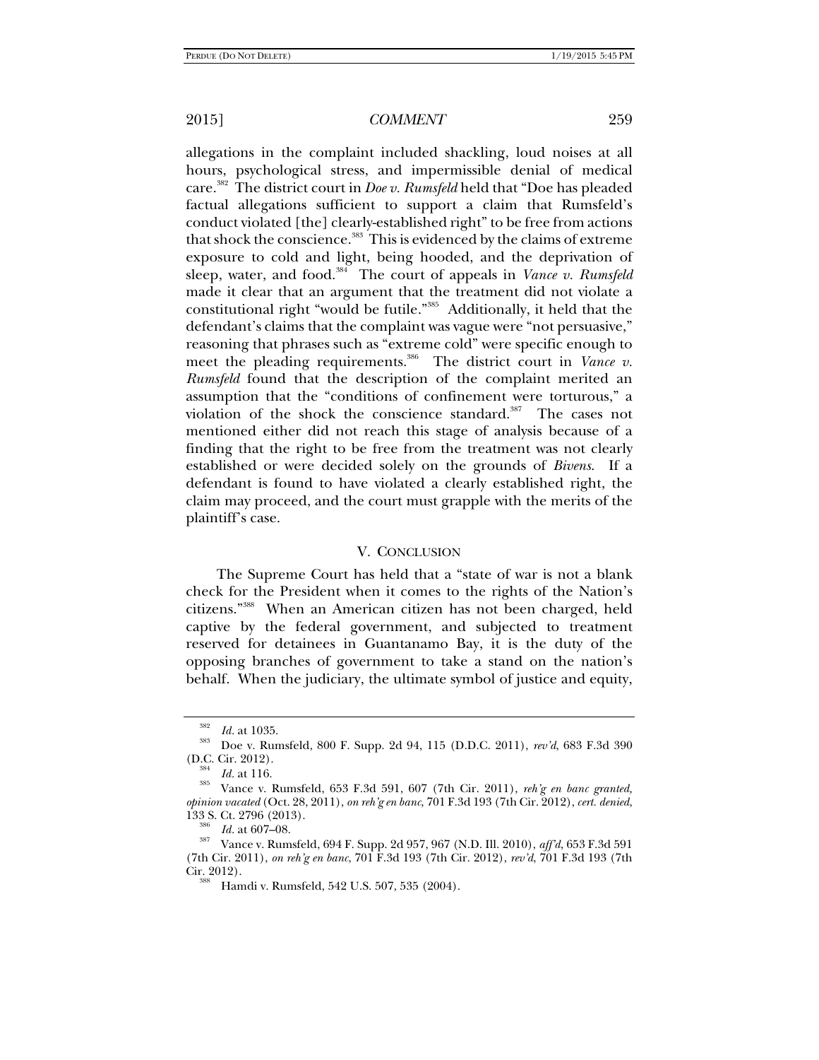allegations in the complaint included shackling, loud noises at all hours, psychological stress, and impermissible denial of medical care.[382] The district court in *Doe v. Rumsfeld* held that "Doe has pleaded factual allegations sufficient to support a claim that Rumsfeld's conduct violated [the] clearly-established right" to be free from actions that shock the conscience.[383] This is evidenced by the claims of extreme exposure to cold and light, being hooded, and the deprivation of sleep, water, and food.[384] The court of appeals in *Vance v. Rumsfeld* made it clear that an argument that the treatment did not violate a constitutional right "would be futile."[385] Additionally, it held that the defendant's claims that the complaint was vague were "not persuasive," reasoning that phrases such as "extreme cold" were specific enough to meet the pleading requirements.[386] The district court in *Vance v. Rumsfeld* found that the description of the complaint merited an assumption that the "conditions of confinement were torturous," a violation of the shock the conscience standard.[387] The cases not mentioned either did not reach this stage of analysis because of a finding that the right to be free from the treatment was not clearly established or were decided solely on the grounds of *Bivens*. If a defendant is found to have violated a clearly established right, the claim may proceed, and the court must grapple with the merits of the plaintiff's case.

## V. CONCLUSION

The Supreme Court has held that a "state of war is not a blank check for the President when it comes to the rights of the Nation's citizens."[388] When an American citizen has not been charged, held captive by the federal government, and subjected to treatment reserved for detainees in Guantanamo Bay, it is the duty of the opposing branches of government to take a stand on the nation's behalf. When the judiciary, the ultimate symbol of justice and equity,

---

[382] *Id.* at 1035.

[383] Doe v. Rumsfeld, 800 F. Supp. 2d 94, 115 (D.D.C. 2011), *rev'd*, 683 F.3d 390 (D.C. Cir. 2012).

[384] *Id.* at 116.

[385] Vance v. Rumsfeld, 653 F.3d 591, 607 (7th Cir. 2011), *reh'g en banc granted, opinion vacated* (Oct. 28, 2011), *on reh'g en banc*, 701 F.3d 193 (7th Cir. 2012), *cert. denied*, 133 S. Ct. 2796 (2013).

[386] *Id.* at 607–08.

[387] Vance v. Rumsfeld, 694 F. Supp. 2d 957, 967 (N.D. Ill. 2010), *aff'd*, 653 F.3d 591 (7th Cir. 2011), *on reh'g en banc*, 701 F.3d 193 (7th Cir. 2012), *rev'd*, 701 F.3d 193 (7th Cir. 2012).

[388] Hamdi v. Rumsfeld, 542 U.S. 507, 535 (2004).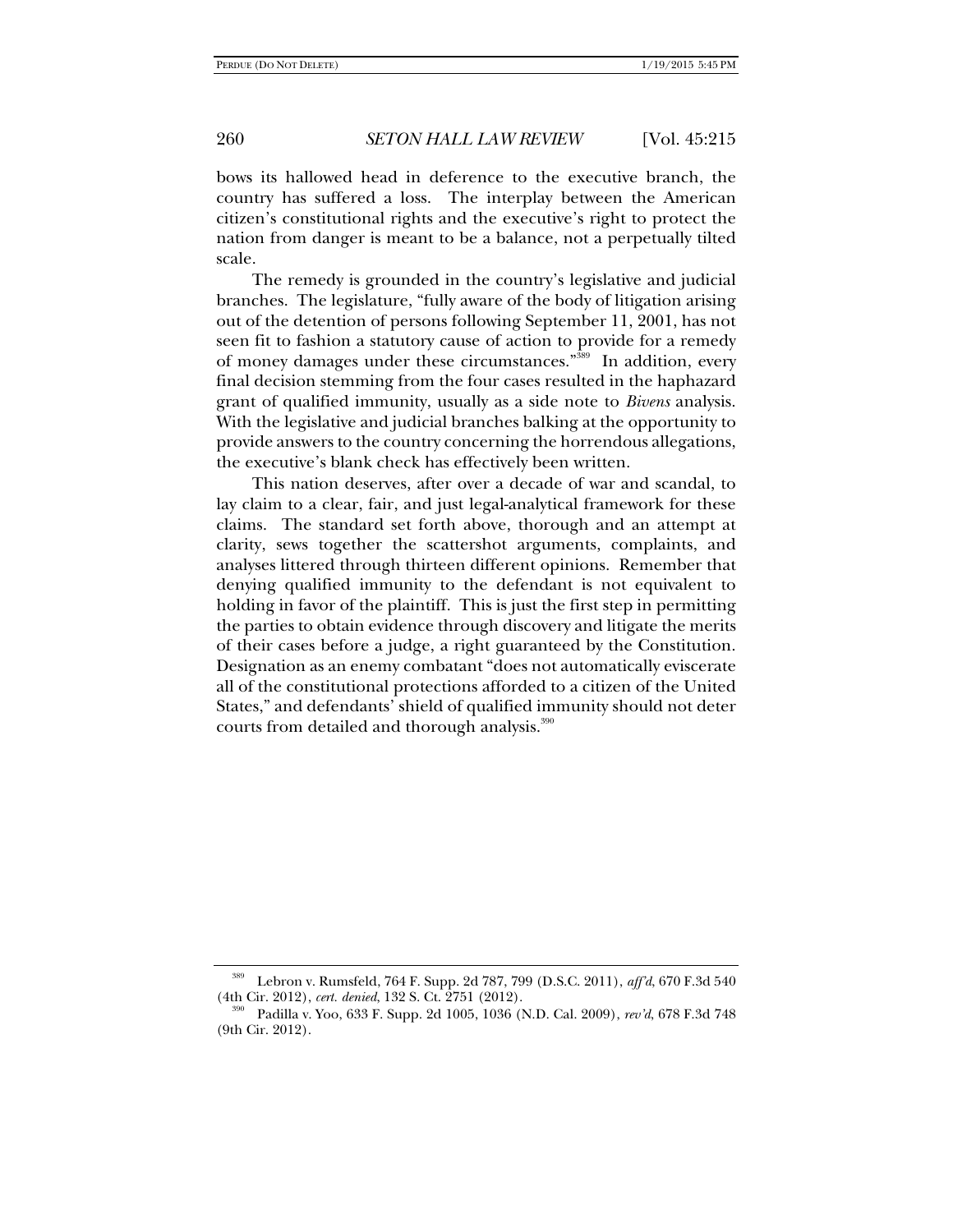bows its hallowed head in deference to the executive branch, the country has suffered a loss. The interplay between the American citizen's constitutional rights and the executive's right to protect the nation from danger is meant to be a balance, not a perpetually tilted scale.

The remedy is grounded in the country's legislative and judicial branches. The legislature, "fully aware of the body of litigation arising out of the detention of persons following September 11, 2001, has not seen fit to fashion a statutory cause of action to provide for a remedy of money damages under these circumstances."[389] In addition, every final decision stemming from the four cases resulted in the haphazard grant of qualified immunity, usually as a side note to *Bivens* analysis. With the legislative and judicial branches balking at the opportunity to provide answers to the country concerning the horrendous allegations, the executive's blank check has effectively been written.

This nation deserves, after over a decade of war and scandal, to lay claim to a clear, fair, and just legal-analytical framework for these claims. The standard set forth above, thorough and an attempt at clarity, sews together the scattershot arguments, complaints, and analyses littered through thirteen different opinions. Remember that denying qualified immunity to the defendant is not equivalent to holding in favor of the plaintiff. This is just the first step in permitting the parties to obtain evidence through discovery and litigate the merits of their cases before a judge, a right guaranteed by the Constitution. Designation as an enemy combatant "does not automatically eviscerate all of the constitutional protections afforded to a citizen of the United States," and defendants' shield of qualified immunity should not deter courts from detailed and thorough analysis.[390]

---

[389] Lebron v. Rumsfeld, 764 F. Supp. 2d 787, 799 (D.S.C. 2011), *aff'd*, 670 F.3d 540 (4th Cir. 2012), *cert. denied*, 132 S. Ct. 2751 (2012).

[390] Padilla v. Yoo, 633 F. Supp. 2d 1005, 1036 (N.D. Cal. 2009), *rev'd*, 678 F.3d 748 (9th Cir. 2012).